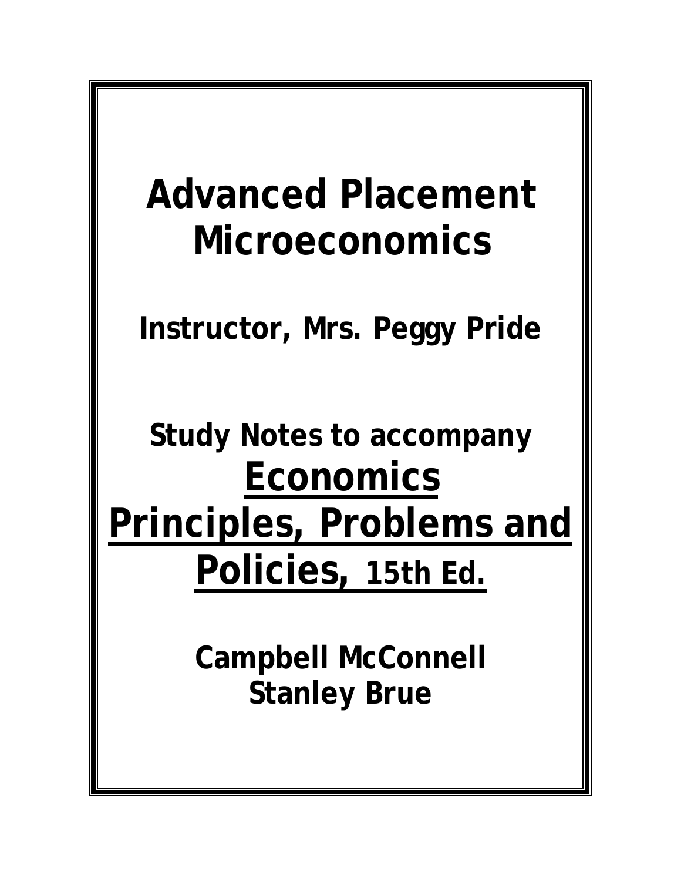# Advanced Placement Microeconomics

**Instructor, Mrs. Peggy Pride**

**Study Notes to accompany**

## Economics Principles, Problems and Policies, 15th Ed.

**Campbell McConnell**
**Stanley Brue**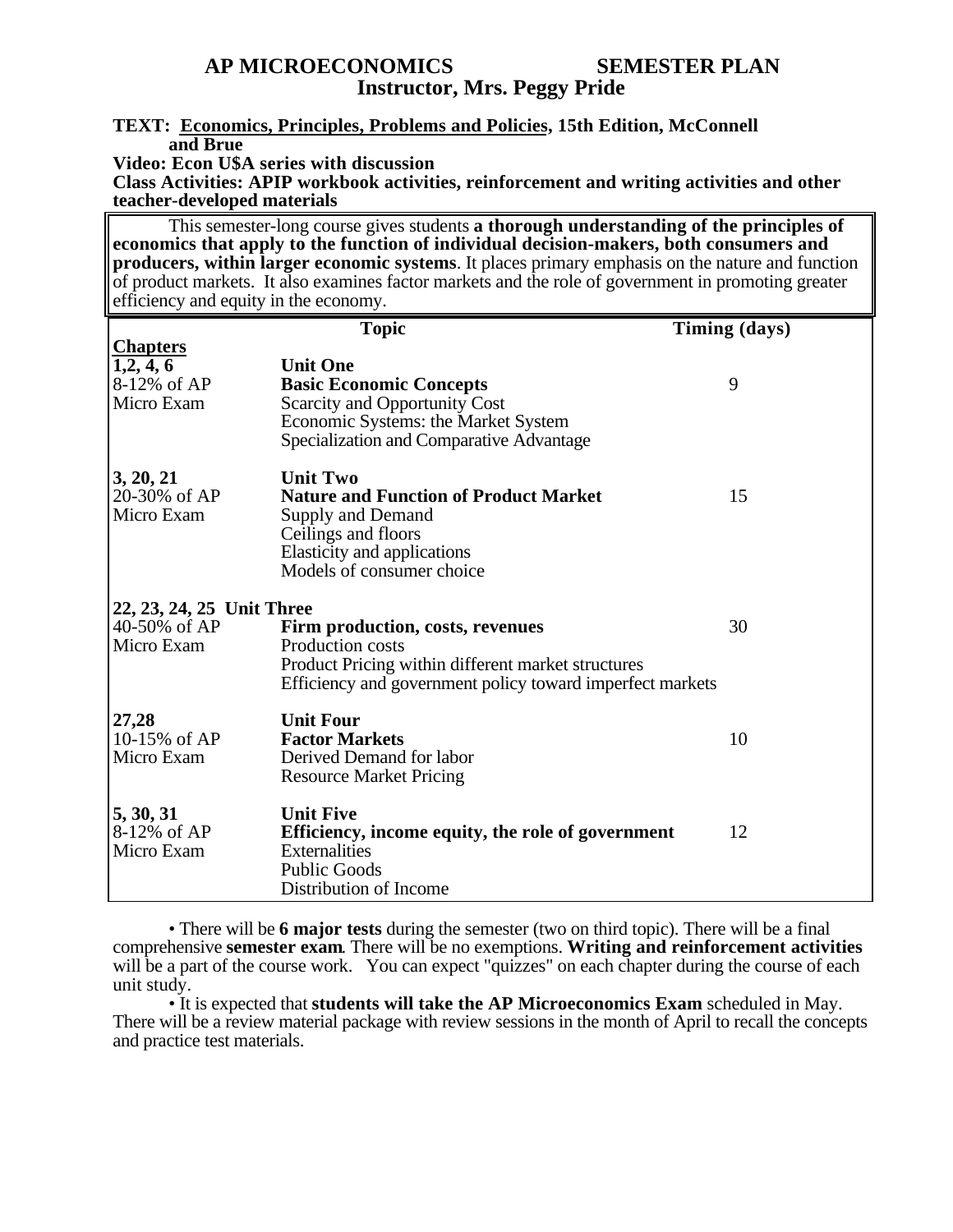# AP MICROECONOMICS SEMESTER PLAN

## Instructor, Mrs. Peggy Pride

**TEXT: <u>Economics, Principles, Problems and Policies</u>, 15th Edition, McConnell and Brue**

**Video: Econ U$A series with discussion**

**Class Activities: APIP workbook activities, reinforcement and writing activities and other teacher-developed materials**

This semester-long course gives students **a thorough understanding of the principles of economics that apply to the function of individual decision-makers, both consumers and producers, within larger economic systems**. It places primary emphasis on the nature and function of product markets. It also examines factor markets and the role of government in promoting greater efficiency and equity in the economy.

| Chapters | Topic | Timing (days) |
|---|---|---|
| **1,2, 4, 6**<br>8-12% of AP Micro Exam | **Unit One**<br>**Basic Economic Concepts**<br>Scarcity and Opportunity Cost<br>Economic Systems: the Market System<br>Specialization and Comparative Advantage | 9 |
| **3, 20, 21**<br>20-30% of AP Micro Exam | **Unit Two**<br>**Nature and Function of Product Market**<br>Supply and Demand<br>Ceilings and floors<br>Elasticity and applications<br>Models of consumer choice | 15 |
| **22, 23, 24, 25**<br>40-50% of AP Micro Exam | **Unit Three**<br>**Firm production, costs, revenues**<br>Production costs<br>Product Pricing within different market structures<br>Efficiency and government policy toward imperfect markets | 30 |
| **27,28**<br>10-15% of AP Micro Exam | **Unit Four**<br>**Factor Markets**<br>Derived Demand for labor<br>Resource Market Pricing | 10 |
| **5, 30, 31**<br>8-12% of AP Micro Exam | **Unit Five**<br>**Efficiency, income equity, the role of government**<br>Externalities<br>Public Goods<br>Distribution of Income | 12 |

- There will be **6 major tests** during the semester (two on third topic). There will be a final comprehensive **semester exam**. There will be no exemptions. **Writing and reinforcement activities** will be a part of the course work. You can expect "quizzes" on each chapter during the course of each unit study.
- It is expected that **students will take the AP Microeconomics Exam** scheduled in May. There will be a review material package with review sessions in the month of April to recall the concepts and practice test materials.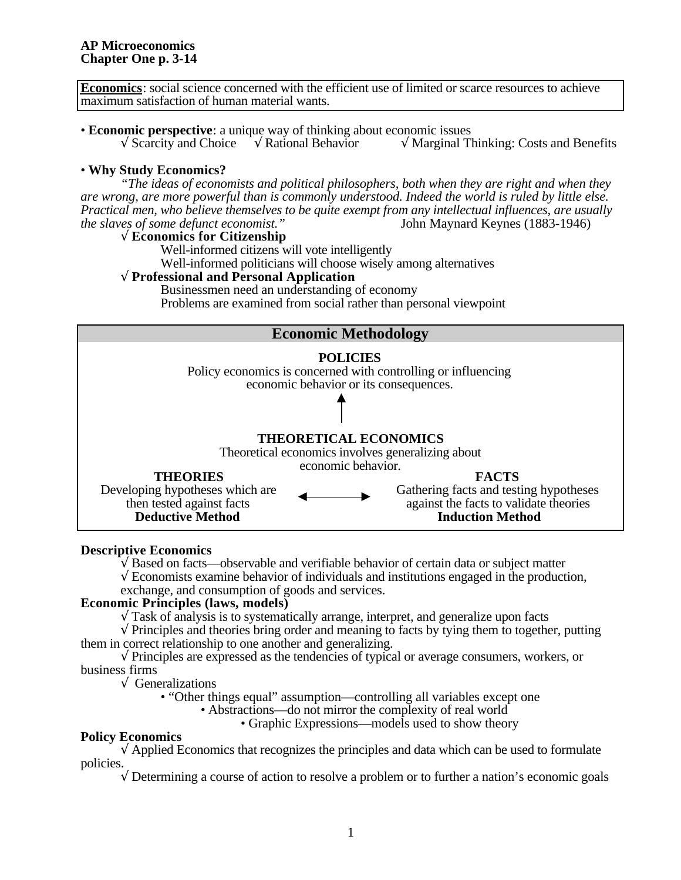**AP Microeconomics**
**Chapter One p. 3-14**

**Economics**: social science concerned with the efficient use of limited or scarce resources to achieve maximum satisfaction of human material wants.

- **Economic perspective**: a unique way of thinking about economic issues
  - √ Scarcity and Choice √ Rational Behavior √ Marginal Thinking: Costs and Benefits

- **Why Study Economics?**

  *"The ideas of economists and political philosophers, both when they are right and when they are wrong, are more powerful than is commonly understood. Indeed the world is ruled by little else. Practical men, who believe themselves to be quite exempt from any intellectual influences, are usually the slaves of some defunct economist."* John Maynard Keynes (1883-1946)

  √ **Economics for Citizenship**
  - Well-informed citizens will vote intelligently
  - Well-informed politicians will choose wisely among alternatives

  √ **Professional and Personal Application**
  - Businessmen need an understanding of economy
  - Problems are examined from social rather than personal viewpoint

## Economic Methodology

**POLICIES**

Policy economics is concerned with controlling or influencing economic behavior or its consequences.

↑

**THEORETICAL ECONOMICS**

Theoretical economics involves generalizing about economic behavior.

**THEORIES**
Developing hypotheses which are then tested against facts
**Deductive Method**

↔

**FACTS**
Gathering facts and testing hypotheses against the facts to validate theories
**Induction Method**

**Descriptive Economics**

√ Based on facts—observable and verifiable behavior of certain data or subject matter

√ Economists examine behavior of individuals and institutions engaged in the production, exchange, and consumption of goods and services.

**Economic Principles (laws, models)**

√ Task of analysis is to systematically arrange, interpret, and generalize upon facts

√ Principles and theories bring order and meaning to facts by tying them to together, putting them in correct relationship to one another and generalizing.

√ Principles are expressed as the tendencies of typical or average consumers, workers, or business firms

√ Generalizations
- "Other things equal" assumption—controlling all variables except one
- Abstractions—do not mirror the complexity of real world
- Graphic Expressions—models used to show theory

**Policy Economics**

√ Applied Economics that recognizes the principles and data which can be used to formulate policies.

√ Determining a course of action to resolve a problem or to further a nation's economic goals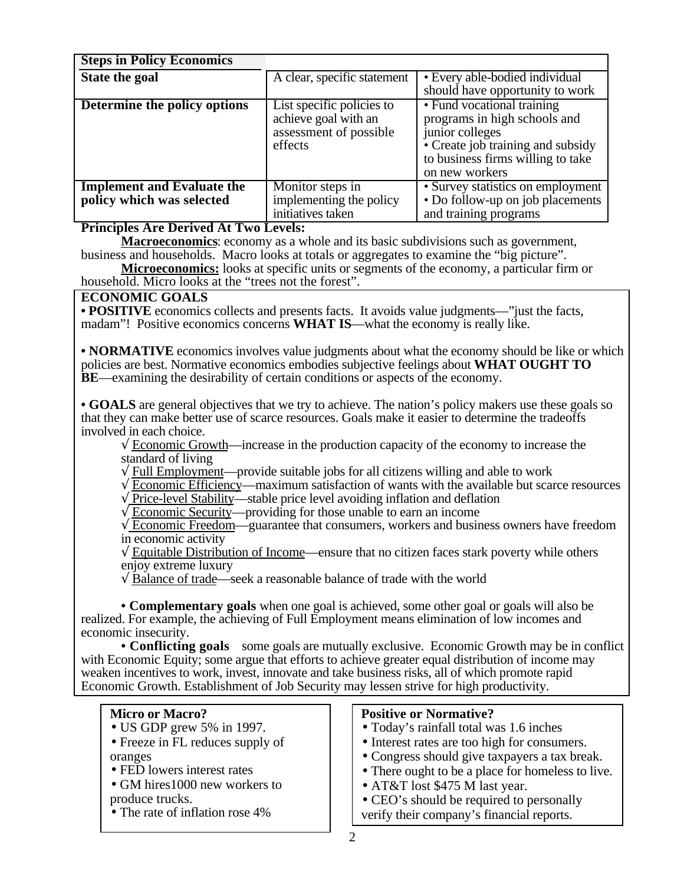| Steps in Policy Economics | | |
|---|---|---|
| **State the goal** | A clear, specific statement | • Every able-bodied individual should have opportunity to work |
| **Determine the policy options** | List specific policies to achieve goal with an assessment of possible effects | • Fund vocational training programs in high schools and junior colleges<br>• Create job training and subsidy to business firms willing to take on new workers |
| **Implement and Evaluate the policy which was selected** | Monitor steps in implementing the policy initiatives taken | • Survey statistics on employment<br>• Do follow-up on job placements and training programs |

**Principles Are Derived At Two Levels:**

**Macroeconomics**: economy as a whole and its basic subdivisions such as government, business and households. Macro looks at totals or aggregates to examine the "big picture".

**Microeconomics:** looks at specific units or segments of the economy, a particular firm or household. Micro looks at the "trees not the forest".

**ECONOMIC GOALS**

• **POSITIVE** economics collects and presents facts. It avoids value judgments—"just the facts, madam"! Positive economics concerns **WHAT IS**—what the economy is really like.

• **NORMATIVE** economics involves value judgments about what the economy should be like or which policies are best. Normative economics embodies subjective feelings about **WHAT OUGHT TO BE**—examining the desirability of certain conditions or aspects of the economy.

• **GOALS** are general objectives that we try to achieve. The nation's policy makers use these goals so that they can make better use of scarce resources. Goals make it easier to determine the tradeoffs involved in each choice.

- √ Economic Growth—increase in the production capacity of the economy to increase the standard of living
- √ Full Employment—provide suitable jobs for all citizens willing and able to work
- √ Economic Efficiency—maximum satisfaction of wants with the available but scarce resources
- √ Price-level Stability—stable price level avoiding inflation and deflation
- √ Economic Security—providing for those unable to earn an income
- √ Economic Freedom—guarantee that consumers, workers and business owners have freedom in economic activity
- √ Equitable Distribution of Income—ensure that no citizen faces stark poverty while others enjoy extreme luxury
- √ Balance of trade—seek a reasonable balance of trade with the world

• **Complementary goals** when one goal is achieved, some other goal or goals will also be realized. For example, the achieving of Full Employment means elimination of low incomes and economic insecurity.

• **Conflicting goals** some goals are mutually exclusive. Economic Growth may be in conflict with Economic Equity; some argue that efforts to achieve greater equal distribution of income may weaken incentives to work, invest, innovate and take business risks, all of which promote rapid Economic Growth. Establishment of Job Security may lessen strive for high productivity.

**Micro or Macro?**
- US GDP grew 5% in 1997.
- Freeze in FL reduces supply of oranges
- FED lowers interest rates
- GM hires1000 new workers to produce trucks.
- The rate of inflation rose 4%

**Positive or Normative?**
- Today's rainfall total was 1.6 inches
- Interest rates are too high for consumers.
- Congress should give taxpayers a tax break.
- There ought to be a place for homeless to live.
- AT&T lost $475 M last year.
- CEO's should be required to personally verify their company's financial reports.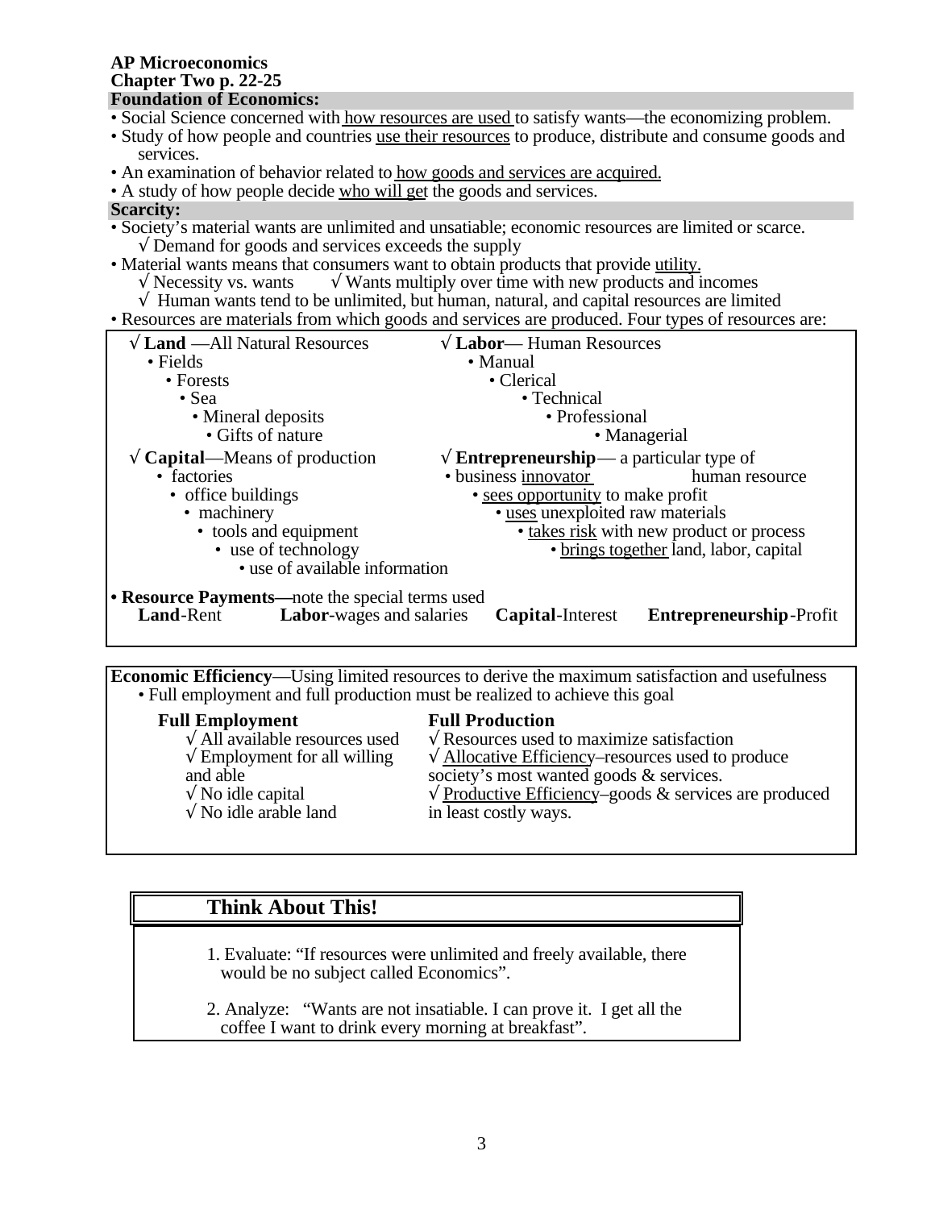**AP Microeconomics**
**Chapter Two p. 22-25**

## Foundation of Economics:

- Social Science concerned with how resources are used to satisfy wants—the economizing problem.
- Study of how people and countries use their resources to produce, distribute and consume goods and services.
- An examination of behavior related to how goods and services are acquired.
- A study of how people decide who will get the goods and services.

## Scarcity:

- Society's material wants are unlimited and unsatiable; economic resources are limited or scarce.
  - √ Demand for goods and services exceeds the supply
- Material wants means that consumers want to obtain products that provide utility.
  - √ Necessity vs. wants
  - √ Wants multiply over time with new products and incomes
  - √ Human wants tend to be unlimited, but human, natural, and capital resources are limited
- Resources are materials from which goods and services are produced. Four types of resources are:

√ **Land** —All Natural Resources
- Fields
- Forests
- Sea
- Mineral deposits
- Gifts of nature

√ **Labor**— Human Resources
- Manual
- Clerical
- Technical
- Professional
- Managerial

√ **Capital**—Means of production
- factories
- office buildings
- machinery
- tools and equipment
- use of technology
- use of available information

√ **Entrepreneurship**— a particular type of human resource
- business innovator
- sees opportunity to make profit
- uses unexploited raw materials
- takes risk with new product or process
- brings together land, labor, capital

- **Resource Payments—**note the special terms used
  **Land**-Rent  **Labor**-wages and salaries  **Capital**-Interest  **Entrepreneurship**-Profit

**Economic Efficiency**—Using limited resources to derive the maximum satisfaction and usefulness
- Full employment and full production must be realized to achieve this goal

**Full Employment**
- √ All available resources used
- √ Employment for all willing and able
- √ No idle capital
- √ No idle arable land

**Full Production**
- √ Resources used to maximize satisfaction
- √ Allocative Efficiency–resources used to produce society's most wanted goods & services.
- √ Productive Efficiency–goods & services are produced in least costly ways.

### Think About This!

1. Evaluate: "If resources were unlimited and freely available, there would be no subject called Economics".
2. Analyze: "Wants are not insatiable. I can prove it. I get all the coffee I want to drink every morning at breakfast".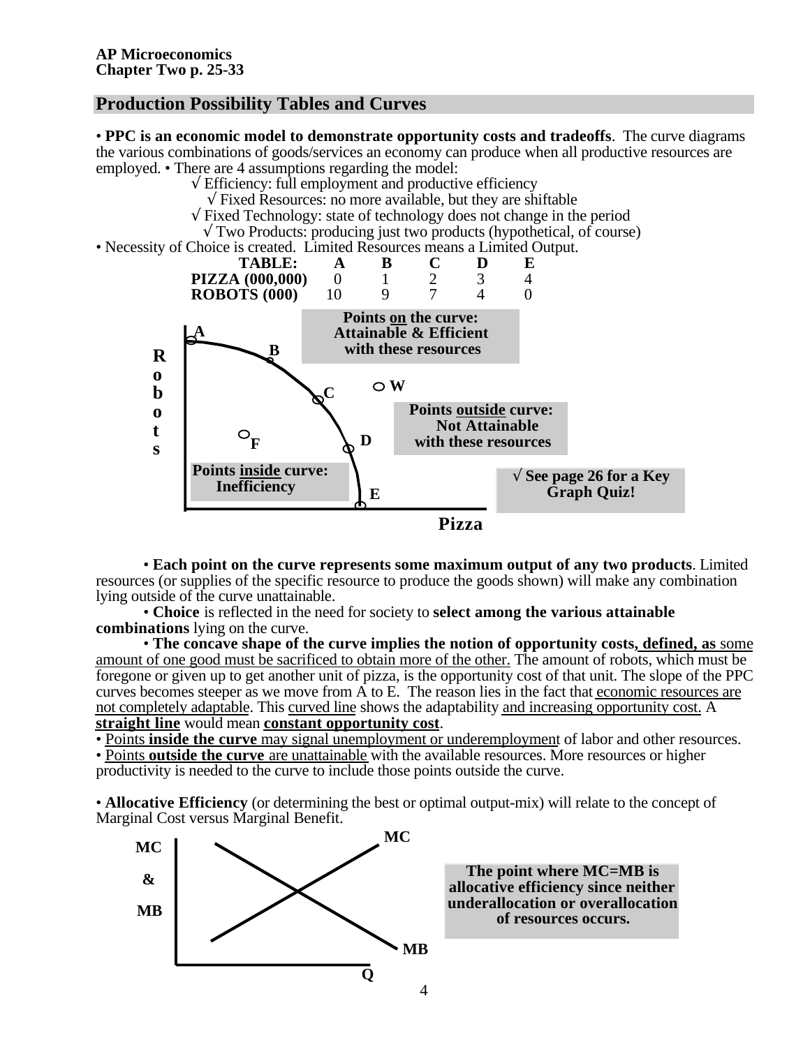**AP Microeconomics**
**Chapter Two p. 25-33**

## Production Possibility Tables and Curves

• **PPC is an economic model to demonstrate opportunity costs and tradeoffs**. The curve diagrams the various combinations of goods/services an economy can produce when all productive resources are employed. • There are 4 assumptions regarding the model:

- √ Efficiency: full employment and productive efficiency
- √ Fixed Resources: no more available, but they are shiftable
- √ Fixed Technology: state of technology does not change in the period
- √ Two Products: producing just two products (hypothetical, of course)

• Necessity of Choice is created. Limited Resources means a Limited Output.

| TABLE: | A | B | C | D | E |
|---|---|---|---|---|---|
| PIZZA (000,000) | 0 | 1 | 2 | 3 | 4 |
| ROBOTS (000) | 10 | 9 | 7 | 4 | 0 |

**Points on the curve: Attainable & Efficient with these resources**

**Points outside curve: Not Attainable with these resources**

**Points inside curve: Inefficiency**

**√ See page 26 for a Key Graph Quiz!**

• **Each point on the curve represents some maximum output of any two products**. Limited resources (or supplies of the specific resource to produce the goods shown) will make any combination lying outside of the curve unattainable.

• **Choice** is reflected in the need for society to **select among the various attainable combinations** lying on the curve.

• **The concave shape of the curve implies the notion of opportunity costs, defined, as** some amount of one good must be sacrificed to obtain more of the other. The amount of robots, which must be foregone or given up to get another unit of pizza, is the opportunity cost of that unit. The slope of the PPC curves becomes steeper as we move from A to E. The reason lies in the fact that economic resources are not completely adaptable. This curved line shows the adaptability and increasing opportunity cost. A **straight line** would mean **constant opportunity cost**.

• Points **inside the curve** may signal unemployment or underemployment of labor and other resources.

• Points **outside the curve** are unattainable with the available resources. More resources or higher productivity is needed to the curve to include those points outside the curve.

• **Allocative Efficiency** (or determining the best or optimal output-mix) will relate to the concept of Marginal Cost versus Marginal Benefit.

**The point where MC=MB is allocative efficiency since neither underallocation or overallocation of resources occurs.**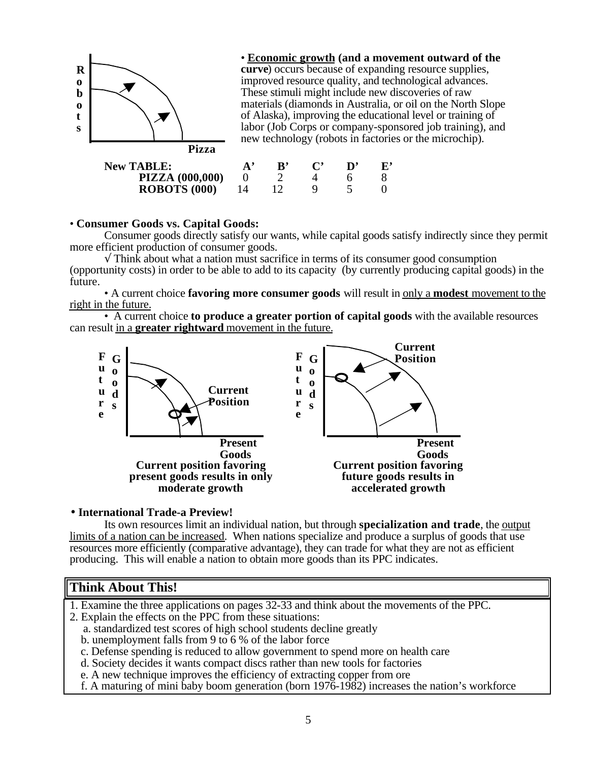• **Economic growth (and a movement outward of the curve**) occurs because of expanding resource supplies, improved resource quality, and technological advances. These stimuli might include new discoveries of raw materials (diamonds in Australia, or oil on the North Slope of Alaska), improving the educational level or training of labor (Job Corps or company-sponsored job training), and new technology (robots in factories or the microchip).

| New TABLE: | A' | B' | C' | D' | E' |
|---|---|---|---|---|---|
| PIZZA (000,000) | 0 | 2 | 4 | 6 | 8 |
| ROBOTS (000) | 14 | 12 | 9 | 5 | 0 |

• **Consumer Goods vs. Capital Goods:**

Consumer goods directly satisfy our wants, while capital goods satisfy indirectly since they permit more efficient production of consumer goods.

√ Think about what a nation must sacrifice in terms of its consumer good consumption (opportunity costs) in order to be able to add to its capacity (by currently producing capital goods) in the future.

• A current choice **favoring more consumer goods** will result in only a **modest** movement to the right in the future.

• A current choice **to produce a greater portion of capital goods** with the available resources can result in a **greater rightward** movement in the future.

**Current position favoring present goods results in only moderate growth**

**Current position favoring future goods results in accelerated growth**

• **International Trade-a Preview!**

Its own resources limit an individual nation, but through **specialization and trade**, the output limits of a nation can be increased. When nations specialize and produce a surplus of goods that use resources more efficiently (comparative advantage), they can trade for what they are not as efficient producing. This will enable a nation to obtain more goods than its PPC indicates.

## Think About This!

1. Examine the three applications on pages 32-33 and think about the movements of the PPC.
2. Explain the effects on the PPC from these situations:
   a. standardized test scores of high school students decline greatly
   b. unemployment falls from 9 to 6 % of the labor force
   c. Defense spending is reduced to allow government to spend more on health care
   d. Society decides it wants compact discs rather than new tools for factories
   e. A new technique improves the efficiency of extracting copper from ore
   f. A maturing of mini baby boom generation (born 1976-1982) increases the nation's workforce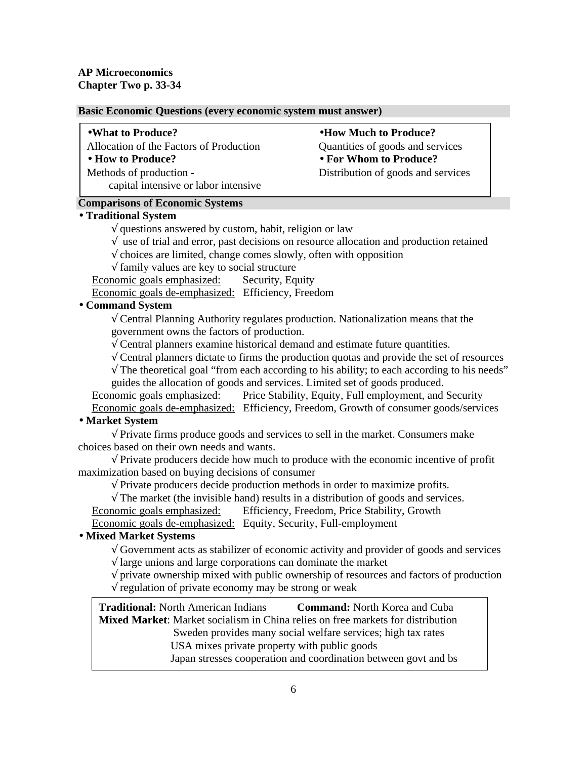**AP Microeconomics**
**Chapter Two p. 33-34**

### Basic Economic Questions (every economic system must answer)

- **What to Produce?**
  Allocation of the Factors of Production
- **How to Produce?**
  Methods of production - capital intensive or labor intensive
- **How Much to Produce?**
  Quantities of goods and services
- **For Whom to Produce?**
  Distribution of goods and services

### Comparisons of Economic Systems

- **Traditional System**
  - √ questions answered by custom, habit, religion or law
  - √ use of trial and error, past decisions on resource allocation and production retained
  - √ choices are limited, change comes slowly, often with opposition
  - √ family values are key to social structure

  Economic goals emphasized: Security, Equity
  Economic goals de-emphasized: Efficiency, Freedom

- **Command System**
  - √ Central Planning Authority regulates production. Nationalization means that the government owns the factors of production.
  - √ Central planners examine historical demand and estimate future quantities.
  - √ Central planners dictate to firms the production quotas and provide the set of resources
  - √ The theoretical goal "from each according to his ability; to each according to his needs" guides the allocation of goods and services. Limited set of goods produced.

  Economic goals emphasized: Price Stability, Equity, Full employment, and Security
  Economic goals de-emphasized: Efficiency, Freedom, Growth of consumer goods/services

- **Market System**
  - √ Private firms produce goods and services to sell in the market. Consumers make choices based on their own needs and wants.
  - √ Private producers decide how much to produce with the economic incentive of profit maximization based on buying decisions of consumer
  - √ Private producers decide production methods in order to maximize profits.
  - √ The market (the invisible hand) results in a distribution of goods and services.

  Economic goals emphasized: Efficiency, Freedom, Price Stability, Growth
  Economic goals de-emphasized: Equity, Security, Full-employment

- **Mixed Market Systems**
  - √ Government acts as stabilizer of economic activity and provider of goods and services
  - √ large unions and large corporations can dominate the market
  - √ private ownership mixed with public ownership of resources and factors of production
  - √ regulation of private economy may be strong or weak

**Traditional:** North American Indians **Command:** North Korea and Cuba
**Mixed Market**: Market socialism in China relies on free markets for distribution
Sweden provides many social welfare services; high tax rates
USA mixes private property with public goods
Japan stresses cooperation and coordination between govt and bs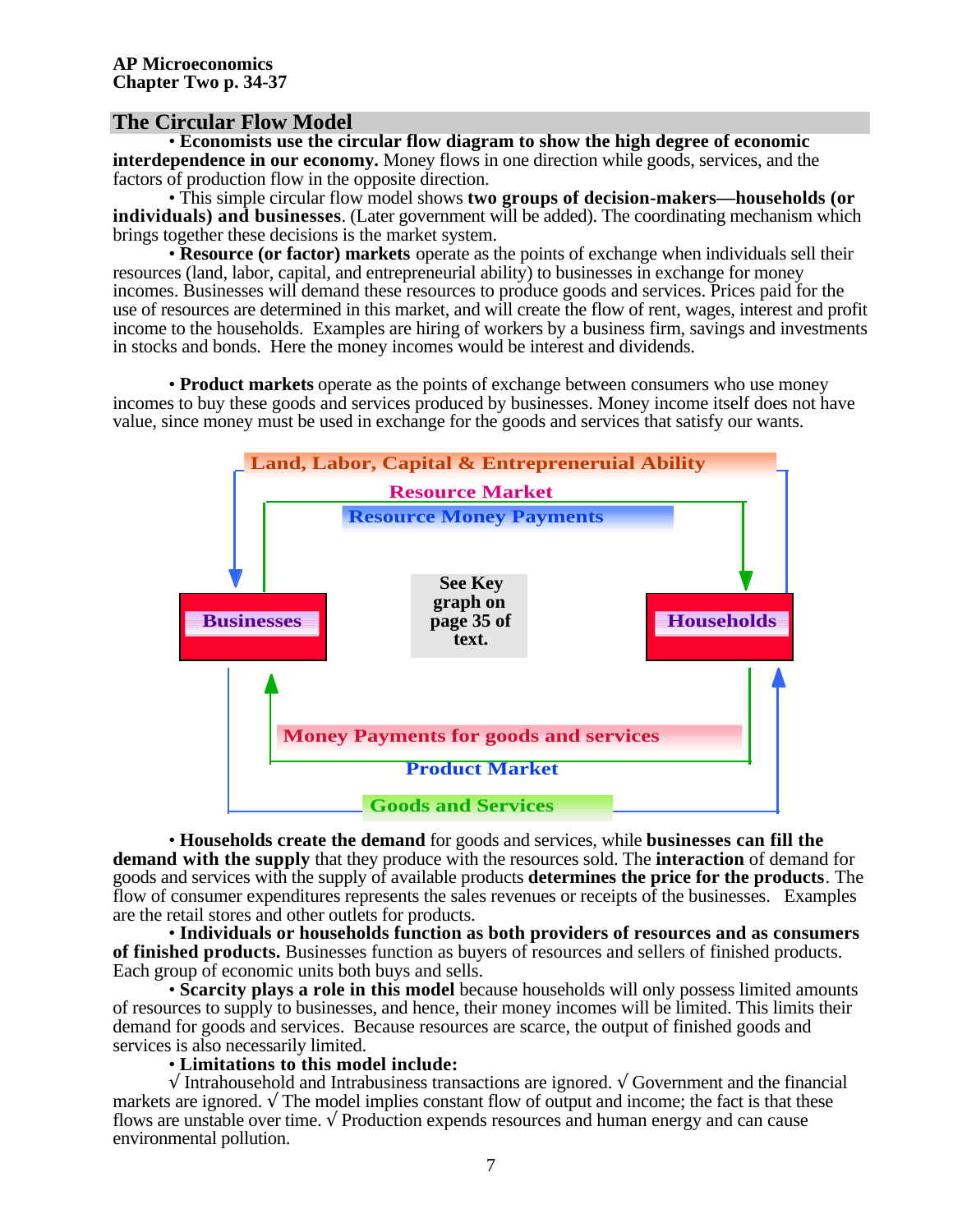**AP Microeconomics**
**Chapter Two p. 34-37**

## The Circular Flow Model

• **Economists use the circular flow diagram to show the high degree of economic interdependence in our economy.** Money flows in one direction while goods, services, and the factors of production flow in the opposite direction.

• This simple circular flow model shows **two groups of decision-makers—households (or individuals) and businesses**. (Later government will be added). The coordinating mechanism which brings together these decisions is the market system.

• **Resource (or factor) markets** operate as the points of exchange when individuals sell their resources (land, labor, capital, and entrepreneurial ability) to businesses in exchange for money incomes. Businesses will demand these resources to produce goods and services. Prices paid for the use of resources are determined in this market, and will create the flow of rent, wages, interest and profit income to the households. Examples are hiring of workers by a business firm, savings and investments in stocks and bonds. Here the money incomes would be interest and dividends.

• **Product markets** operate as the points of exchange between consumers who use money incomes to buy these goods and services produced by businesses. Money income itself does not have value, since money must be used in exchange for the goods and services that satisfy our wants.

Land, Labor, Capital & Entrepreneruial Ability

Resource Market

Resource Money Payments

Businesses

See Key graph on page 35 of text.

Households

Money Payments for goods and services

Product Market

Goods and Services

• **Households create the demand** for goods and services, while **businesses can fill the demand with the supply** that they produce with the resources sold. The **interaction** of demand for goods and services with the supply of available products **determines the price for the products**. The flow of consumer expenditures represents the sales revenues or receipts of the businesses. Examples are the retail stores and other outlets for products.

• **Individuals or households function as both providers of resources and as consumers of finished products.** Businesses function as buyers of resources and sellers of finished products. Each group of economic units both buys and sells.

• **Scarcity plays a role in this model** because households will only possess limited amounts of resources to supply to businesses, and hence, their money incomes will be limited. This limits their demand for goods and services. Because resources are scarce, the output of finished goods and services is also necessarily limited.

• **Limitations to this model include:**

√ Intrahousehold and Intrabusiness transactions are ignored. √ Government and the financial markets are ignored. √ The model implies constant flow of output and income; the fact is that these flows are unstable over time. √ Production expends resources and human energy and can cause environmental pollution.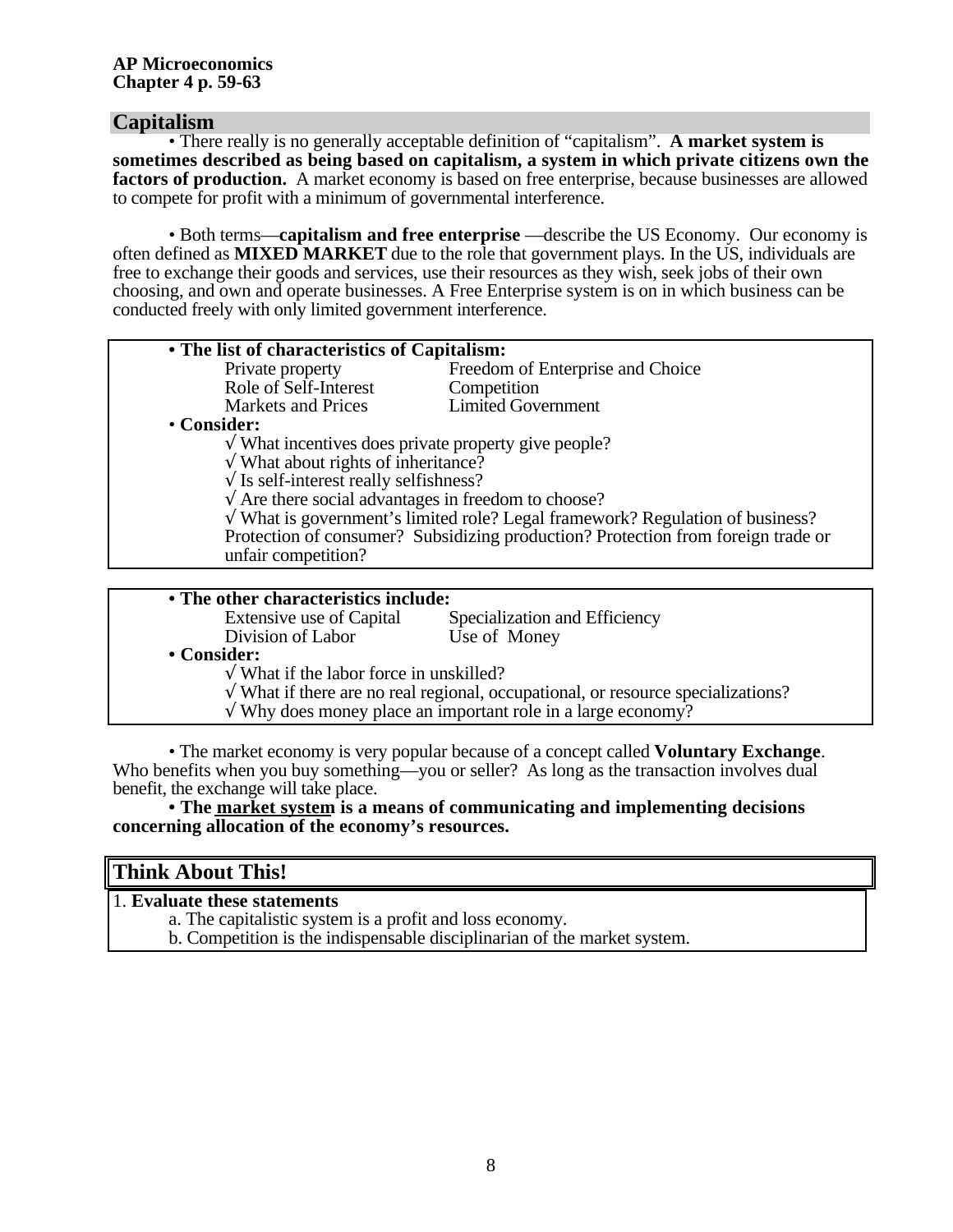**AP Microeconomics**
**Chapter 4 p. 59-63**

## Capitalism

• There really is no generally acceptable definition of "capitalism". **A market system is sometimes described as being based on capitalism, a system in which private citizens own the factors of production.** A market economy is based on free enterprise, because businesses are allowed to compete for profit with a minimum of governmental interference.

• Both terms—**capitalism and free enterprise** —describe the US Economy. Our economy is often defined as **MIXED MARKET** due to the role that government plays. In the US, individuals are free to exchange their goods and services, use their resources as they wish, seek jobs of their own choosing, and own and operate businesses. A Free Enterprise system is on in which business can be conducted freely with only limited government interference.

**• The list of characteristics of Capitalism:**

| | |
|---|---|
| Private property | Freedom of Enterprise and Choice |
| Role of Self-Interest | Competition |
| Markets and Prices | Limited Government |

• **Consider:**

- √ What incentives does private property give people?
- √ What about rights of inheritance?
- √ Is self-interest really selfishness?
- √ Are there social advantages in freedom to choose?
- √ What is government's limited role? Legal framework? Regulation of business? Protection of consumer? Subsidizing production? Protection from foreign trade or unfair competition?

**• The other characteristics include:**

| | |
|---|---|
| Extensive use of Capital | Specialization and Efficiency |
| Division of Labor | Use of Money |

**• Consider:**

- √ What if the labor force in unskilled?
- √ What if there are no real regional, occupational, or resource specializations?
- √ Why does money place an important role in a large economy?

• The market economy is very popular because of a concept called **Voluntary Exchange**. Who benefits when you buy something—you or seller? As long as the transaction involves dual benefit, the exchange will take place.

**• The market system is a means of communicating and implementing decisions concerning allocation of the economy's resources.**

## Think About This!

1. **Evaluate these statements**
   a. The capitalistic system is a profit and loss economy.
   b. Competition is the indispensable disciplinarian of the market system.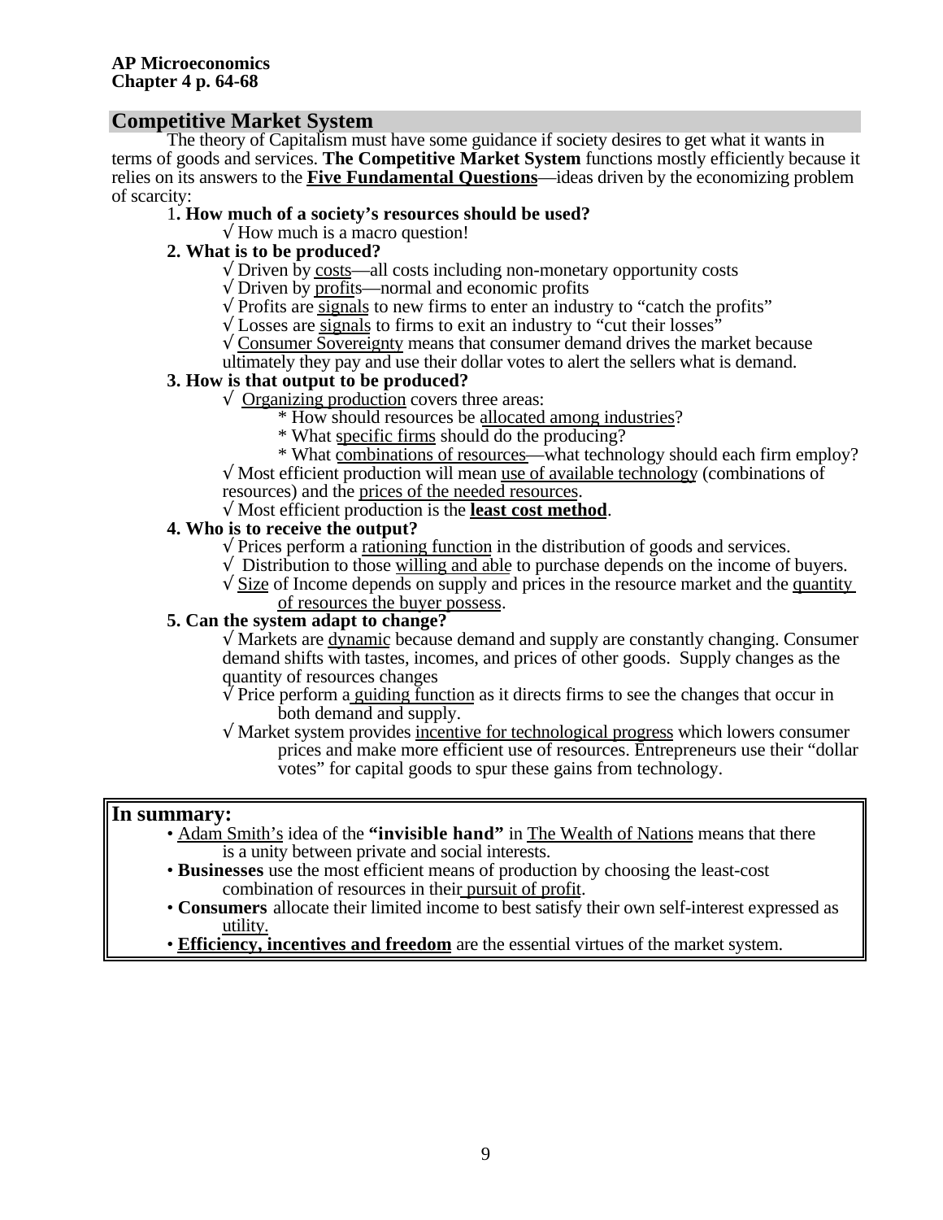**AP Microeconomics**
**Chapter 4 p. 64-68**

## Competitive Market System

The theory of Capitalism must have some guidance if society desires to get what it wants in terms of goods and services. **The Competitive Market System** functions mostly efficiently because it relies on its answers to the **Five Fundamental Questions**—ideas driven by the economizing problem of scarcity:

1**. How much of a society's resources should be used?**
- √ How much is a macro question!

**2. What is to be produced?**
- √ Driven by costs—all costs including non-monetary opportunity costs
- √ Driven by profits—normal and economic profits
- √ Profits are signals to new firms to enter an industry to "catch the profits"
- √ Losses are signals to firms to exit an industry to "cut their losses"
- √ Consumer Sovereignty means that consumer demand drives the market because ultimately they pay and use their dollar votes to alert the sellers what is demand.

**3. How is that output to be produced?**
- √ Organizing production covers three areas:
  - * How should resources be allocated among industries?
  - * What specific firms should do the producing?
  - * What combinations of resources—what technology should each firm employ?
- √ Most efficient production will mean use of available technology (combinations of resources) and the prices of the needed resources.
- √ Most efficient production is the **least cost method**.

**4. Who is to receive the output?**
- √ Prices perform a rationing function in the distribution of goods and services.
- √ Distribution to those willing and able to purchase depends on the income of buyers.
- √ Size of Income depends on supply and prices in the resource market and the quantity of resources the buyer possess.

**5. Can the system adapt to change?**
- √ Markets are dynamic because demand and supply are constantly changing. Consumer demand shifts with tastes, incomes, and prices of other goods. Supply changes as the quantity of resources changes
- √ Price perform a guiding function as it directs firms to see the changes that occur in both demand and supply.
- √ Market system provides incentive for technological progress which lowers consumer prices and make more efficient use of resources. Entrepreneurs use their "dollar votes" for capital goods to spur these gains from technology.

**In summary:**
- Adam Smith's idea of the **"invisible hand"** in The Wealth of Nations means that there is a unity between private and social interests.
- **Businesses** use the most efficient means of production by choosing the least-cost combination of resources in their pursuit of profit.
- **Consumers** allocate their limited income to best satisfy their own self-interest expressed as utility.
- **Efficiency, incentives and freedom** are the essential virtues of the market system.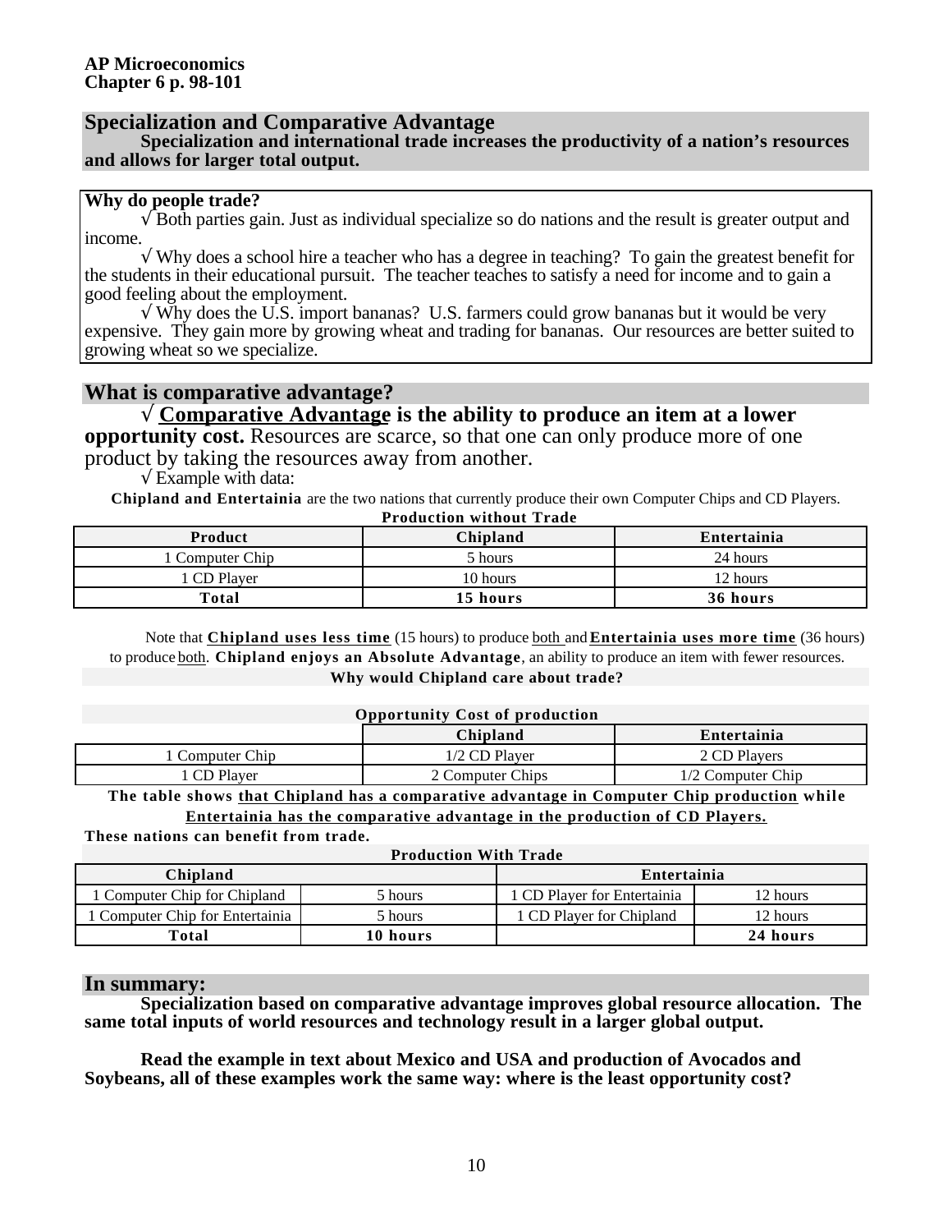**AP Microeconomics**
**Chapter 6 p. 98-101**

## Specialization and Comparative Advantage

**Specialization and international trade increases the productivity of a nation's resources and allows for larger total output.**

**Why do people trade?**

√ Both parties gain. Just as individual specialize so do nations and the result is greater output and income.

√ Why does a school hire a teacher who has a degree in teaching? To gain the greatest benefit for the students in their educational pursuit. The teacher teaches to satisfy a need for income and to gain a good feeling about the employment.

√ Why does the U.S. import bananas? U.S. farmers could grow bananas but it would be very expensive. They gain more by growing wheat and trading for bananas. Our resources are better suited to growing wheat so we specialize.

## What is comparative advantage?

√ **Comparative Advantage is the ability to produce an item at a lower opportunity cost.** Resources are scarce, so that one can only produce more of one product by taking the resources away from another.

√ Example with data:

**Chipland and Entertainia** are the two nations that currently produce their own Computer Chips and CD Players.

**Production without Trade**

| Product | Chipland | Entertainia |
|---|---|---|
| 1 Computer Chip | 5 hours | 24 hours |
| 1 CD Player | 10 hours | 12 hours |
| **Total** | **15 hours** | **36 hours** |

Note that **Chipland uses less time** (15 hours) to produce both and **Entertainia uses more time** (36 hours) to produce both. **Chipland enjoys an Absolute Advantage**, an ability to produce an item with fewer resources.

**Why would Chipland care about trade?**

**Opportunity Cost of production**

| | Chipland | Entertainia |
|---|---|---|
| 1 Computer Chip | 1/2 CD Player | 2 CD Players |
| 1 CD Player | 2 Computer Chips | 1/2 Computer Chip |

**The table shows that Chipland has a comparative advantage in Computer Chip production while Entertainia has the comparative advantage in the production of CD Players.**

**These nations can benefit from trade.**

**Production With Trade**

| Chipland | | Entertainia | |
|---|---|---|---|
| 1 Computer Chip for Chipland | 5 hours | 1 CD Player for Entertainia | 12 hours |
| 1 Computer Chip for Entertainia | 5 hours | 1 CD Player for Chipland | 12 hours |
| **Total** | **10 hours** | | **24 hours** |

## In summary:

**Specialization based on comparative advantage improves global resource allocation. The same total inputs of world resources and technology result in a larger global output.**

**Read the example in text about Mexico and USA and production of Avocados and Soybeans, all of these examples work the same way: where is the least opportunity cost?**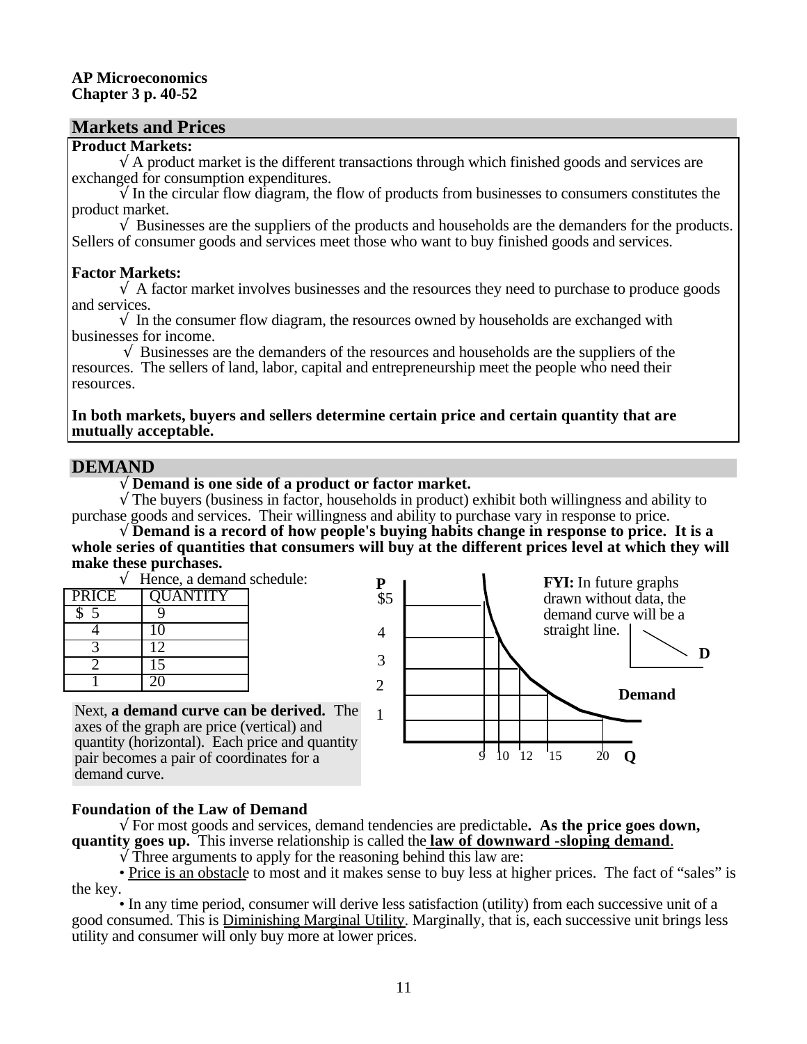**AP Microeconomics**
**Chapter 3 p. 40-52**

## Markets and Prices

**Product Markets:**

√ A product market is the different transactions through which finished goods and services are exchanged for consumption expenditures.

√ In the circular flow diagram, the flow of products from businesses to consumers constitutes the product market.

√ Businesses are the suppliers of the products and households are the demanders for the products. Sellers of consumer goods and services meet those who want to buy finished goods and services.

**Factor Markets:**

√ A factor market involves businesses and the resources they need to purchase to produce goods and services.

√ In the consumer flow diagram, the resources owned by households are exchanged with businesses for income.

√ Businesses are the demanders of the resources and households are the suppliers of the resources. The sellers of land, labor, capital and entrepreneurship meet the people who need their resources.

**In both markets, buyers and sellers determine certain price and certain quantity that are mutually acceptable.**

## DEMAND

√ **Demand is one side of a product or factor market.**

√ The buyers (business in factor, households in product) exhibit both willingness and ability to purchase goods and services. Their willingness and ability to purchase vary in response to price.

√ **Demand is a record of how people's buying habits change in response to price. It is a whole series of quantities that consumers will buy at the different prices level at which they will make these purchases.**

√ Hence, a demand schedule:

| PRICE | QUANTITY |
|---|---|
| $ 5 | 9 |
| 4 | 10 |
| 3 | 12 |
| 2 | 15 |
| 1 | 20 |

Next, **a demand curve can be derived.** The axes of the graph are price (vertical) and quantity (horizontal). Each price and quantity pair becomes a pair of coordinates for a demand curve.

**FYI:** In future graphs drawn without data, the demand curve will be a straight line.

**Foundation of the Law of Demand**

√ For most goods and services, demand tendencies are predictable**. As the price goes down, quantity goes up.** This inverse relationship is called the **law of downward -sloping demand**.

√ Three arguments to apply for the reasoning behind this law are:

• Price is an obstacle to most and it makes sense to buy less at higher prices. The fact of "sales" is the key.

• In any time period, consumer will derive less satisfaction (utility) from each successive unit of a good consumed. This is Diminishing Marginal Utility. Marginally, that is, each successive unit brings less utility and consumer will only buy more at lower prices.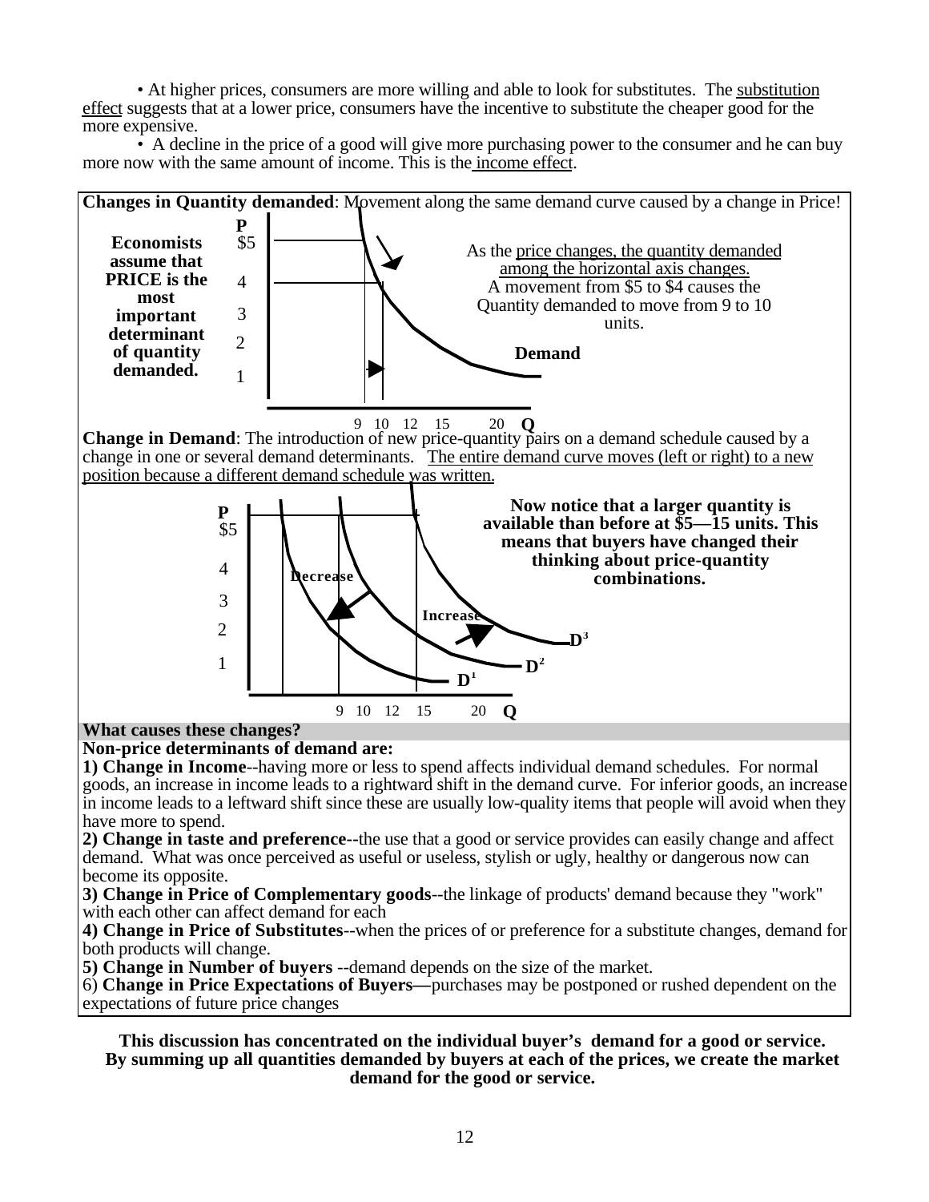• At higher prices, consumers are more willing and able to look for substitutes. The substitution effect suggests that at a lower price, consumers have the incentive to substitute the cheaper good for the more expensive.

• A decline in the price of a good will give more purchasing power to the consumer and he can buy more now with the same amount of income. This is the income effect.

**Changes in Quantity demanded**: Movement along the same demand curve caused by a change in Price!

**Economists assume that PRICE is the most important determinant of quantity demanded.**

As the price changes, the quantity demanded among the horizontal axis changes. A movement from $5 to $4 causes the Quantity demanded to move from 9 to 10 units.

**Change in Demand**: The introduction of new price-quantity pairs on a demand schedule caused by a change in one or several demand determinants. The entire demand curve moves (left or right) to a new position because a different demand schedule was written.

**Now notice that a larger quantity is available than before at $5—15 units. This means that buyers have changed their thinking about price-quantity combinations.**

**What causes these changes?**

**Non-price determinants of demand are:**

**1) Change in Income**--having more or less to spend affects individual demand schedules. For normal goods, an increase in income leads to a rightward shift in the demand curve. For inferior goods, an increase in income leads to a leftward shift since these are usually low-quality items that people will avoid when they have more to spend.

**2) Change in taste and preference--**the use that a good or service provides can easily change and affect demand. What was once perceived as useful or useless, stylish or ugly, healthy or dangerous now can become its opposite.

**3) Change in Price of Complementary goods**--the linkage of products' demand because they "work" with each other can affect demand for each

**4) Change in Price of Substitutes**--when the prices of or preference for a substitute changes, demand for both products will change.

**5) Change in Number of buyers** --demand depends on the size of the market.

6) **Change in Price Expectations of Buyers—**purchases may be postponed or rushed dependent on the expectations of future price changes

**This discussion has concentrated on the individual buyer's demand for a good or service. By summing up all quantities demanded by buyers at each of the prices, we create the market demand for the good or service.**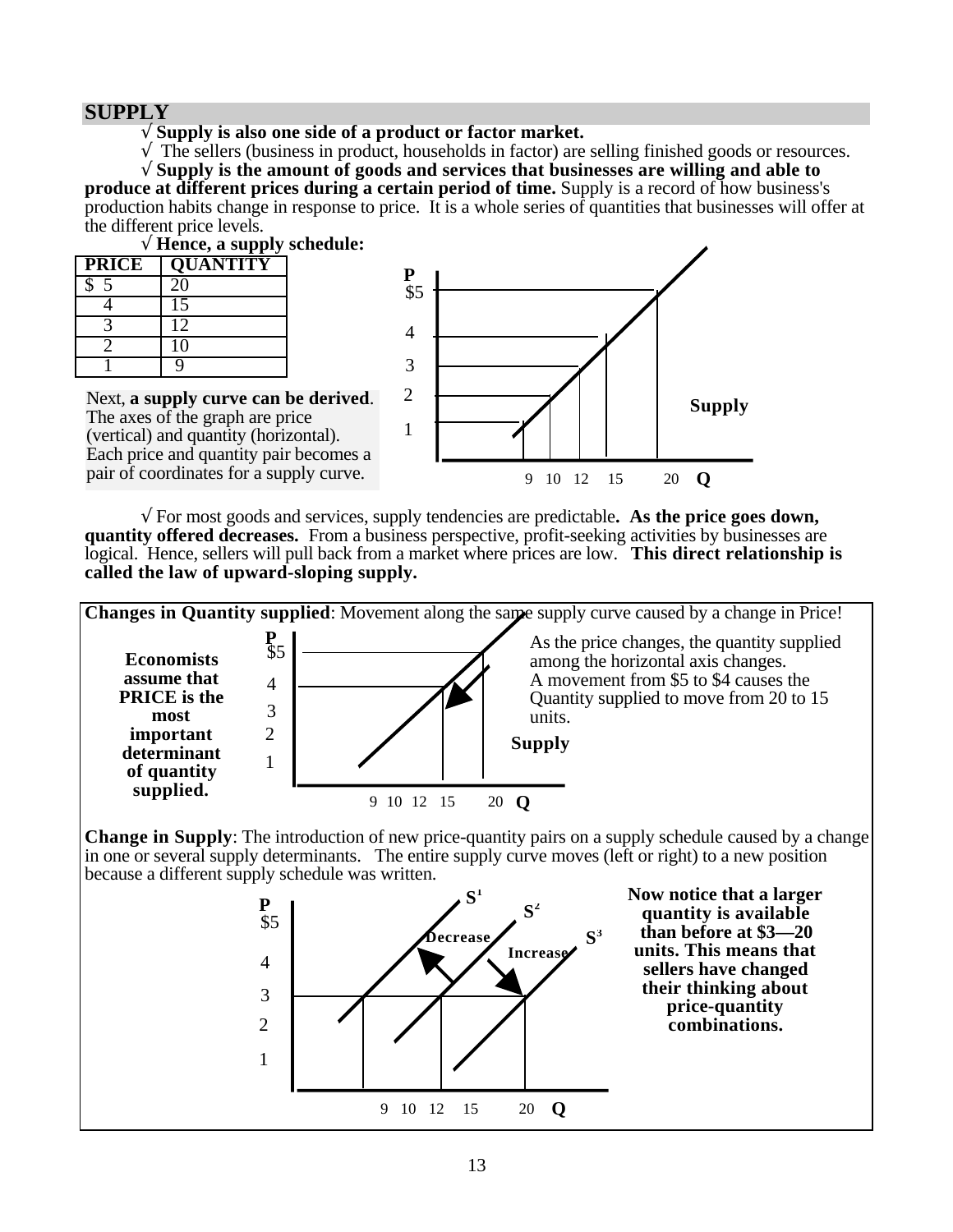## SUPPLY

√ **Supply is also one side of a product or factor market.**

√ The sellers (business in product, households in factor) are selling finished goods or resources.

√ **Supply is the amount of goods and services that businesses are willing and able to produce at different prices during a certain period of time.** Supply is a record of how business's production habits change in response to price. It is a whole series of quantities that businesses will offer at the different price levels.

√ **Hence, a supply schedule:**

| PRICE | QUANTITY |
|---|---|
| $ 5 | 20 |
| 4 | 15 |
| 3 | 12 |
| 2 | 10 |
| 1 | 9 |

Next, **a supply curve can be derived**. The axes of the graph are price (vertical) and quantity (horizontal). Each price and quantity pair becomes a pair of coordinates for a supply curve.

√ For most goods and services, supply tendencies are predictable**. As the price goes down, quantity offered decreases.** From a business perspective, profit-seeking activities by businesses are logical. Hence, sellers will pull back from a market where prices are low. **This direct relationship is called the law of upward-sloping supply.**

**Changes in Quantity supplied**: Movement along the same supply curve caused by a change in Price!

**Economists assume that PRICE is the most important determinant of quantity supplied.**

As the price changes, the quantity supplied among the horizontal axis changes. A movement from $5 to $4 causes the Quantity supplied to move from 20 to 15 units.

**Change in Supply**: The introduction of new price-quantity pairs on a supply schedule caused by a change in one or several supply determinants. The entire supply curve moves (left or right) to a new position because a different supply schedule was written.

**Now notice that a larger quantity is available than before at $3—20 units. This means that sellers have changed their thinking about price-quantity combinations.**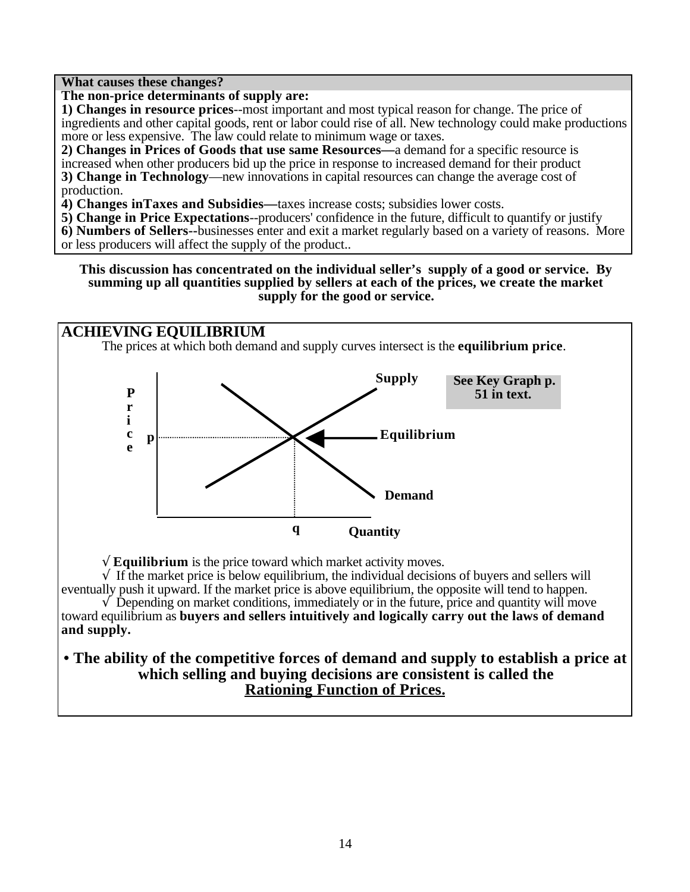**What causes these changes?**

**The non-price determinants of supply are:**

**1) Changes in resource prices**--most important and most typical reason for change. The price of ingredients and other capital goods, rent or labor could rise of all. New technology could make productions more or less expensive. The law could relate to minimum wage or taxes.

**2) Changes in Prices of Goods that use same Resources—**a demand for a specific resource is increased when other producers bid up the price in response to increased demand for their product

**3) Change in Technology**—new innovations in capital resources can change the average cost of production.

**4) Changes inTaxes and Subsidies—**taxes increase costs; subsidies lower costs.

**5) Change in Price Expectations**--producers' confidence in the future, difficult to quantify or justify

**6) Numbers of Sellers--**businesses enter and exit a market regularly based on a variety of reasons. More or less producers will affect the supply of the product..

**This discussion has concentrated on the individual seller's supply of a good or service. By summing up all quantities supplied by sellers at each of the prices, we create the market supply for the good or service.**

## ACHIEVING EQUILIBRIUM

The prices at which both demand and supply curves intersect is the **equilibrium price**.

Price | Supply | Demand | Equilibrium | p | q | Quantity

**See Key Graph p. 51 in text.**

√ **Equilibrium** is the price toward which market activity moves.

√ If the market price is below equilibrium, the individual decisions of buyers and sellers will eventually push it upward. If the market price is above equilibrium, the opposite will tend to happen.

√ Depending on market conditions, immediately or in the future, price and quantity will move toward equilibrium as **buyers and sellers intuitively and logically carry out the laws of demand and supply.**

**• The ability of the competitive forces of demand and supply to establish a price at which selling and buying decisions are consistent is called the Rationing Function of Prices.**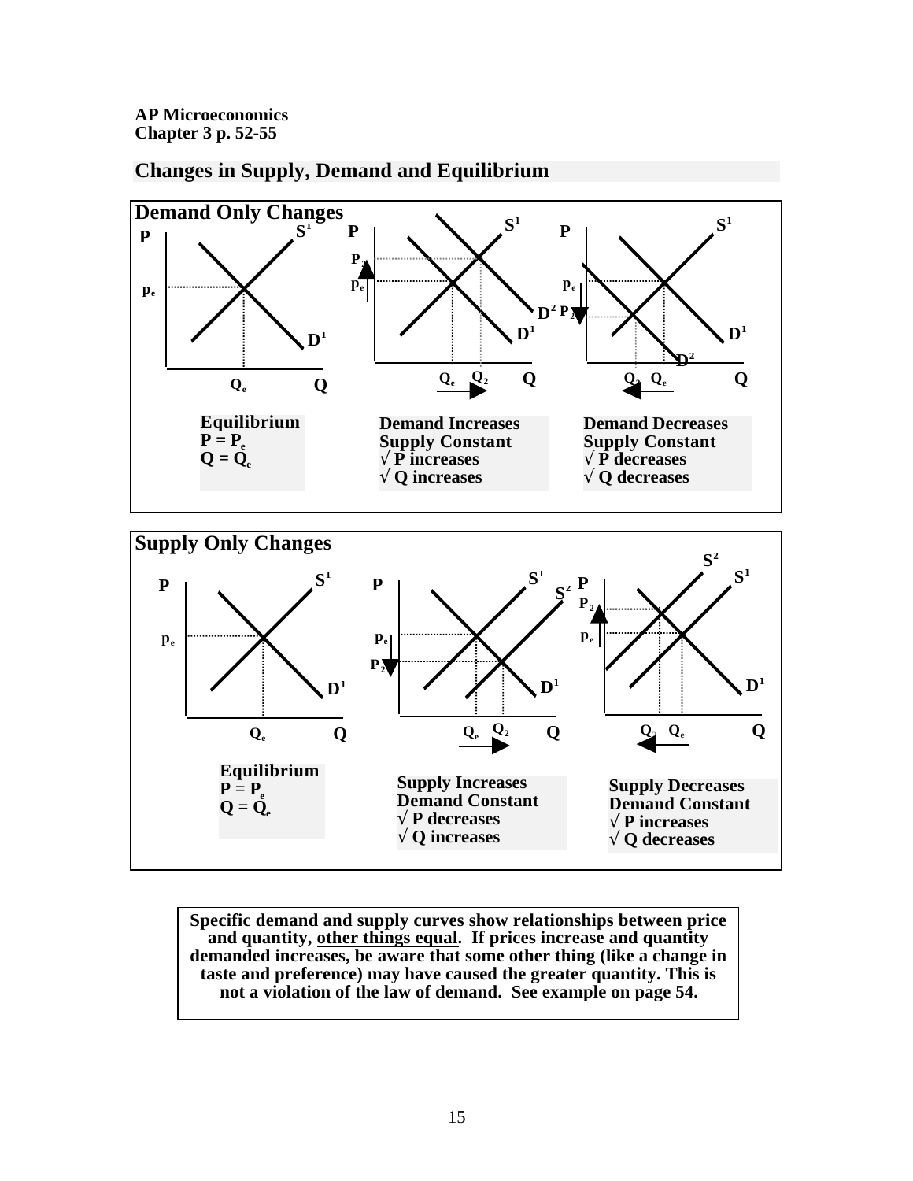**AP Microeconomics**
**Chapter 3 p. 52-55**

## Changes in Supply, Demand and Equilibrium

### Demand Only Changes

**Equilibrium**
$P = P_e$
$Q = Q_e$

**Demand Increases**
**Supply Constant**
**√ P increases**
**√ Q increases**

**Demand Decreases**
**Supply Constant**
**√ P decreases**
**√ Q decreases**

### Supply Only Changes

**Equilibrium**
$P = P_e$
$Q = Q_e$

**Supply Increases**
**Demand Constant**
**√ P decreases**
**√ Q increases**

**Supply Decreases**
**Demand Constant**
**√ P increases**
**√ Q decreases**

**Specific demand and supply curves show relationships between price and quantity, <u>other things equal</u>. If prices increase and quantity demanded increases, be aware that some other thing (like a change in taste and preference) may have caused the greater quantity. This is not a violation of the law of demand. See example on page 54.**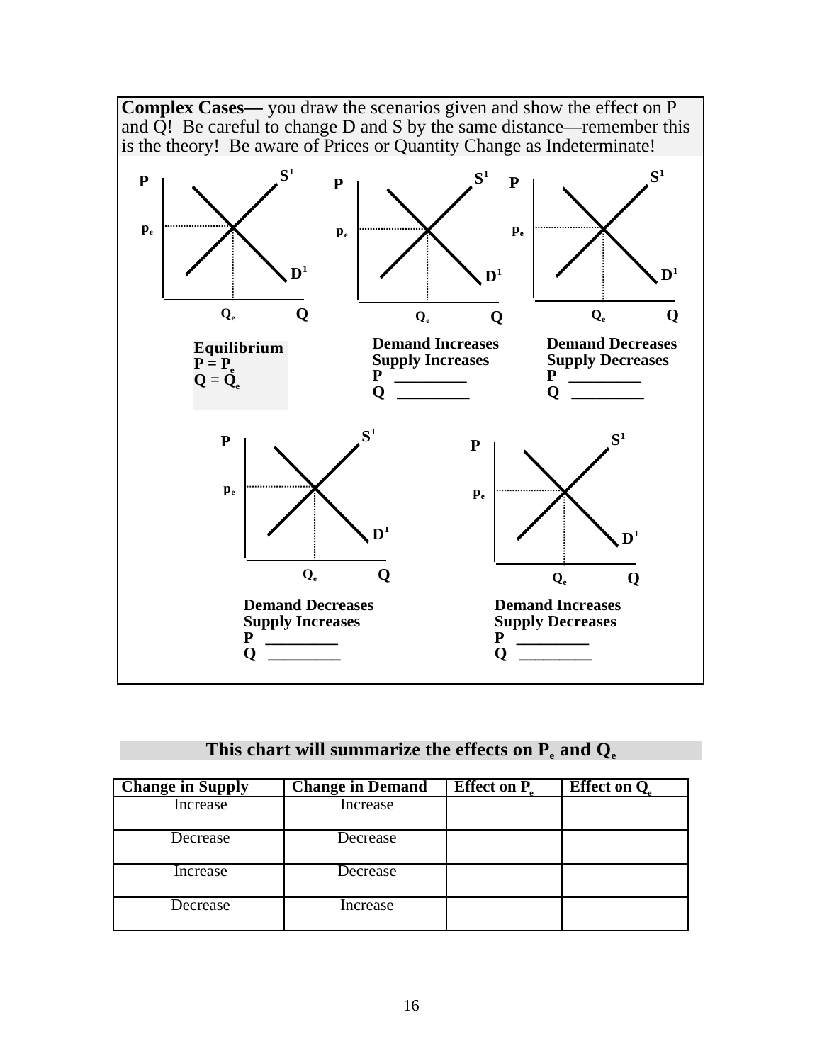**Complex Cases—** you draw the scenarios given and show the effect on P and Q! Be careful to change D and S by the same distance—remember this is the theory! Be aware of Prices or Quantity Change as Indeterminate!

P, $p_e$, $S^1$, $D^1$, $Q_e$, Q

**Equilibrium**
**P = $P_e$**
**Q = $Q_e$**

P, $p_e$, $S^1$, $D^1$, $Q_e$, Q

**Demand Increases**
**Supply Increases**
**P** _________
**Q** _________

P, $p_e$, $S^1$, $D^1$, $Q_e$, Q

**Demand Decreases**
**Supply Decreases**
**P** _________
**Q** _________

P, $p_e$, $S^1$, $D^1$, $Q_e$, Q

**Demand Decreases**
**Supply Increases**
**P** _________
**Q** _________

P, $p_e$, $S^1$, $D^1$, $Q_e$, Q

**Demand Increases**
**Supply Decreases**
**P** _________
**Q** _________

**This chart will summarize the effects on $P_e$ and $Q_e$**

| Change in Supply | Change in Demand | Effect on $P_e$ | Effect on $Q_e$ |
|---|---|---|---|
| Increase | Increase | | |
| Decrease | Decrease | | |
| Increase | Decrease | | |
| Decrease | Increase | | |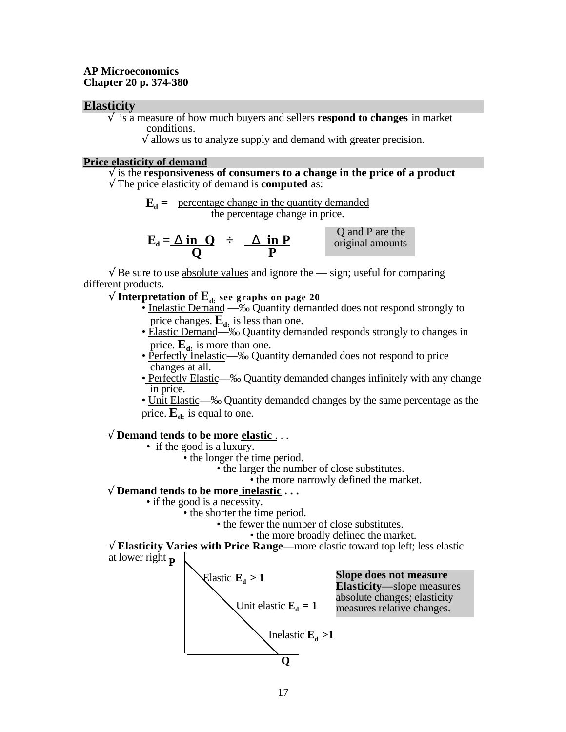**AP Microeconomics**
**Chapter 20 p. 374-380**

## Elasticity

√ is a measure of how much buyers and sellers **respond to changes** in market conditions.

√ allows us to analyze supply and demand with greater precision.

### Price elasticity of demand

√ is the **responsiveness of consumers to a change in the price of a product**

√ The price elasticity of demand is **computed** as:

$$E_d = \frac{\text{percentage change in the quantity demanded}}{\text{the percentage change in price.}}$$

$$E_d = \frac{\Delta \text{ in } Q}{Q} \div \frac{\Delta \text{ in } P}{P}$$

Q and P are the original amounts

√ Be sure to use absolute values and ignore the — sign; useful for comparing different products.

√ **Interpretation of $E_d$: see graphs on page 20**

- Inelastic Demand —‰ Quantity demanded does not respond strongly to price changes. $E_d$ is less than one.
- Elastic Demand—‰ Quantity demanded responds strongly to changes in price. $E_d$ is more than one.
- Perfectly Inelastic—‰ Quantity demanded does not respond to price changes at all.
- Perfectly Elastic—‰ Quantity demanded changes infinitely with any change in price.
- Unit Elastic—‰ Quantity demanded changes by the same percentage as the price. $E_d$ is equal to one.

√ **Demand tends to be more elastic . . .**

- if the good is a luxury.
- the longer the time period.
- the larger the number of close substitutes.
- the more narrowly defined the market.

√ **Demand tends to be more inelastic . . .**

- if the good is a necessity.
- the shorter the time period.
- the fewer the number of close substitutes.
- the more broadly defined the market.

√ **Elasticity Varies with Price Range**—more elastic toward top left; less elastic at lower right

P

Elastic $E_d > 1$

Unit elastic $E_d = 1$

Inelastic $E_d > 1$

Q

**Slope does not measure Elasticity**—slope measures absolute changes; elasticity measures relative changes.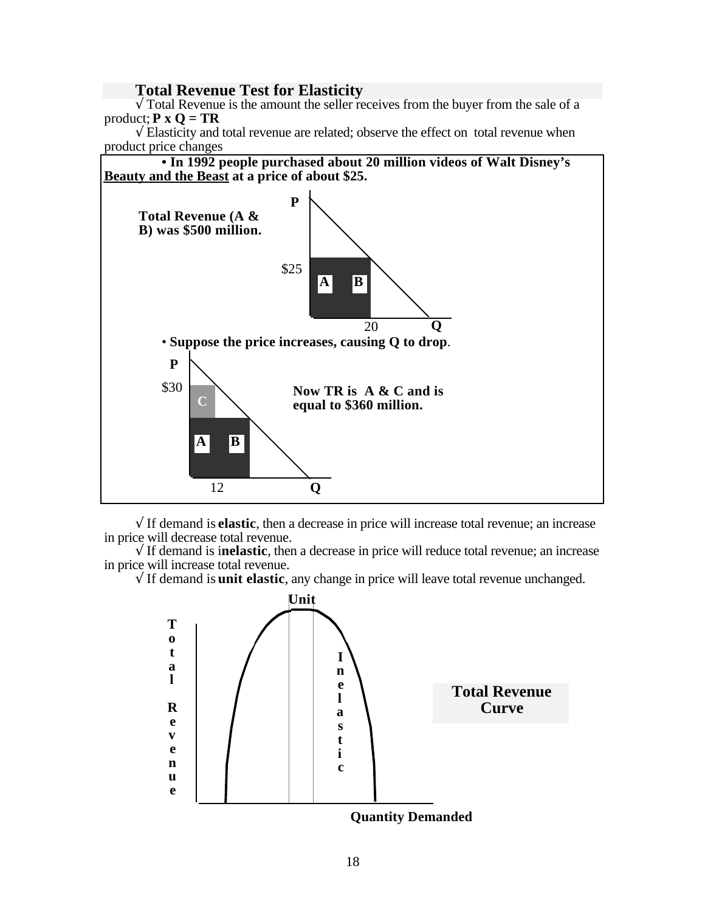## Total Revenue Test for Elasticity

√ Total Revenue is the amount the seller receives from the buyer from the sale of a product; **P x Q = TR**

√ Elasticity and total revenue are related; observe the effect on total revenue when product price changes

• **In 1992 people purchased about 20 million videos of Walt Disney's <u>Beauty and the Beast</u> at a price of about $25.**

**Total Revenue (A & B) was $500 million.**

P

$25

A B

20 Q

• **Suppose the price increases, causing Q to drop**.

P

$30

C

A B

12 Q

**Now TR is A & C and is equal to $360 million.**

√ If demand is **elastic**, then a decrease in price will increase total revenue; an increase in price will decrease total revenue.

√ If demand is i**nelastic**, then a decrease in price will reduce total revenue; an increase in price will increase total revenue.

√ If demand is **unit elastic**, any change in price will leave total revenue unchanged.

**Unit**

**Total Revenue**

**Inelastic**

**Total Revenue Curve**

**Quantity Demanded**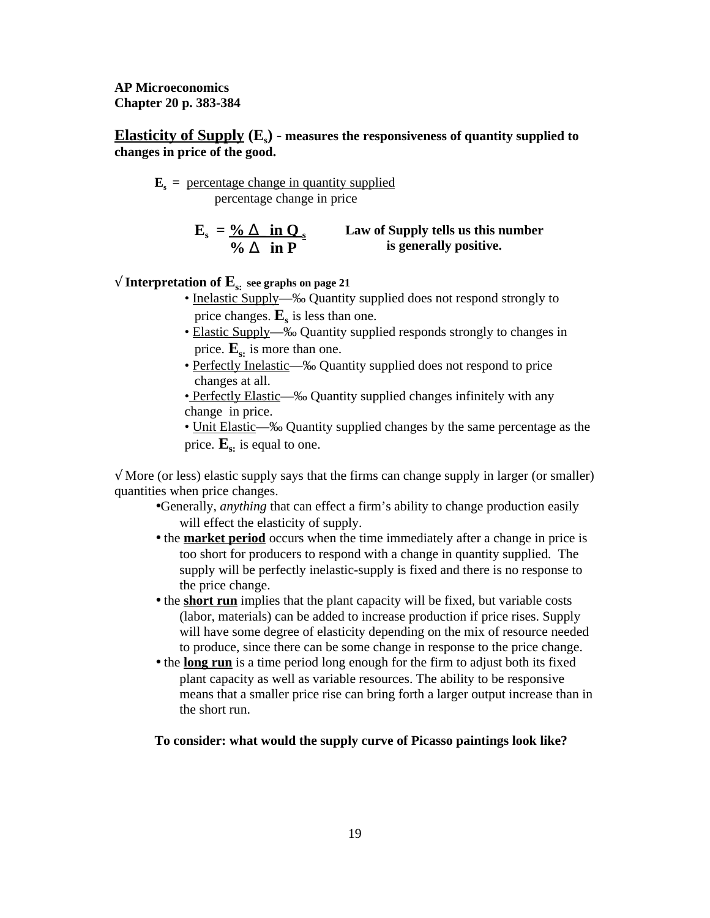**AP Microeconomics**
**Chapter 20 p. 383-384**

**Elasticity of Supply ($E_s$) - measures the responsiveness of quantity supplied to changes in price of the good.**

$$E_s = \frac{\text{percentage change in quantity supplied}}{\text{percentage change in price}}$$

$$E_s = \frac{\%\,\Delta \text{ in } Q_s}{\%\,\Delta \text{ in } P}$$

**Law of Supply tells us this number is generally positive.**

√ **Interpretation of $E_s$: see graphs on page 21**

- Inelastic Supply—‰ Quantity supplied does not respond strongly to price changes. $E_s$ is less than one.
- Elastic Supply—‰ Quantity supplied responds strongly to changes in price. $E_s$: is more than one.
- Perfectly Inelastic—‰ Quantity supplied does not respond to price changes at all.
- Perfectly Elastic—‰ Quantity supplied changes infinitely with any change in price.
- Unit Elastic—‰ Quantity supplied changes by the same percentage as the price. $E_s$: is equal to one.

√ More (or less) elastic supply says that the firms can change supply in larger (or smaller) quantities when price changes.

- Generally, *anything* that can effect a firm's ability to change production easily will effect the elasticity of supply.
- the **market period** occurs when the time immediately after a change in price is too short for producers to respond with a change in quantity supplied. The supply will be perfectly inelastic-supply is fixed and there is no response to the price change.
- the **short run** implies that the plant capacity will be fixed, but variable costs (labor, materials) can be added to increase production if price rises. Supply will have some degree of elasticity depending on the mix of resource needed to produce, since there can be some change in response to the price change.
- the **long run** is a time period long enough for the firm to adjust both its fixed plant capacity as well as variable resources. The ability to be responsive means that a smaller price rise can bring forth a larger output increase than in the short run.

**To consider: what would the supply curve of Picasso paintings look like?**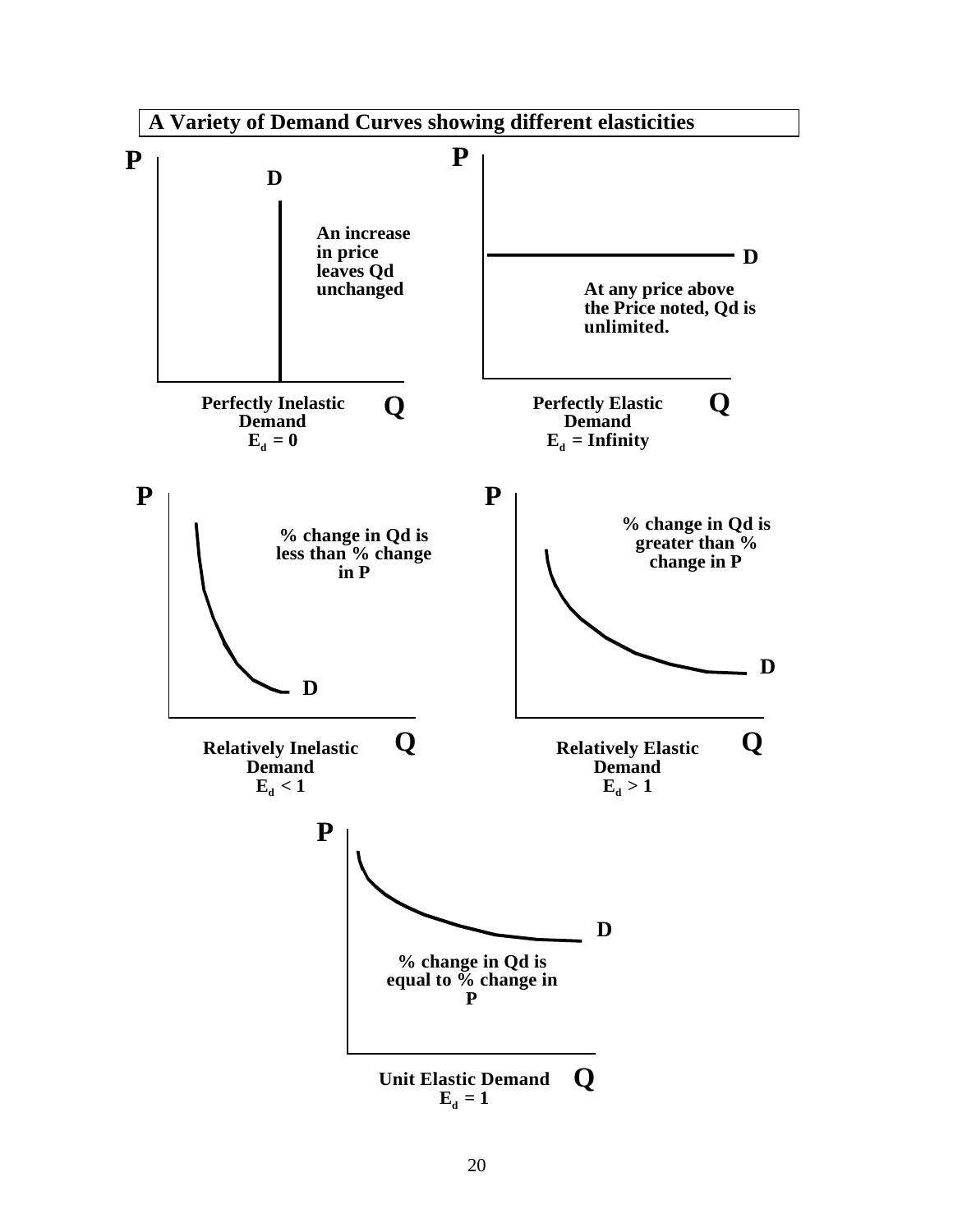**A Variety of Demand Curves showing different elasticities**

P

D

An increase in price leaves Qd unchanged

Q

**Perfectly Inelastic Demand**
$E_d = 0$

P

D

At any price above the Price noted, Qd is unlimited.

Q

**Perfectly Elastic Demand**
$E_d$ = Infinity

P

% change in Qd is less than % change in P

D

Q

**Relatively Inelastic Demand**
$E_d < 1$

P

% change in Qd is greater than % change in P

D

Q

**Relatively Elastic Demand**
$E_d > 1$

P

D

% change in Qd is equal to % change in P

Q

**Unit Elastic Demand**
$E_d = 1$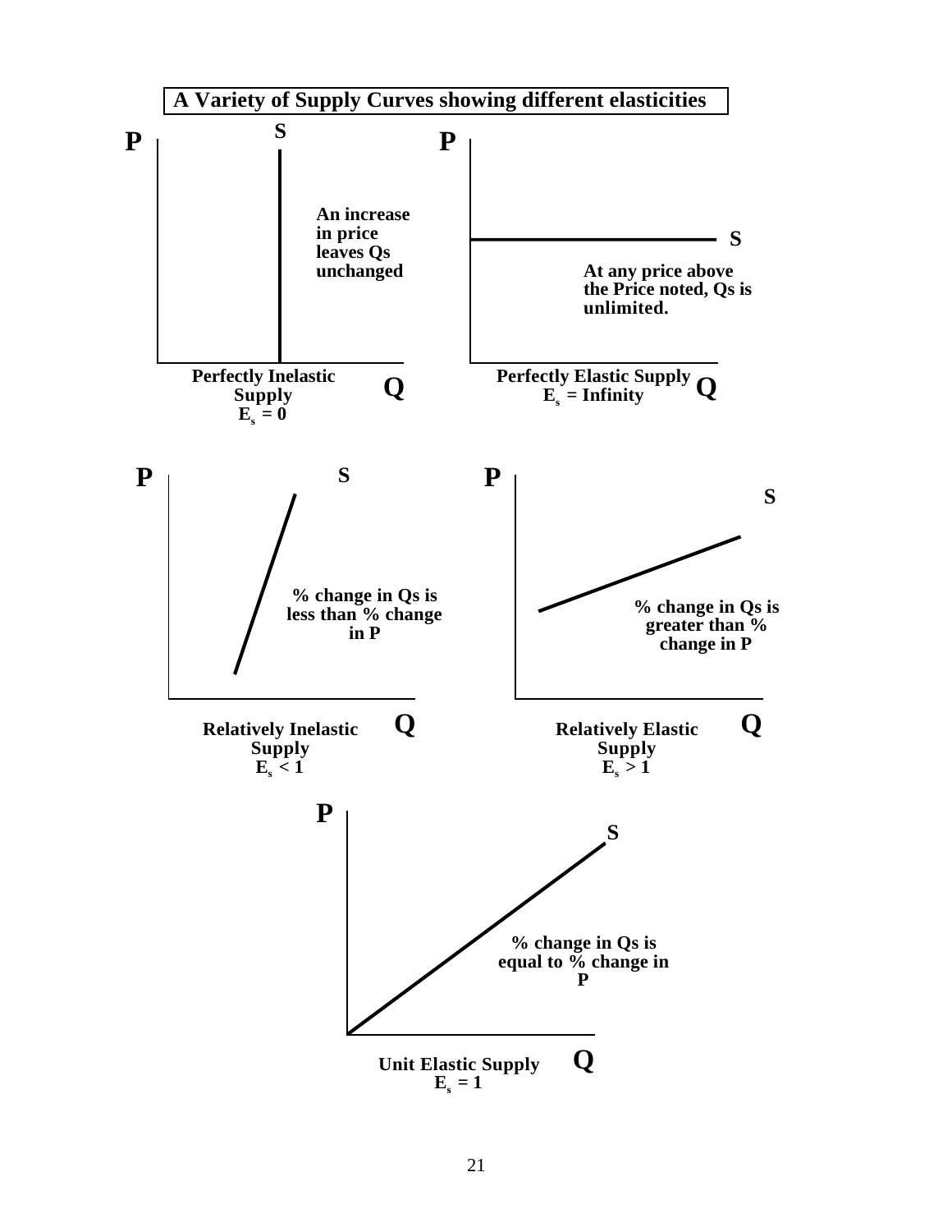**A Variety of Supply Curves showing different elasticities**

P

S

An increase in price leaves Qs unchanged

Q

Perfectly Inelastic Supply
$E_s = 0$

P

S

At any price above the Price noted, Qs is unlimited.

Q

Perfectly Elastic Supply
$E_s$ = Infinity

P

S

% change in Qs is less than % change in P

Q

Relatively Inelastic Supply
$E_s < 1$

P

S

% change in Qs is greater than % change in P

Q

Relatively Elastic Supply
$E_s > 1$

P

S

% change in Qs is equal to % change in P

Q

Unit Elastic Supply
$E_s = 1$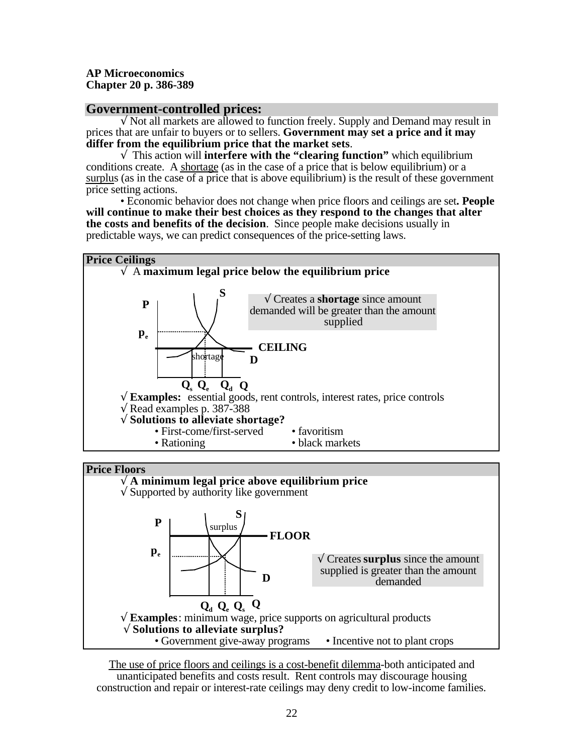**AP Microeconomics**
**Chapter 20 p. 386-389**

## Government-controlled prices:

√ Not all markets are allowed to function freely. Supply and Demand may result in prices that are unfair to buyers or to sellers. **Government may set a price and it may differ from the equilibrium price that the market sets**.

√ This action will **interfere with the "clearing function"** which equilibrium conditions create. A shortage (as in the case of a price that is below equilibrium) or a surplus (as in the case of a price that is above equilibrium) is the result of these government price setting actions.

• Economic behavior does not change when price floors and ceilings are set**. People will continue to make their best choices as they respond to the changes that alter the costs and benefits of the decision**. Since people make decisions usually in predictable ways, we can predict consequences of the price-setting laws.

### Price Ceilings

√ A **maximum legal price below the equilibrium price**

√ Creates a **shortage** since amount demanded will be greater than the amount supplied

P, $p_e$, S, D, CEILING, shortage, $Q_s$ $Q_e$ $Q_d$ Q

√ **Examples:** essential goods, rent controls, interest rates, price controls
√ Read examples p. 387-388
√ **Solutions to alleviate shortage?**

- First-come/first-served
- Rationing
- favoritism
- black markets

### Price Floors

√ **A minimum legal price above equilibrium price**
√ Supported by authority like government

P, $p_e$, S, D, FLOOR, surplus, $Q_d$ $Q_e$ $Q_s$ Q

√ Creates **surplus** since the amount supplied is greater than the amount demanded

√ **Examples**: minimum wage, price supports on agricultural products
√ **Solutions to alleviate surplus?**

- Government give-away programs
- Incentive not to plant crops

The use of price floors and ceilings is a cost-benefit dilemma-both anticipated and unanticipated benefits and costs result. Rent controls may discourage housing construction and repair or interest-rate ceilings may deny credit to low-income families.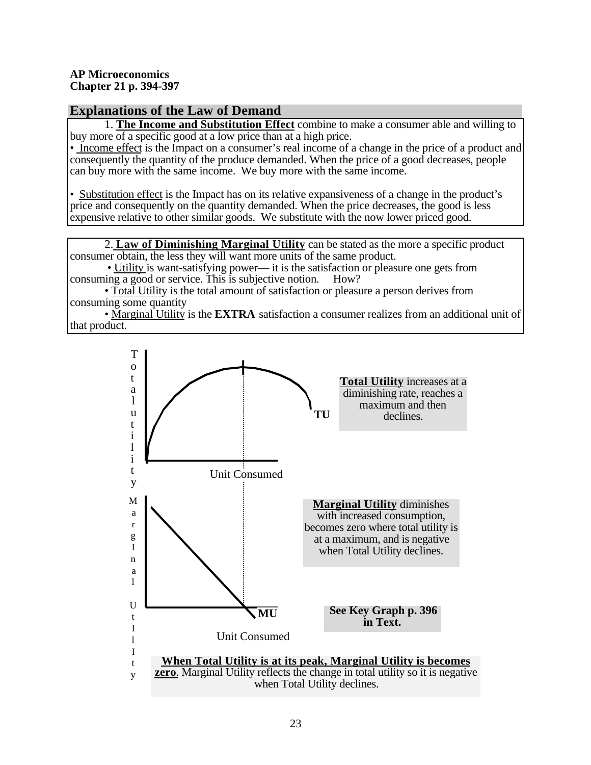**AP Microeconomics**
**Chapter 21 p. 394-397**

## Explanations of the Law of Demand

1. **The Income and Substitution Effect** combine to make a consumer able and willing to buy more of a specific good at a low price than at a high price.

• Income effect is the Impact on a consumer's real income of a change in the price of a product and consequently the quantity of the produce demanded. When the price of a good decreases, people can buy more with the same income. We buy more with the same income.

• Substitution effect is the Impact has on its relative expansiveness of a change in the product's price and consequently on the quantity demanded. When the price decreases, the good is less expensive relative to other similar goods. We substitute with the now lower priced good.

2. **Law of Diminishing Marginal Utility** can be stated as the more a specific product consumer obtain, the less they will want more units of the same product.

• Utility is want-satisfying power— it is the satisfaction or pleasure one gets from consuming a good or service. This is subjective notion. How?

• Total Utility is the total amount of satisfaction or pleasure a person derives from consuming some quantity

• Marginal Utility is the **EXTRA** satisfaction a consumer realizes from an additional unit of that product.

Total Utility

TU

Unit Consumed

**Total Utility** increases at a diminishing rate, reaches a maximum and then declines.

Marginal Utility

MU

Unit Consumed

**Marginal Utility** diminishes with increased consumption, becomes zero where total utility is at a maximum, and is negative when Total Utility declines.

**See Key Graph p. 396 in Text.**

**When Total Utility is at its peak, Marginal Utility is becomes zero**. Marginal Utility reflects the change in total utility so it is negative when Total Utility declines.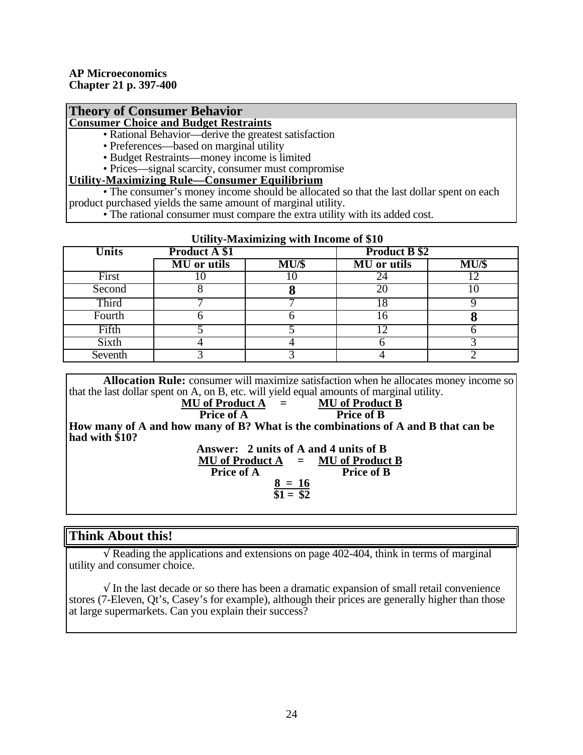**AP Microeconomics**
**Chapter 21 p. 397-400**

## Theory of Consumer Behavior

**Consumer Choice and Budget Restraints**

- Rational Behavior—derive the greatest satisfaction
- Preferences—based on marginal utility
- Budget Restraints—money income is limited
- Prices—signal scarcity, consumer must compromise

**Utility-Maximizing Rule—Consumer Equilibrium**

- The consumer's money income should be allocated so that the last dollar spent on each product purchased yields the same amount of marginal utility.
- The rational consumer must compare the extra utility with its added cost.

**Utility-Maximizing with Income of $10**

| Units | Product A $1 | | Product B $2 | |
|---|---|---|---|---|
| | MU or utils | MU/$ | MU or utils | MU/$ |
| First | 10 | 10 | 24 | 12 |
| Second | 8 | **8** | 20 | 10 |
| Third | 7 | 7 | 18 | 9 |
| Fourth | 6 | 6 | 16 | **8** |
| Fifth | 5 | 5 | 12 | 6 |
| Sixth | 4 | 4 | 6 | 3 |
| Seventh | 3 | 3 | 4 | 2 |

**Allocation Rule:** consumer will maximize satisfaction when he allocates money income so that the last dollar spent on A, on B, etc. will yield equal amounts of marginal utility.

$$\frac{\text{MU of Product A}}{\text{Price of A}} = \frac{\text{MU of Product B}}{\text{Price of B}}$$

**How many of A and how many of B? What is the combinations of A and B that can be had with $10?**

**Answer: 2 units of A and 4 units of B**

$$\frac{\text{MU of Product A}}{\text{Price of A}} = \frac{\text{MU of Product B}}{\text{Price of B}}$$

$$\frac{8}{\$1} = \frac{16}{\$2}$$

## Think About this!

√ Reading the applications and extensions on page 402-404, think in terms of marginal utility and consumer choice.

√ In the last decade or so there has been a dramatic expansion of small retail convenience stores (7-Eleven, Qt's, Casey's for example), although their prices are generally higher than those at large supermarkets. Can you explain their success?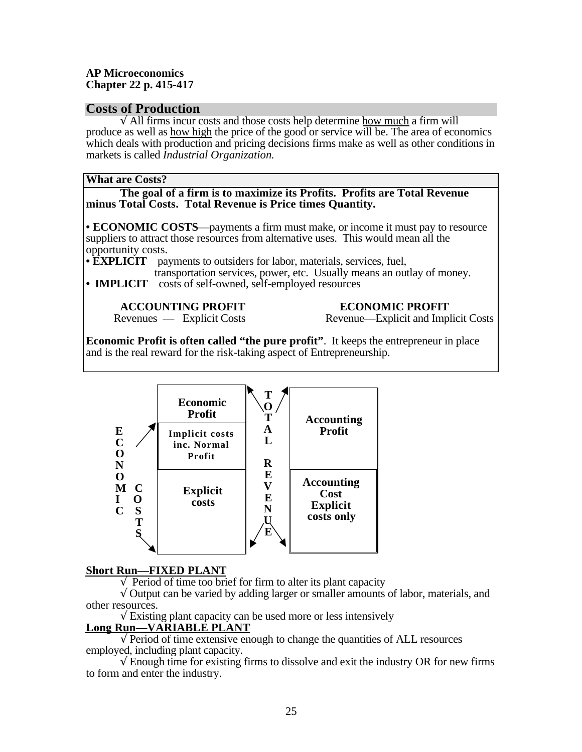**AP Microeconomics**
**Chapter 22 p. 415-417**

## Costs of Production

√ All firms incur costs and those costs help determine how much a firm will produce as well as how high the price of the good or service will be. The area of economics which deals with production and pricing decisions firms make as well as other conditions in markets is called *Industrial Organization.*

### What are Costs?

**The goal of a firm is to maximize its Profits. Profits are Total Revenue minus Total Costs. Total Revenue is Price times Quantity.**

- **ECONOMIC COSTS**—payments a firm must make, or income it must pay to resource suppliers to attract those resources from alternative uses. This would mean all the opportunity costs.
- **EXPLICIT** payments to outsiders for labor, materials, services, fuel, transportation services, power, etc. Usually means an outlay of money.
- **IMPLICIT** costs of self-owned, self-employed resources

| ACCOUNTING PROFIT | ECONOMIC PROFIT |
|---|---|
| Revenues — Explicit Costs | Revenue—Explicit and Implicit Costs |

**Economic Profit is often called "the pure profit"**. It keeps the entrepreneur in place and is the real reward for the risk-taking aspect of Entrepreneurship.

| ECONOMIC COSTS | | TOTAL REVENUE | |
|---|---|---|---|
| | Economic Profit | | Accounting Profit |
| | Implicit costs inc. Normal Profit | | |
| | Explicit costs | | Accounting Cost Explicit costs only |

**Short Run—FIXED PLANT**

√ Period of time too brief for firm to alter its plant capacity

√ Output can be varied by adding larger or smaller amounts of labor, materials, and other resources.

√ Existing plant capacity can be used more or less intensively

**Long Run—VARIABLE PLANT**

√ Period of time extensive enough to change the quantities of ALL resources employed, including plant capacity.

√ Enough time for existing firms to dissolve and exit the industry OR for new firms to form and enter the industry.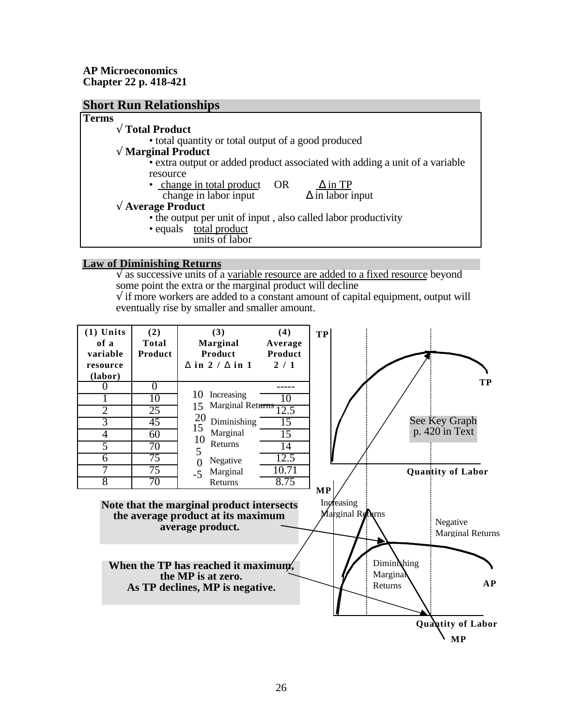**AP Microeconomics**
**Chapter 22 p. 418-421**

## Short Run Relationships

**Terms**

√ **Total Product**

- total quantity or total output of a good produced

√ **Marginal Product**

- extra output or added product associated with adding a unit of a variable resource
- $\frac{\text{change in total product}}{\text{change in labor input}}$ OR $\frac{\Delta \text{ in TP}}{\Delta \text{ in labor input}}$

√ **Average Product**

- the output per unit of input , also called labor productivity
- equals $\frac{\text{total product}}{\text{units of labor}}$

### Law of Diminishing Returns

√ as successive units of a variable resource are added to a fixed resource beyond some point the extra or the marginal product will decline

√ if more workers are added to a constant amount of capital equipment, output will eventually rise by smaller and smaller amount.

| (1) Units of a variable resource (labor) | (2) Total Product | (3) Marginal Product Δ in 2 / Δ in 1 | | (4) Average Product 2 / 1 |
|---|---|---|---|---|
| 0 | 0 | | | ----- |
| 1 | 10 | 10 | Increasing Marginal Returns | 10 |
| 2 | 25 | 15 | | 12.5 |
| 3 | 45 | 20 | | 15 |
| 4 | 60 | 15 | Diminishing Marginal Returns | 15 |
| 5 | 70 | 10 | | 14 |
| 6 | 75 | 5 | | 12.5 |
| 7 | 75 | 0 | Negative Marginal Returns | 10.71 |
| 8 | 70 | -5 | | 8.75 |

TP

TP

See Key Graph p. 420 in Text

Quantity of Labor

MP

Increasing Marginal Returns

Diminishing Marginal Returns

Negative Marginal Returns

AP

Quantity of Labor

MP

**Note that the marginal product intersects the average product at its maximum average product.**

**When the TP has reached it maximum, the MP is at zero. As TP declines, MP is negative.**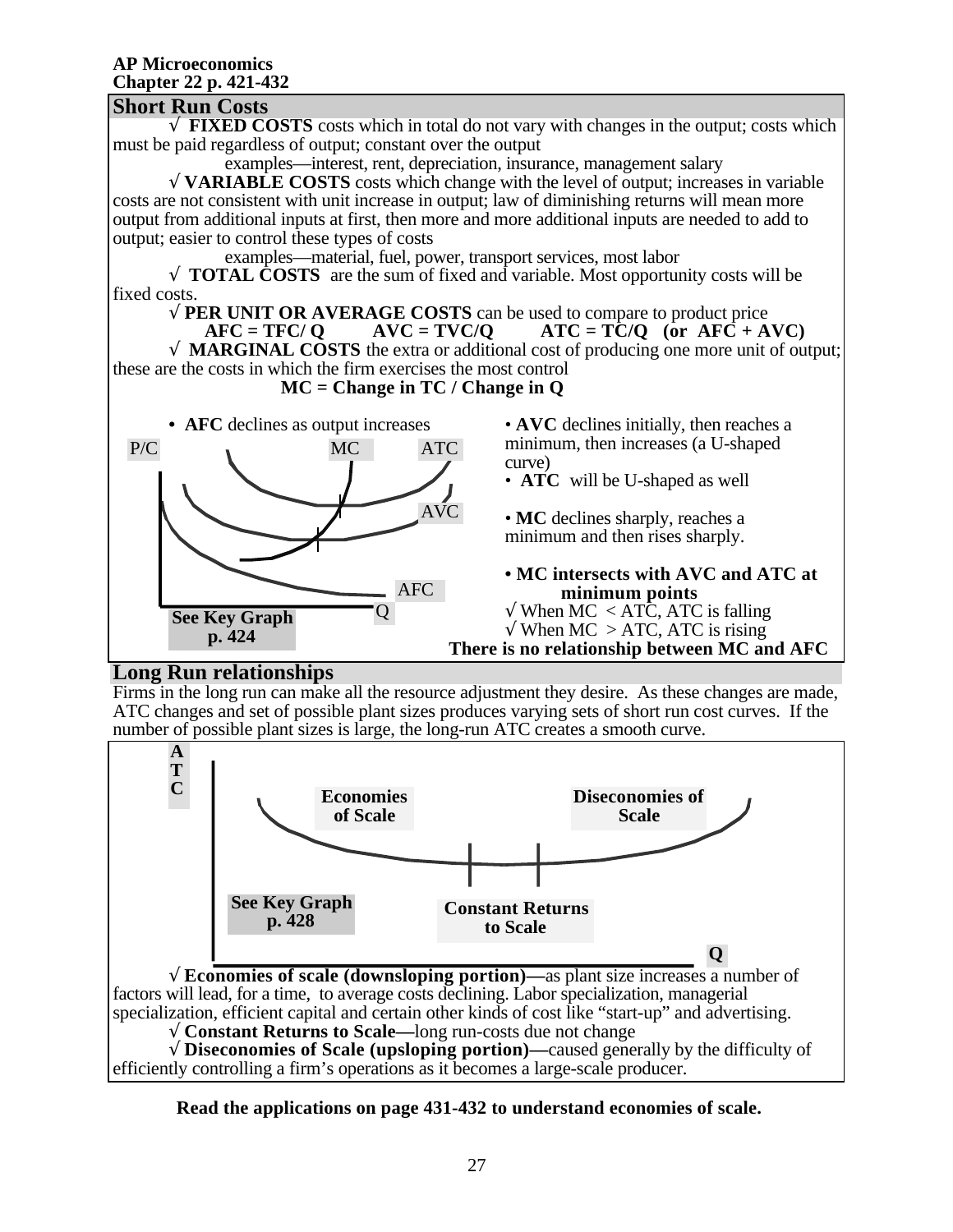**AP Microeconomics**
**Chapter 22 p. 421-432**

## Short Run Costs

√ **FIXED COSTS** costs which in total do not vary with changes in the output; costs which must be paid regardless of output; constant over the output

examples—interest, rent, depreciation, insurance, management salary

√ **VARIABLE COSTS** costs which change with the level of output; increases in variable costs are not consistent with unit increase in output; law of diminishing returns will mean more output from additional inputs at first, then more and more additional inputs are needed to add to output; easier to control these types of costs

examples—material, fuel, power, transport services, most labor

√ **TOTAL COSTS** are the sum of fixed and variable. Most opportunity costs will be fixed costs.

√ **PER UNIT OR AVERAGE COSTS** can be used to compare to product price

**AFC = TFC/ Q    AVC = TVC/Q    ATC = TC/Q (or AFC + AVC)**

√ **MARGINAL COSTS** the extra or additional cost of producing one more unit of output; these are the costs in which the firm exercises the most control

**MC = Change in TC / Change in Q**

- **AFC** declines as output increases

P/C, MC, ATC, AVC, AFC, Q

**See Key Graph p. 424**

- **AVC** declines initially, then reaches a minimum, then increases (a U-shaped curve)
- **ATC** will be U-shaped as well
- **MC** declines sharply, reaches a minimum and then rises sharply.
- **MC intersects with AVC and ATC at minimum points**

√ When MC < ATC, ATC is falling
√ When MC > ATC, ATC is rising

**There is no relationship between MC and AFC**

## Long Run relationships

Firms in the long run can make all the resource adjustment they desire. As these changes are made, ATC changes and set of possible plant sizes produces varying sets of short run cost curves. If the number of possible plant sizes is large, the long-run ATC creates a smooth curve.

**ATC**, **Economies of Scale**, **Diseconomies of Scale**, **Constant Returns to Scale**, **Q**

**See Key Graph p. 428**

√ **Economies of scale (downsloping portion)—**as plant size increases a number of factors will lead, for a time, to average costs declining. Labor specialization, managerial specialization, efficient capital and certain other kinds of cost like "start-up" and advertising.

√ **Constant Returns to Scale—**long run-costs due not change

√ **Diseconomies of Scale (upsloping portion)—**caused generally by the difficulty of efficiently controlling a firm's operations as it becomes a large-scale producer.

**Read the applications on page 431-432 to understand economies of scale.**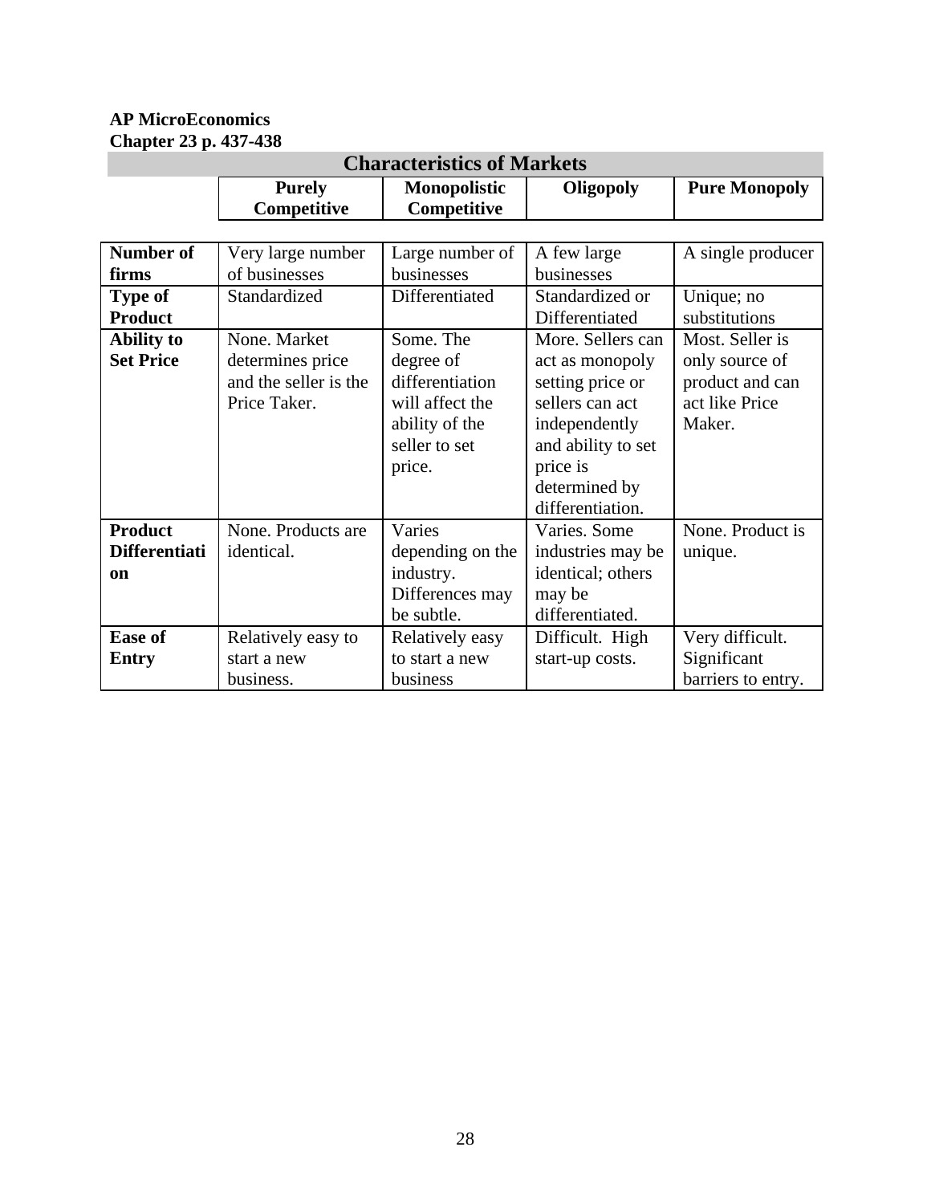**AP MicroEconomics**
**Chapter 23 p. 437-438**

## Characteristics of Markets

| | Purely Competitive | Monopolistic Competitive | Oligopoly | Pure Monopoly |
|---|---|---|---|---|
| **Number of firms** | Very large number of businesses | Large number of businesses | A few large businesses | A single producer |
| **Type of Product** | Standardized | Differentiated | Standardized or Differentiated | Unique; no substitutions |
| **Ability to Set Price** | None. Market determines price and the seller is the Price Taker. | Some. The degree of differentiation will affect the ability of the seller to set price. | More. Sellers can act as monopoly setting price or sellers can act independently and ability to set price is determined by differentiation. | Most. Seller is only source of product and can act like Price Maker. |
| **Product Differentiation** | None. Products are identical. | Varies depending on the industry. Differences may be subtle. | Varies. Some industries may be identical; others may be differentiated. | None. Product is unique. |
| **Ease of Entry** | Relatively easy to start a new business. | Relatively easy to start a new business | Difficult. High start-up costs. | Very difficult. Significant barriers to entry. |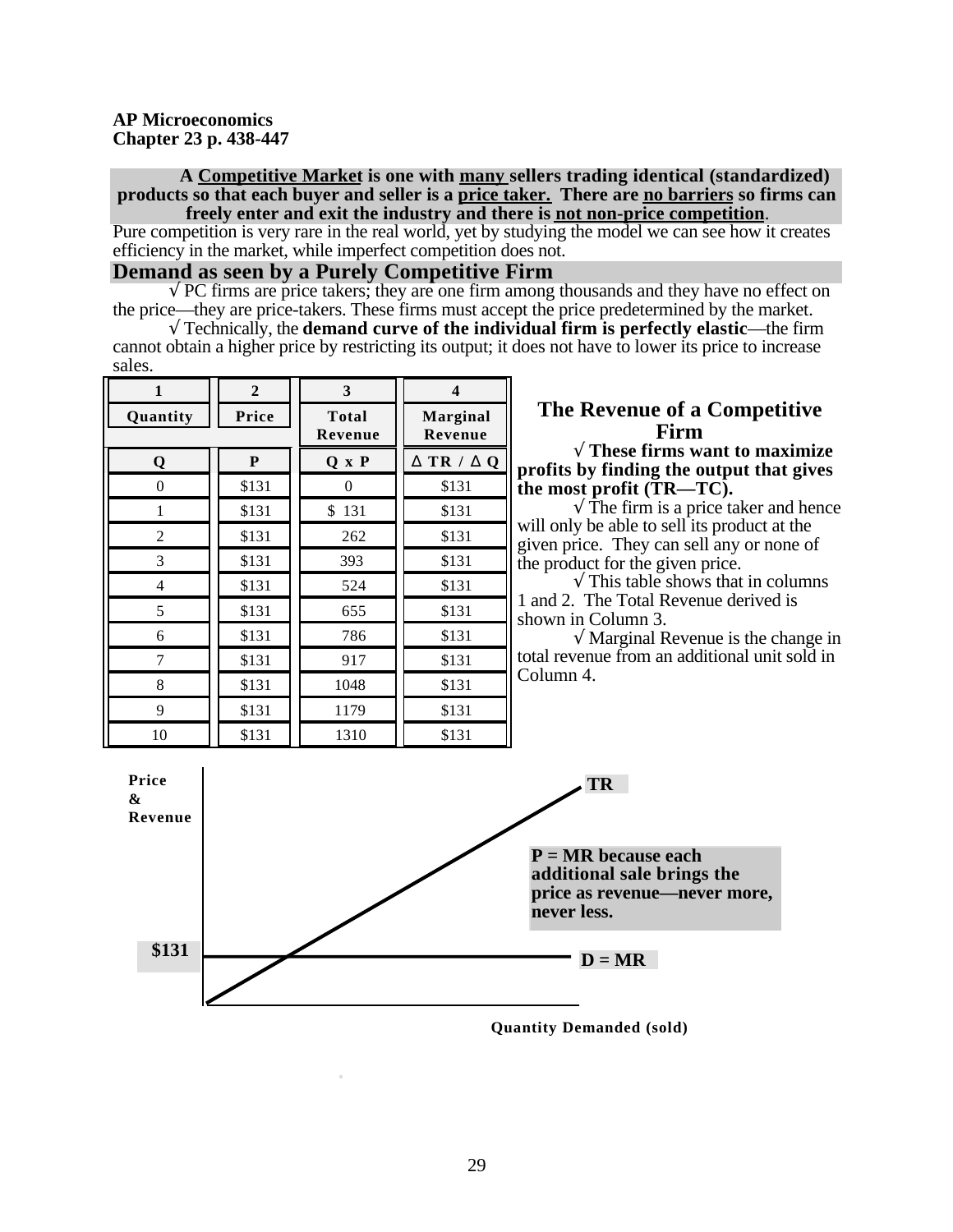**AP Microeconomics**
**Chapter 23 p. 438-447**

**A Competitive Market is one with many sellers trading identical (standardized) products so that each buyer and seller is a price taker. There are no barriers so firms can freely enter and exit the industry and there is not non-price competition**.

Pure competition is very rare in the real world, yet by studying the model we can see how it creates efficiency in the market, while imperfect competition does not.

## Demand as seen by a Purely Competitive Firm

√ PC firms are price takers; they are one firm among thousands and they have no effect on the price—they are price-takers. These firms must accept the price predetermined by the market.

√ Technically, the **demand curve of the individual firm is perfectly elastic**—the firm cannot obtain a higher price by restricting its output; it does not have to lower its price to increase sales.

| 1 | 2 | 3 | 4 |
|---|---|---|---|
| Quantity | Price | Total Revenue | Marginal Revenue |
| Q | P | Q x P | Δ TR / Δ Q |
| 0 | $131 | 0 | $131 |
| 1 | $131 | $ 131 | $131 |
| 2 | $131 | 262 | $131 |
| 3 | $131 | 393 | $131 |
| 4 | $131 | 524 | $131 |
| 5 | $131 | 655 | $131 |
| 6 | $131 | 786 | $131 |
| 7 | $131 | 917 | $131 |
| 8 | $131 | 1048 | $131 |
| 9 | $131 | 1179 | $131 |
| 10 | $131 | 1310 | $131 |

## The Revenue of a Competitive Firm

√ **These firms want to maximize profits by finding the output that gives the most profit (TR—TC).**

√ The firm is a price taker and hence will only be able to sell its product at the given price. They can sell any or none of the product for the given price.

√ This table shows that in columns 1 and 2. The Total Revenue derived is shown in Column 3.

√ Marginal Revenue is the change in total revenue from an additional unit sold in Column 4.

Price & Revenue

TR

**P = MR because each additional sale brings the price as revenue—never more, never less.**

$131

D = MR

Quantity Demanded (sold)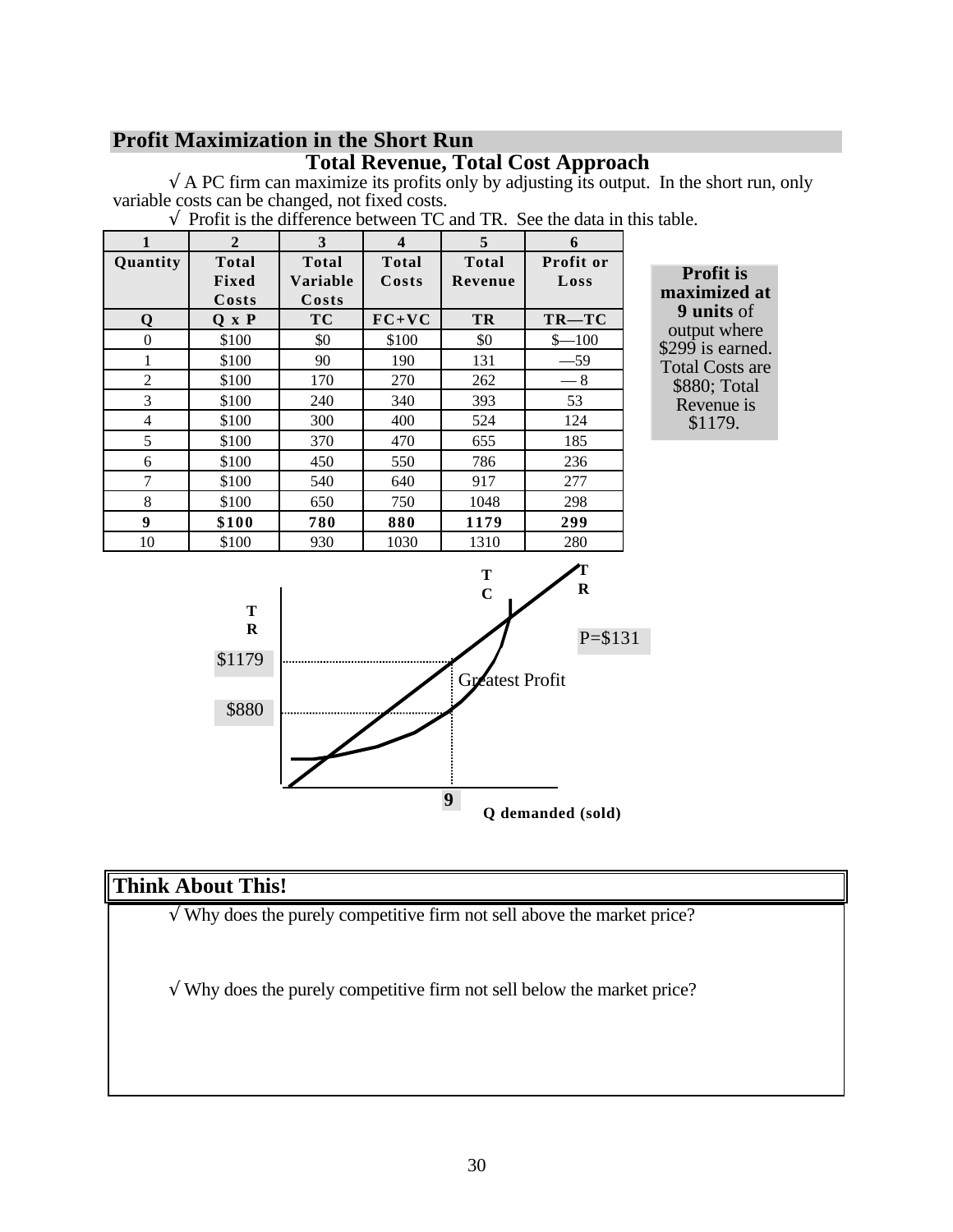## Profit Maximization in the Short Run

### Total Revenue, Total Cost Approach

√ A PC firm can maximize its profits only by adjusting its output. In the short run, only variable costs can be changed, not fixed costs.

√ Profit is the difference between TC and TR. See the data in this table.

| 1 | 2 | 3 | 4 | 5 | 6 |
|---|---|---|---|---|---|
| Quantity | Total Fixed Costs | Total Variable Costs | Total Costs | Total Revenue | Profit or Loss |
| Q | Q x P | TC | FC+VC | TR | TR—TC |
| 0 | $100 | $0 | $100 | $0 | $—100 |
| 1 | $100 | 90 | 190 | 131 | —59 |
| 2 | $100 | 170 | 270 | 262 | — 8 |
| 3 | $100 | 240 | 340 | 393 | 53 |
| 4 | $100 | 300 | 400 | 524 | 124 |
| 5 | $100 | 370 | 470 | 655 | 185 |
| 6 | $100 | 450 | 550 | 786 | 236 |
| 7 | $100 | 540 | 640 | 917 | 277 |
| 8 | $100 | 650 | 750 | 1048 | 298 |
| **9** | **$100** | **780** | **880** | **1179** | **299** |
| 10 | $100 | 930 | 1030 | 1310 | 280 |

**Profit is maximized at 9 units** of output where $299 is earned. Total Costs are $880; Total Revenue is $1179.

TR | TC | TR | P=$131 | $1179 | $880 | Greatest Profit | 9 | Q demanded (sold)

### Think About This!

√ Why does the purely competitive firm not sell above the market price?

√ Why does the purely competitive firm not sell below the market price?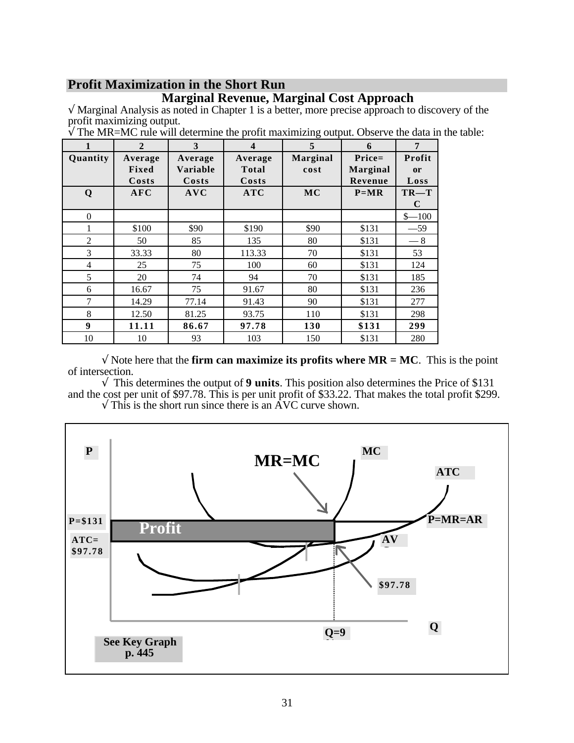## Profit Maximization in the Short Run

### Marginal Revenue, Marginal Cost Approach

√ Marginal Analysis as noted in Chapter 1 is a better, more precise approach to discovery of the profit maximizing output.

√ The MR=MC rule will determine the profit maximizing output. Observe the data in the table:

| 1 | 2 | 3 | 4 | 5 | 6 | 7 |
|---|---|---|---|---|---|---|
| **Quantity** | **Average Fixed Costs** | **Average Variable Costs** | **Average Total Costs** | **Marginal cost** | **Price= Marginal Revenue** | **Profit or Loss** |
| **Q** | **AFC** | **AVC** | **ATC** | **MC** | **P=MR** | **TR—TC** |
| 0 | | | | | | $—100 |
| 1 | $100 | $90 | $190 | $90 | $131 | —59 |
| 2 | 50 | 85 | 135 | 80 | $131 | — 8 |
| 3 | 33.33 | 80 | 113.33 | 70 | $131 | 53 |
| 4 | 25 | 75 | 100 | 60 | $131 | 124 |
| 5 | 20 | 74 | 94 | 70 | $131 | 185 |
| 6 | 16.67 | 75 | 91.67 | 80 | $131 | 236 |
| 7 | 14.29 | 77.14 | 91.43 | 90 | $131 | 277 |
| 8 | 12.50 | 81.25 | 93.75 | 110 | $131 | 298 |
| **9** | **11.11** | **86.67** | **97.78** | **130** | **$131** | **299** |
| 10 | 10 | 93 | 103 | 150 | $131 | 280 |

√ Note here that the **firm can maximize its profits where MR = MC**. This is the point of intersection.

√ This determines the output of **9 units**. This position also determines the Price of $131 and the cost per unit of $97.78. This is per unit profit of $33.22. That makes the total profit $299.

√ This is the short run since there is an AVC curve shown.

P, MR=MC, MC, ATC, P=$131, Profit, P=MR=AR, ATC= $97.78, AVC, $97.78, Q, Q=9

See Key Graph p. 445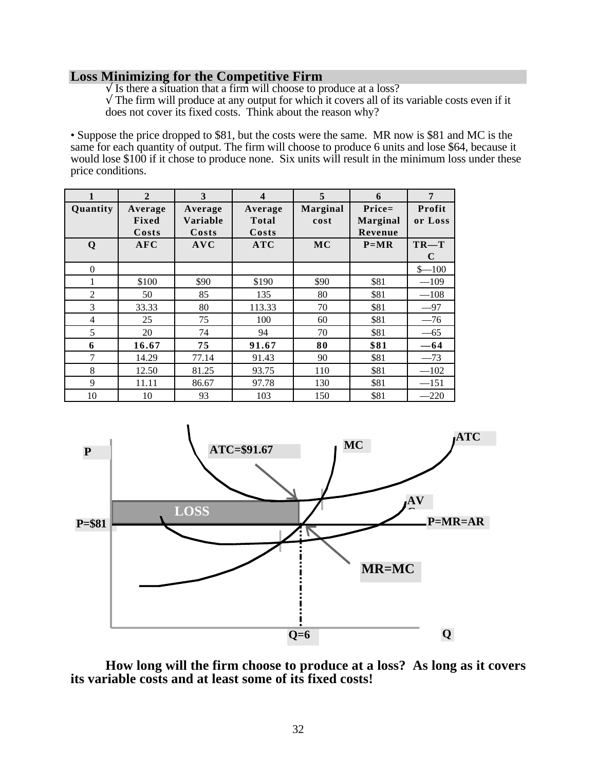## Loss Minimizing for the Competitive Firm

√ Is there a situation that a firm will choose to produce at a loss?

√ The firm will produce at any output for which it covers all of its variable costs even if it does not cover its fixed costs.  Think about the reason why?

• Suppose the price dropped to $81, but the costs were the same.  MR now is $81 and MC is the same for each quantity of output. The firm will choose to produce 6 units and lose $64, because it would lose $100 if it chose to produce none.  Six units will result in the minimum loss under these price conditions.

| 1 | 2 | 3 | 4 | 5 | 6 | 7 |
|---|---|---|---|---|---|---|
| **Quantity** | **Average Fixed Costs** | **Average Variable Costs** | **Average Total Costs** | **Marginal cost** | **Price= Marginal Revenue** | **Profit or Loss** |
| **Q** | **AFC** | **AVC** | **ATC** | **MC** | **P=MR** | **TR—TC** |
| 0 | | | | | | $—100 |
| 1 | $100 | $90 | $190 | $90 | $81 | —109 |
| 2 | 50 | 85 | 135 | 80 | $81 | —108 |
| 3 | 33.33 | 80 | 113.33 | 70 | $81 | —97 |
| 4 | 25 | 75 | 100 | 60 | $81 | —76 |
| 5 | 20 | 74 | 94 | 70 | $81 | —65 |
| **6** | **16.67** | **75** | **91.67** | **80** | **$81** | **—64** |
| 7 | 14.29 | 77.14 | 91.43 | 90 | $81 | —73 |
| 8 | 12.50 | 81.25 | 93.75 | 110 | $81 | —102 |
| 9 | 11.11 | 86.67 | 97.78 | 130 | $81 | —151 |
| 10 | 10 | 93 | 103 | 150 | $81 | —220 |

P | ATC=$91.67 | MC | ATC | AVC | LOSS | P=$81 | P=MR=AR | MR=MC | Q=6 | Q

**How long will the firm choose to produce at a loss?  As long as it covers its variable costs and at least some of its fixed costs!**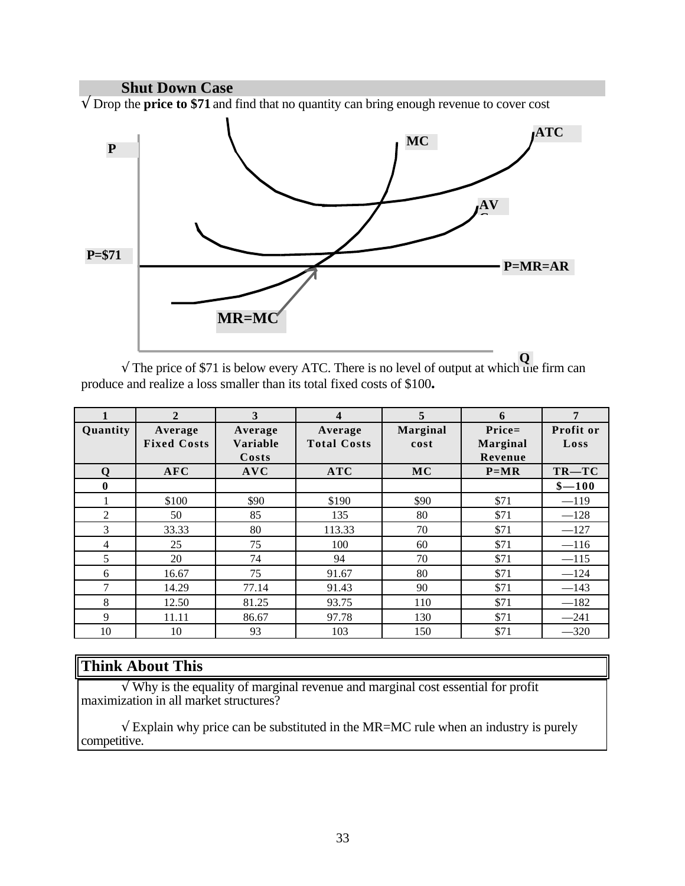## Shut Down Case

√ Drop the **price to $71** and find that no quantity can bring enough revenue to cover cost

√ The price of $71 is below every ATC. There is no level of output at which the firm can produce and realize a loss smaller than its total fixed costs of $100**.**

| 1 | 2 | 3 | 4 | 5 | 6 | 7 |
|---|---|---|---|---|---|---|
| **Quantity** | **Average Fixed Costs** | **Average Variable Costs** | **Average Total Costs** | **Marginal cost** | **Price= Marginal Revenue** | **Profit or Loss** |
| **Q** | **AFC** | **AVC** | **ATC** | **MC** | **P=MR** | **TR—TC** |
| **0** | | | | | | **$—100** |
| 1 | $100 | $90 | $190 | $90 | $71 | —119 |
| 2 | 50 | 85 | 135 | 80 | $71 | —128 |
| 3 | 33.33 | 80 | 113.33 | 70 | $71 | —127 |
| 4 | 25 | 75 | 100 | 60 | $71 | —116 |
| 5 | 20 | 74 | 94 | 70 | $71 | —115 |
| 6 | 16.67 | 75 | 91.67 | 80 | $71 | —124 |
| 7 | 14.29 | 77.14 | 91.43 | 90 | $71 | —143 |
| 8 | 12.50 | 81.25 | 93.75 | 110 | $71 | —182 |
| 9 | 11.11 | 86.67 | 97.78 | 130 | $71 | —241 |
| 10 | 10 | 93 | 103 | 150 | $71 | —320 |

### Think About This

√ Why is the equality of marginal revenue and marginal cost essential for profit maximization in all market structures?

√ Explain why price can be substituted in the MR=MC rule when an industry is purely competitive.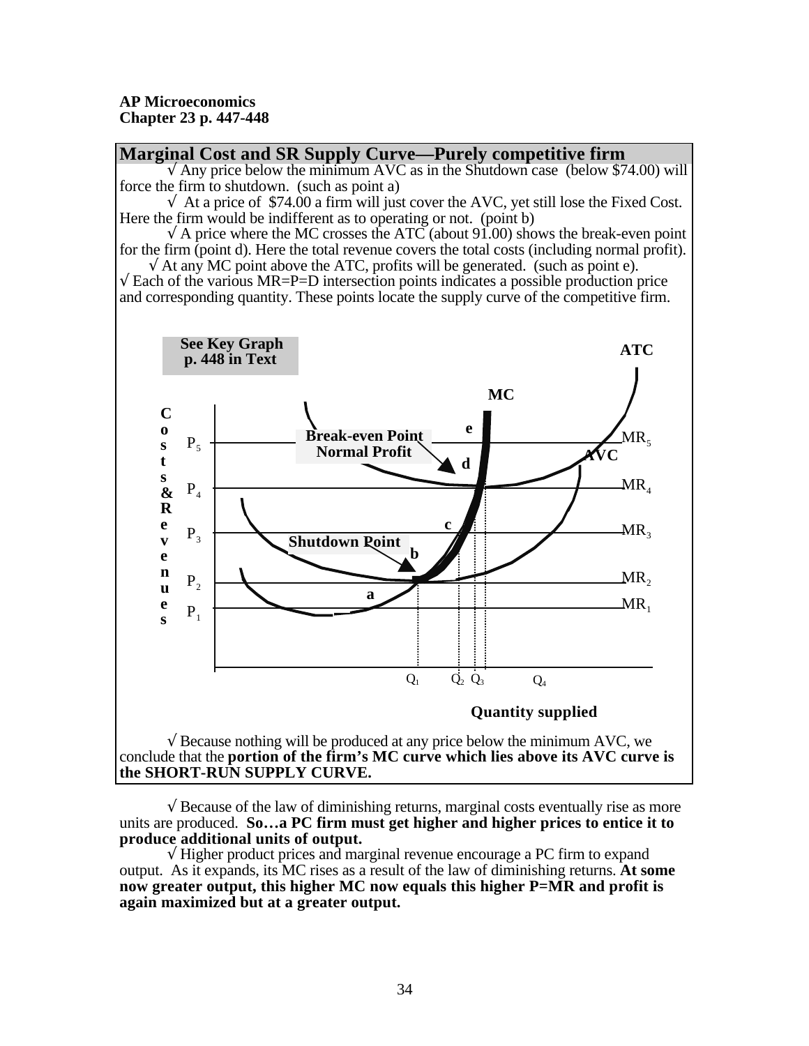**AP Microeconomics**
**Chapter 23 p. 447-448**

## Marginal Cost and SR Supply Curve—Purely competitive firm

√ Any price below the minimum AVC as in the Shutdown case (below $74.00) will force the firm to shutdown. (such as point a)

√ At a price of $74.00 a firm will just cover the AVC, yet still lose the Fixed Cost. Here the firm would be indifferent as to operating or not. (point b)

√ A price where the MC crosses the ATC (about 91.00) shows the break-even point for the firm (point d). Here the total revenue covers the total costs (including normal profit).

√ At any MC point above the ATC, profits will be generated. (such as point e).

√ Each of the various MR=P=D intersection points indicates a possible production price and corresponding quantity. These points locate the supply curve of the competitive firm.

See Key Graph p. 448 in Text

ATC

MC

Costs & Revenues

$P_5$ — Break-even Point Normal Profit — e — d — $MR_5$

AVC

$P_4$ — $MR_4$

c

$P_3$ — Shutdown Point — $MR_3$

b

$P_2$ — $MR_2$

a

$P_1$ — $MR_1$

$Q_1$ $Q_2$ $Q_3$ $Q_4$

Quantity supplied

√ Because nothing will be produced at any price below the minimum AVC, we conclude that the **portion of the firm's MC curve which lies above its AVC curve is the SHORT-RUN SUPPLY CURVE.**

√ Because of the law of diminishing returns, marginal costs eventually rise as more units are produced. **So…a PC firm must get higher and higher prices to entice it to produce additional units of output.**

√ Higher product prices and marginal revenue encourage a PC firm to expand output. As it expands, its MC rises as a result of the law of diminishing returns. **At some now greater output, this higher MC now equals this higher P=MR and profit is again maximized but at a greater output.**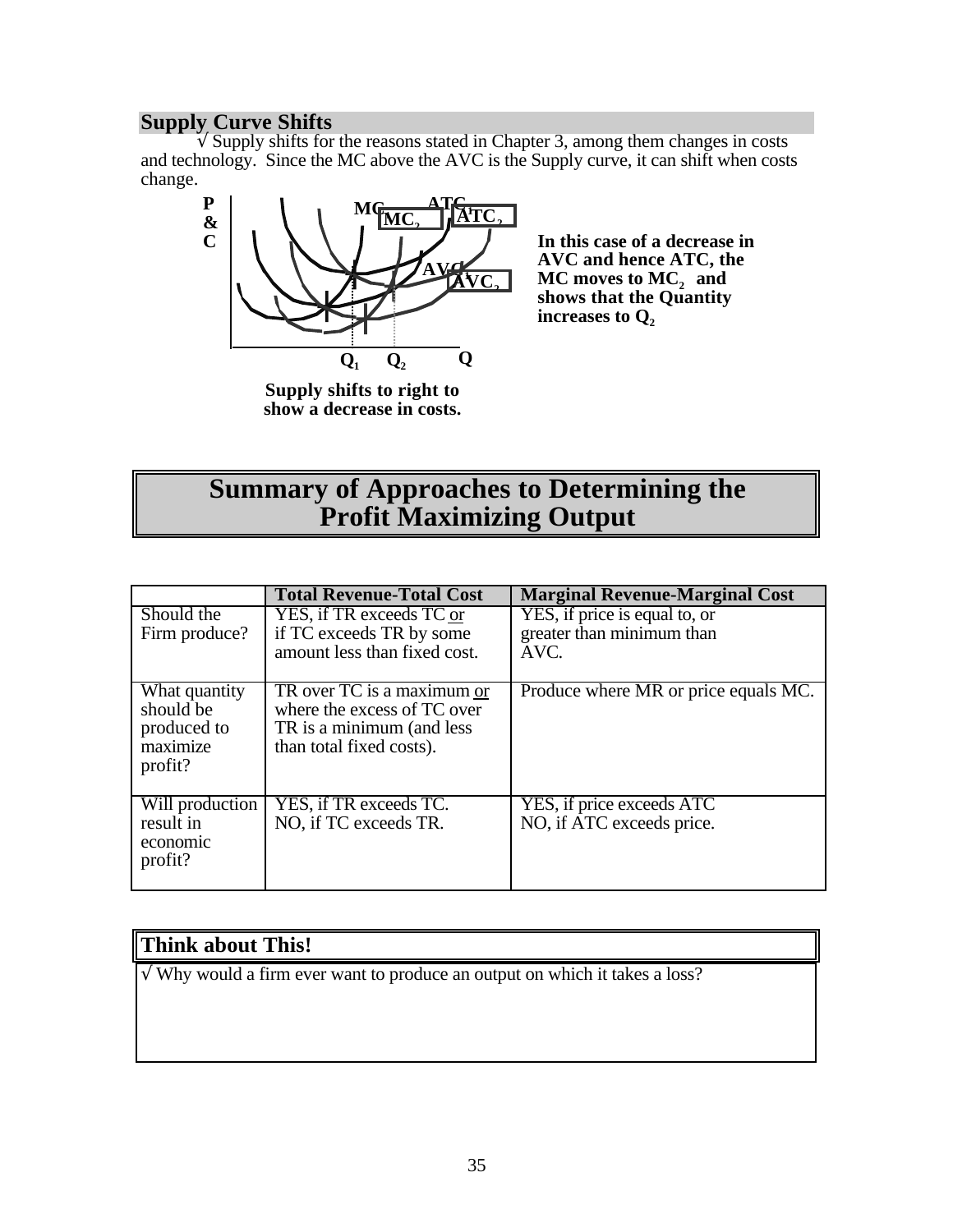## Supply Curve Shifts

√ Supply shifts for the reasons stated in Chapter 3, among them changes in costs and technology. Since the MC above the AVC is the Supply curve, it can shift when costs change.

**In this case of a decrease in AVC and hence ATC, the MC moves to $MC_2$ and shows that the Quantity increases to $Q_2$**

**Supply shifts to right to show a decrease in costs.**

# Summary of Approaches to Determining the Profit Maximizing Output

| | **Total Revenue-Total Cost** | **Marginal Revenue-Marginal Cost** |
|---|---|---|
| Should the Firm produce? | YES, if TR exceeds TC <u>or</u> if TC exceeds TR by some amount less than fixed cost. | YES, if price is equal to, or greater than minimum than AVC. |
| What quantity should be produced to maximize profit? | TR over TC is a maximum <u>or</u> where the excess of TC over TR is a minimum (and less than total fixed costs). | Produce where MR or price equals MC. |
| Will production result in economic profit? | YES, if TR exceeds TC. NO, if TC exceeds TR. | YES, if price exceeds ATC NO, if ATC exceeds price. |

## Think about This!

√ Why would a firm ever want to produce an output on which it takes a loss?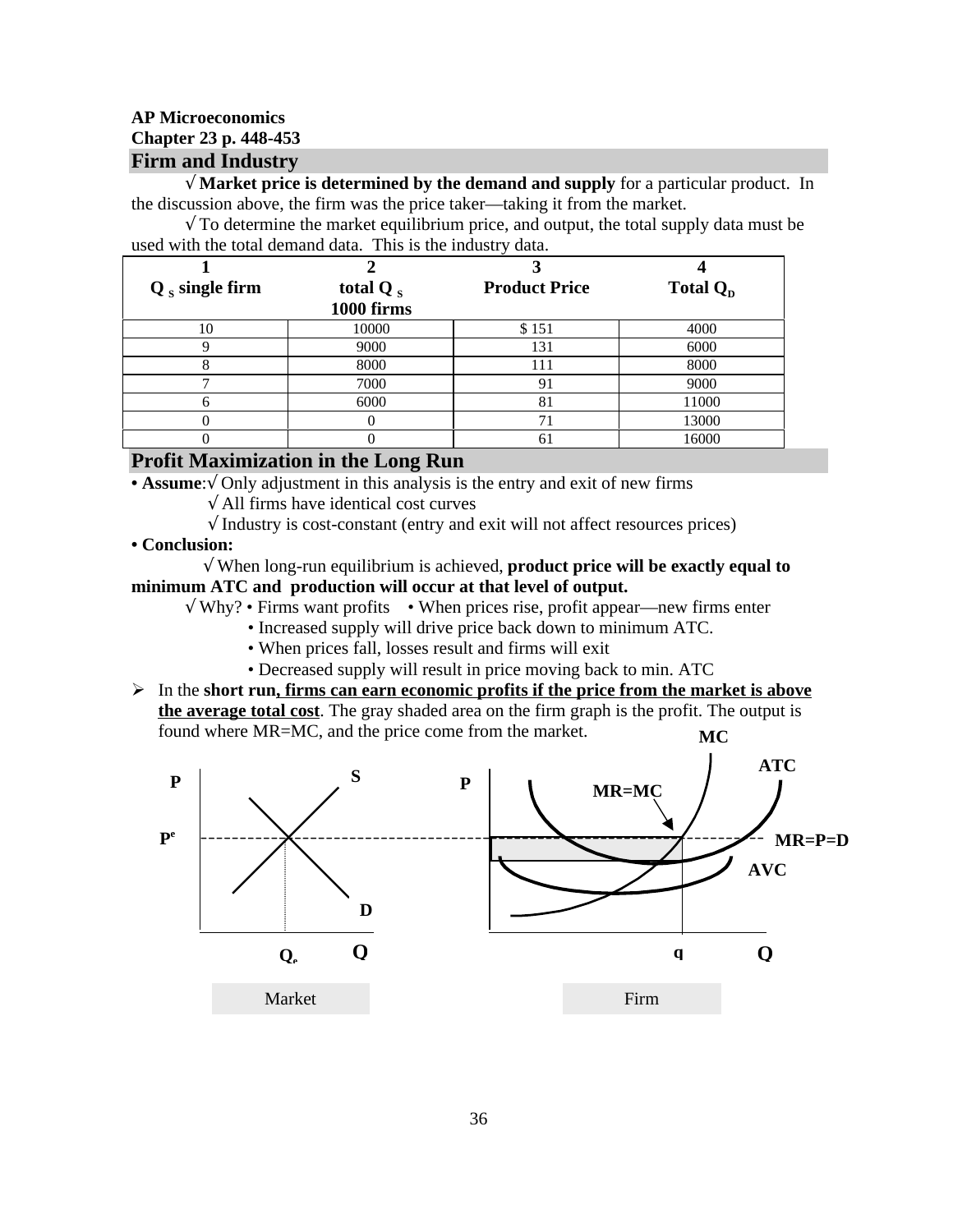**AP Microeconomics**
**Chapter 23 p. 448-453**

## Firm and Industry

√ **Market price is determined by the demand and supply** for a particular product. In the discussion above, the firm was the price taker—taking it from the market.

√ To determine the market equilibrium price, and output, the total supply data must be used with the total demand data. This is the industry data.

| 1<br>$Q_S$ single firm | 2<br>total $Q_S$<br>1000 firms | 3<br>Product Price | 4<br>Total $Q_D$ |
|---|---|---|---|
| 10 | 10000 | $ 151 | 4000 |
| 9 | 9000 | 131 | 6000 |
| 8 | 8000 | 111 | 8000 |
| 7 | 7000 | 91 | 9000 |
| 6 | 6000 | 81 | 11000 |
| 0 | 0 | 71 | 13000 |
| 0 | 0 | 61 | 16000 |

## Profit Maximization in the Long Run

• **Assume**:√ Only adjustment in this analysis is the entry and exit of new firms
- √ All firms have identical cost curves
- √ Industry is cost-constant (entry and exit will not affect resources prices)

• **Conclusion:**

√ When long-run equilibrium is achieved, **product price will be exactly equal to minimum ATC and production will occur at that level of output.**

√ Why? • Firms want profits • When prices rise, profit appear—new firms enter
- • Increased supply will drive price back down to minimum ATC.
- • When prices fall, losses result and firms will exit
- • Decreased supply will result in price moving back to min. ATC

➢ In the **short run, <u>firms can earn economic profits if the price from the market is above the average total cost</u>**. The gray shaded area on the firm graph is the profit. The output is found where MR=MC, and the price come from the market.

Market

Firm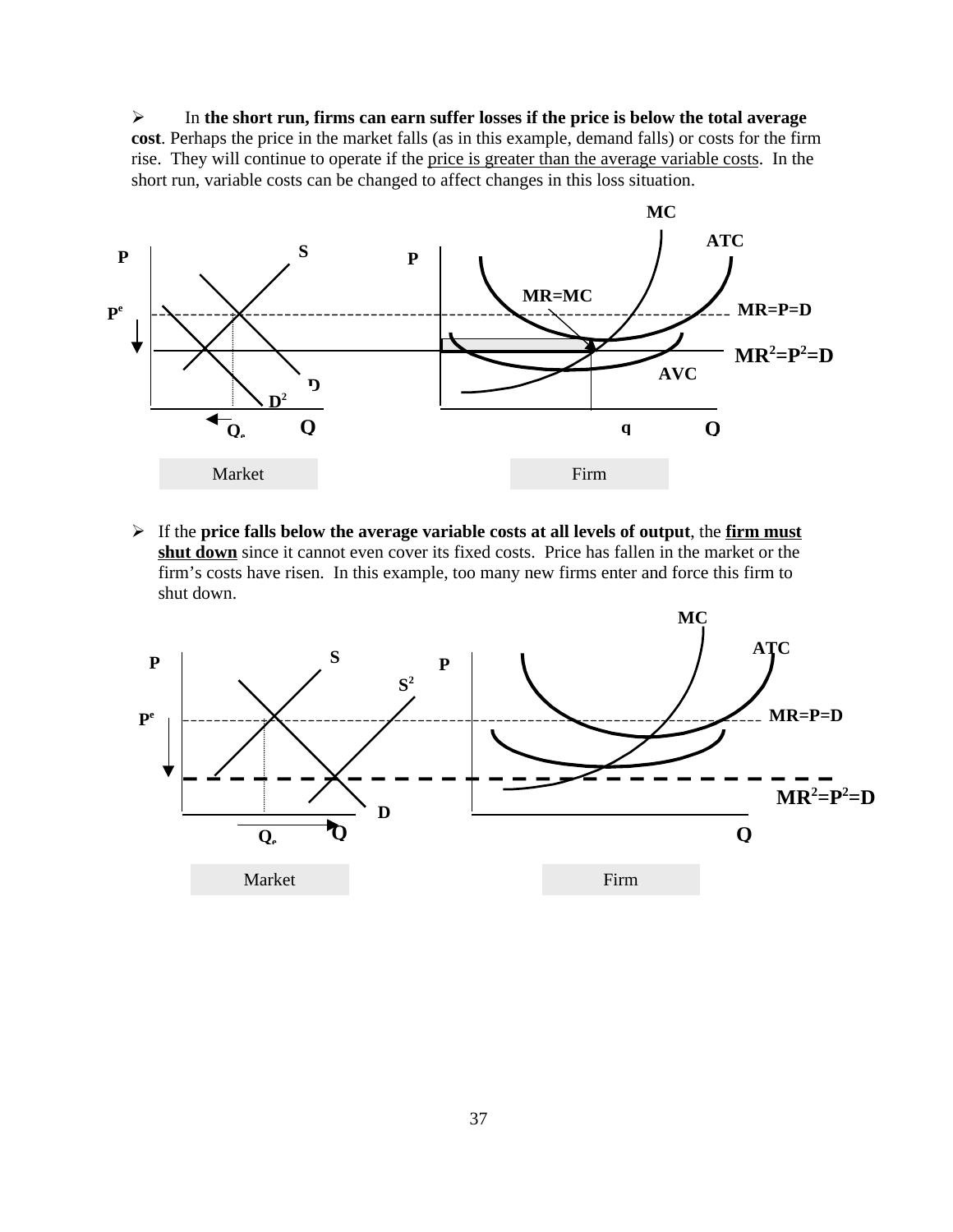- In **the short run, firms can earn suffer losses if the price is below the total average cost**. Perhaps the price in the market falls (as in this example, demand falls) or costs for the firm rise. They will continue to operate if the price is greater than the average variable costs. In the short run, variable costs can be changed to affect changes in this loss situation.

Market | Firm

- If the **price falls below the average variable costs at all levels of output**, the **firm must shut down** since it cannot even cover its fixed costs. Price has fallen in the market or the firm's costs have risen. In this example, too many new firms enter and force this firm to shut down.

Market | Firm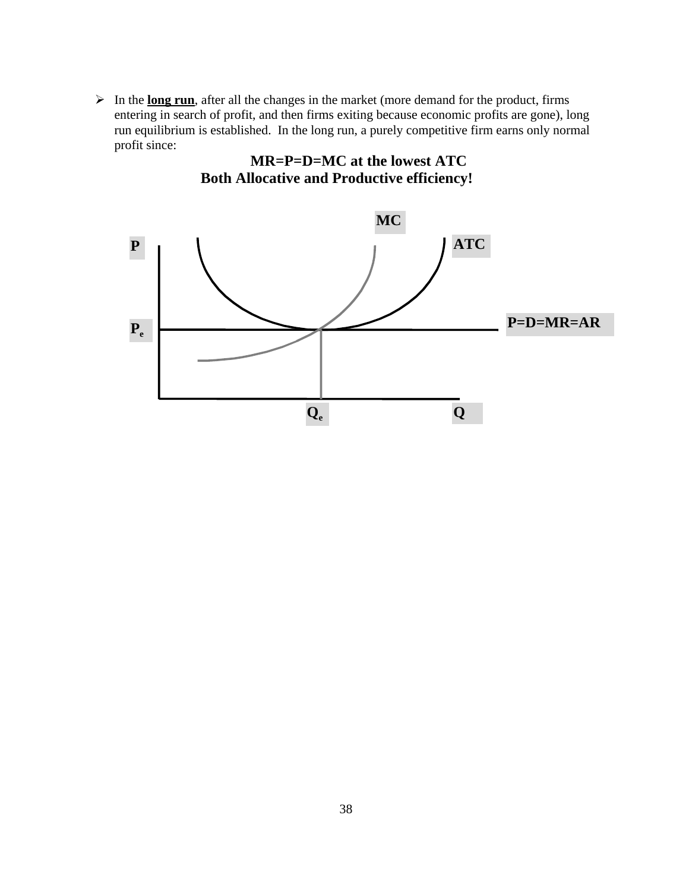- In the **long run**, after all the changes in the market (more demand for the product, firms entering in search of profit, and then firms exiting because economic profits are gone), long run equilibrium is established. In the long run, a purely competitive firm earns only normal profit since:

**MR=P=D=MC at the lowest ATC**
**Both Allocative and Productive efficiency!**

MC

P

ATC

$P_e$

P=D=MR=AR

$Q_e$

Q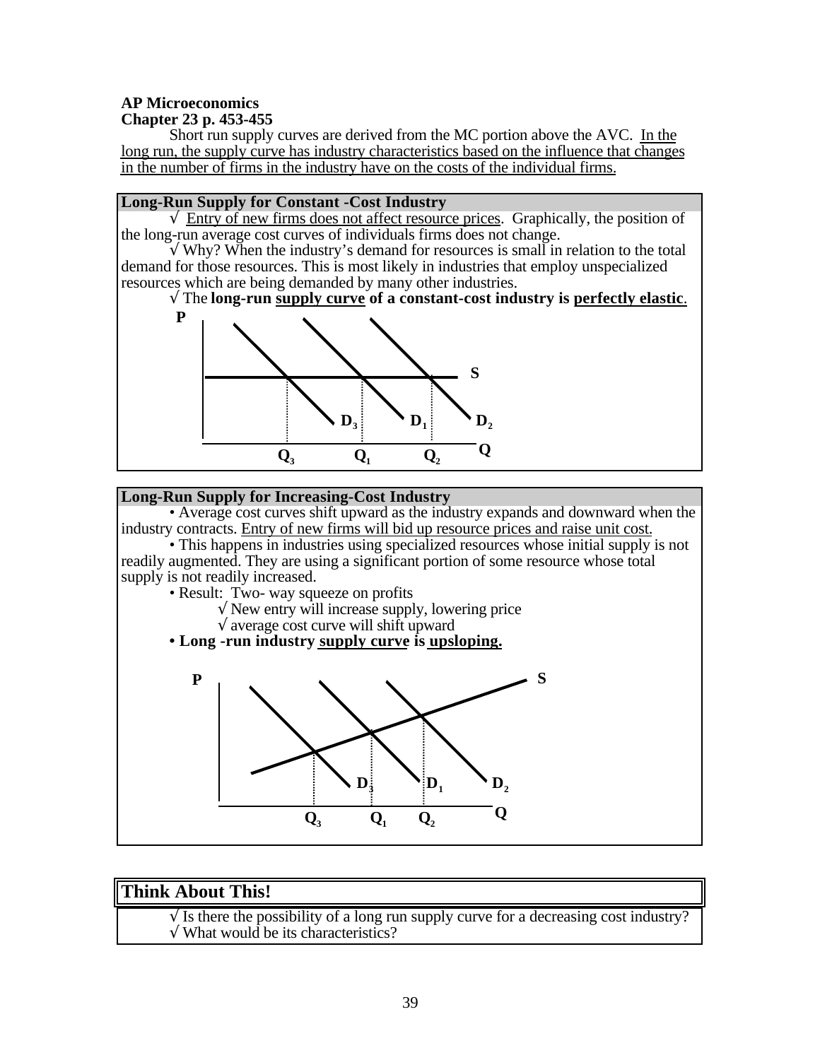**AP Microeconomics**
**Chapter 23 p. 453-455**

Short run supply curves are derived from the MC portion above the AVC. <u>In the long run, the supply curve has industry characteristics based on the influence that changes in the number of firms in the industry have on the costs of the individual firms.</u>

### Long-Run Supply for Constant -Cost Industry

√ <u>Entry of new firms does not affect resource prices</u>. Graphically, the position of the long-run average cost curves of individuals firms does not change.

√ Why? When the industry's demand for resources is small in relation to the total demand for those resources. This is most likely in industries that employ unspecialized resources which are being demanded by many other industries.

√ The **long-run <u>supply curve</u> of a constant-cost industry is <u>perfectly elastic</u>**.

P

S

$D_3$ $D_1$ $D_2$

Q

$Q_3$ $Q_1$ $Q_2$

### Long-Run Supply for Increasing-Cost Industry

• Average cost curves shift upward as the industry expands and downward when the industry contracts. <u>Entry of new firms will bid up resource prices and raise unit cost.</u>

• This happens in industries using specialized resources whose initial supply is not readily augmented. They are using a significant portion of some resource whose total supply is not readily increased.

• Result: Two- way squeeze on profits
  - √ New entry will increase supply, lowering price
  - √ average cost curve will shift upward

• **Long -run industry <u>supply curve</u> is <u>upsloping.</u>**

P S

$D_3$ $D_1$ $D_2$

Q

$Q_3$ $Q_1$ $Q_2$

### Think About This!

√ Is there the possibility of a long run supply curve for a decreasing cost industry?

√ What would be its characteristics?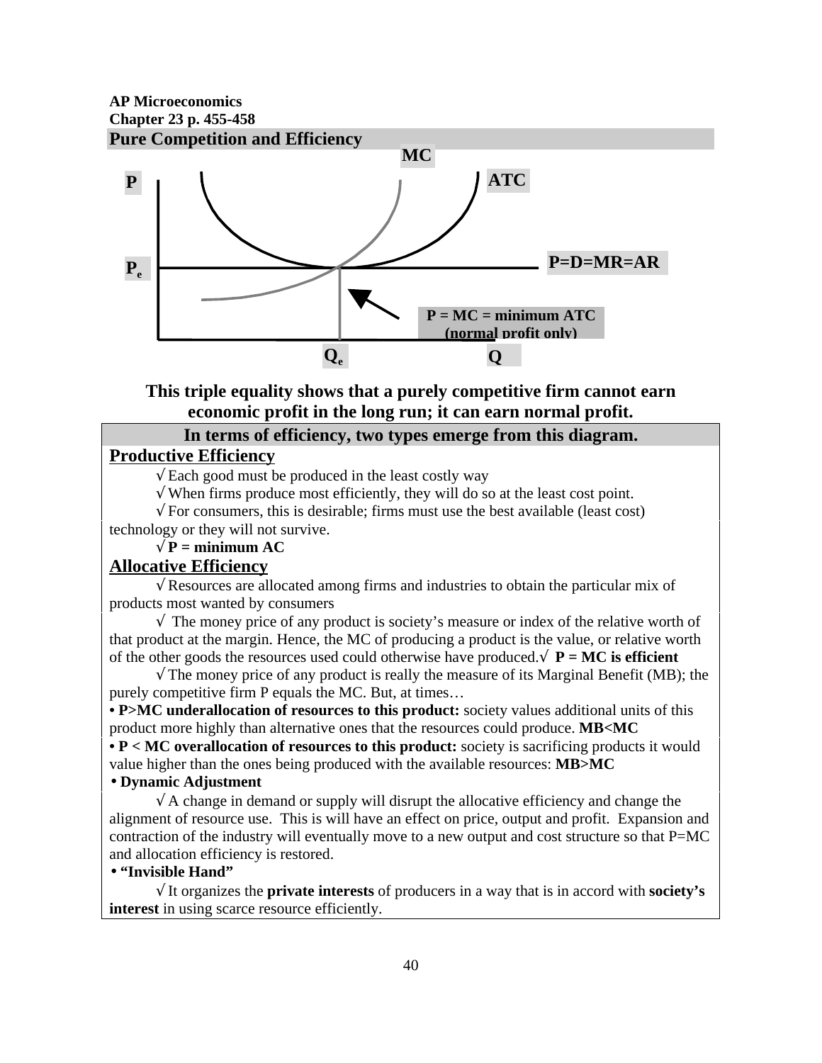**AP Microeconomics**
**Chapter 23 p. 455-458**

## Pure Competition and Efficiency

MC

P ATC

$P_e$ P=D=MR=AR

P = MC = minimum ATC
(normal profit only)

$Q_e$ Q

**This triple equality shows that a purely competitive firm cannot earn economic profit in the long run; it can earn normal profit.**

**In terms of efficiency, two types emerge from this diagram.**

### Productive Efficiency

√ Each good must be produced in the least costly way

√ When firms produce most efficiently, they will do so at the least cost point.

√ For consumers, this is desirable; firms must use the best available (least cost) technology or they will not survive.

√ **P = minimum AC**

### Allocative Efficiency

√ Resources are allocated among firms and industries to obtain the particular mix of products most wanted by consumers

√ The money price of any product is society's measure or index of the relative worth of that product at the margin. Hence, the MC of producing a product is the value, or relative worth of the other goods the resources used could otherwise have produced.√ **P = MC is efficient**

√ The money price of any product is really the measure of its Marginal Benefit (MB); the purely competitive firm P equals the MC. But, at times…

• **P>MC underallocation of resources to this product:** society values additional units of this product more highly than alternative ones that the resources could produce. **MB<MC**

• **P < MC overallocation of resources to this product:** society is sacrificing products it would value higher than the ones being produced with the available resources: **MB>MC**

• **Dynamic Adjustment**

√ A change in demand or supply will disrupt the allocative efficiency and change the alignment of resource use. This is will have an effect on price, output and profit. Expansion and contraction of the industry will eventually move to a new output and cost structure so that P=MC and allocation efficiency is restored.

• **"Invisible Hand"**

√ It organizes the **private interests** of producers in a way that is in accord with **society's interest** in using scarce resource efficiently.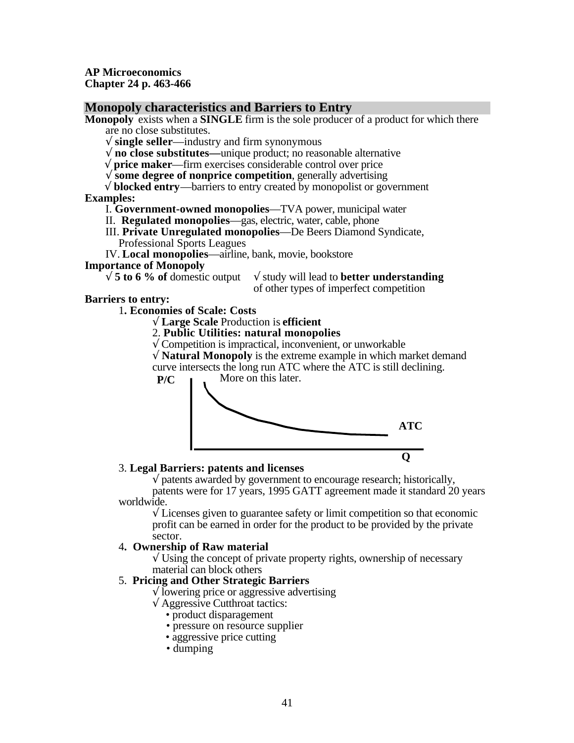**AP Microeconomics**
**Chapter 24 p. 463-466**

## Monopoly characteristics and Barriers to Entry

**Monopoly** exists when a **SINGLE** firm is the sole producer of a product for which there are no close substitutes.

- √ **single seller**—industry and firm synonymous
- √ **no close substitutes—**unique product; no reasonable alternative
- √ **price maker**—firm exercises considerable control over price
- √ **some degree of nonprice competition**, generally advertising
- √ **blocked entry**—barriers to entry created by monopolist or government

**Examples:**

- I. **Government-owned monopolies**—TVA power, municipal water
- II. **Regulated monopolies**—gas, electric, water, cable, phone
- III. **Private Unregulated monopolies**—De Beers Diamond Syndicate, Professional Sports Leagues
- IV. **Local monopolies**—airline, bank, movie, bookstore

**Importance of Monopoly**

- √ **5 to 6 % of** domestic output
- √ study will lead to **better understanding** of other types of imperfect competition

**Barriers to entry:**

1. **Economies of Scale: Costs**
   - √ **Large Scale** Production is **efficient**

2. **Public Utilities: natural monopolies**
   - √ Competition is impractical, inconvenient, or unworkable
   - √ **Natural Monopoly** is the extreme example in which market demand curve intersects the long run ATC where the ATC is still declining. More on this later.

   P/C — ATC — Q

3. **Legal Barriers: patents and licenses**
   - √ patents awarded by government to encourage research; historically, patents were for 17 years, 1995 GATT agreement made it standard 20 years worldwide.
   - √ Licenses given to guarantee safety or limit competition so that economic profit can be earned in order for the product to be provided by the private sector.

4. **Ownership of Raw material**
   - √ Using the concept of private property rights, ownership of necessary material can block others

5. **Pricing and Other Strategic Barriers**
   - √ lowering price or aggressive advertising
   - √ Aggressive Cutthroat tactics:
     - product disparagement
     - pressure on resource supplier
     - aggressive price cutting
     - dumping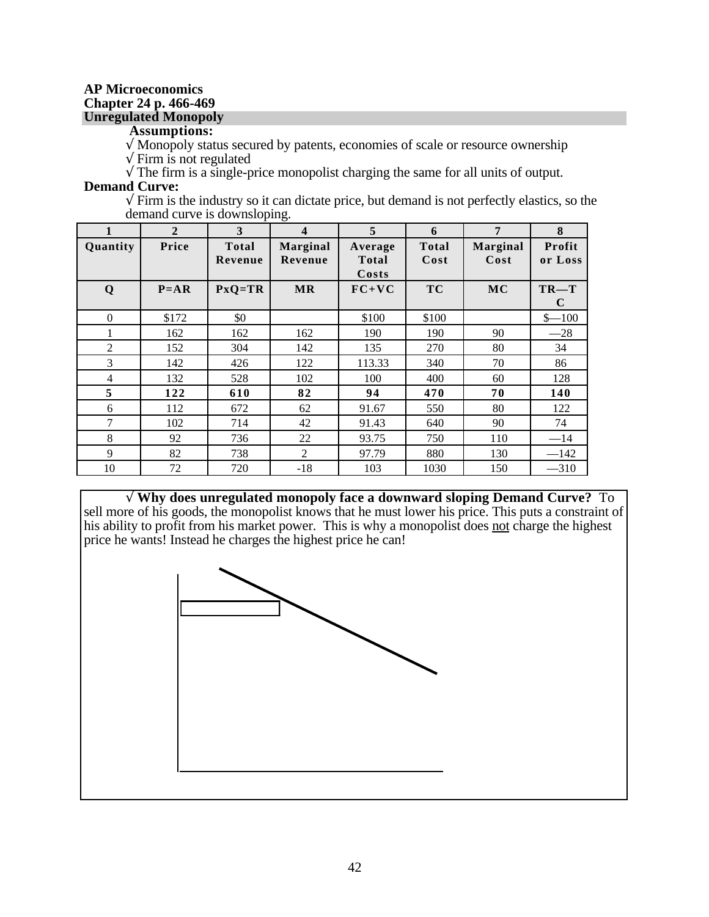**AP Microeconomics**
**Chapter 24 p. 466-469**

## Unregulated Monopoly

**Assumptions:**

√ Monopoly status secured by patents, economies of scale or resource ownership
√ Firm is not regulated
√ The firm is a single-price monopolist charging the same for all units of output.

**Demand Curve:**

√ Firm is the industry so it can dictate price, but demand is not perfectly elastics, so the demand curve is downsloping.

| 1 | 2 | 3 | 4 | 5 | 6 | 7 | 8 |
|---|---|---|---|---|---|---|---|
| **Quantity** | **Price** | **Total Revenue** | **Marginal Revenue** | **Average Total Costs** | **Total Cost** | **Marginal Cost** | **Profit or Loss** |
| **Q** | **P=AR** | **PxQ=TR** | **MR** | **FC+VC** | **TC** | **MC** | **TR—TC** |
| 0 | $172 | $0 | | $100 | $100 | | $—100 |
| 1 | 162 | 162 | 162 | 190 | 190 | 90 | —28 |
| 2 | 152 | 304 | 142 | 135 | 270 | 80 | 34 |
| 3 | 142 | 426 | 122 | 113.33 | 340 | 70 | 86 |
| 4 | 132 | 528 | 102 | 100 | 400 | 60 | 128 |
| **5** | **122** | **610** | **82** | **94** | **470** | **70** | **140** |
| 6 | 112 | 672 | 62 | 91.67 | 550 | 80 | 122 |
| 7 | 102 | 714 | 42 | 91.43 | 640 | 90 | 74 |
| 8 | 92 | 736 | 22 | 93.75 | 750 | 110 | —14 |
| 9 | 82 | 738 | 2 | 97.79 | 880 | 130 | —142 |
| 10 | 72 | 720 | -18 | 103 | 1030 | 150 | —310 |

√ **Why does unregulated monopoly face a downward sloping Demand Curve?** To sell more of his goods, the monopolist knows that he must lower his price. This puts a constraint of his ability to profit from his market power. This is why a monopolist does not charge the highest price he wants! Instead he charges the highest price he can!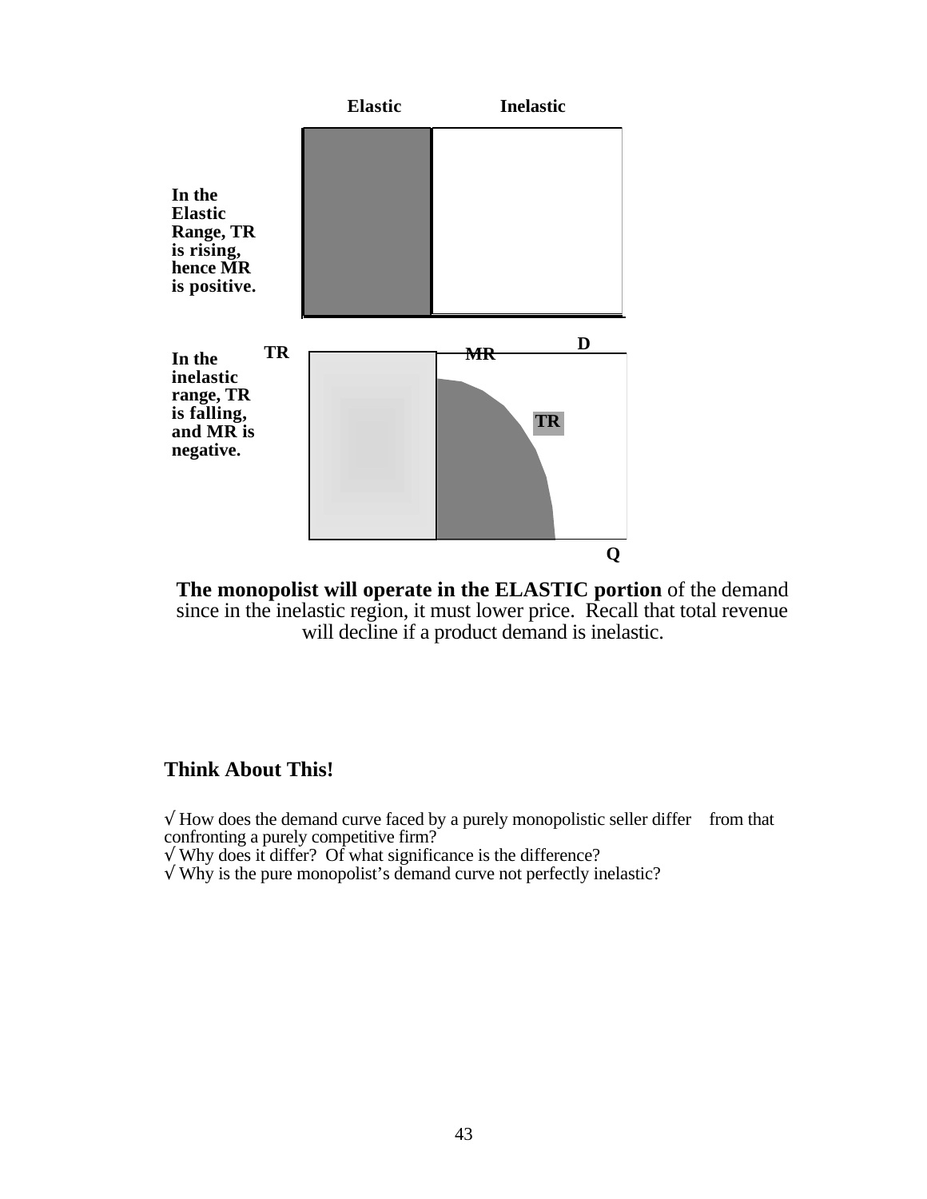Elastic Inelastic

**In the Elastic Range, TR is rising, hence MR is positive.**

**In the inelastic range, TR is falling, and MR is negative.**

TR MR D TR Q

**The monopolist will operate in the ELASTIC portion** of the demand since in the inelastic region, it must lower price. Recall that total revenue will decline if a product demand is inelastic.

## Think About This!

√ How does the demand curve faced by a purely monopolistic seller differ from that confronting a purely competitive firm?
√ Why does it differ? Of what significance is the difference?
√ Why is the pure monopolist's demand curve not perfectly inelastic?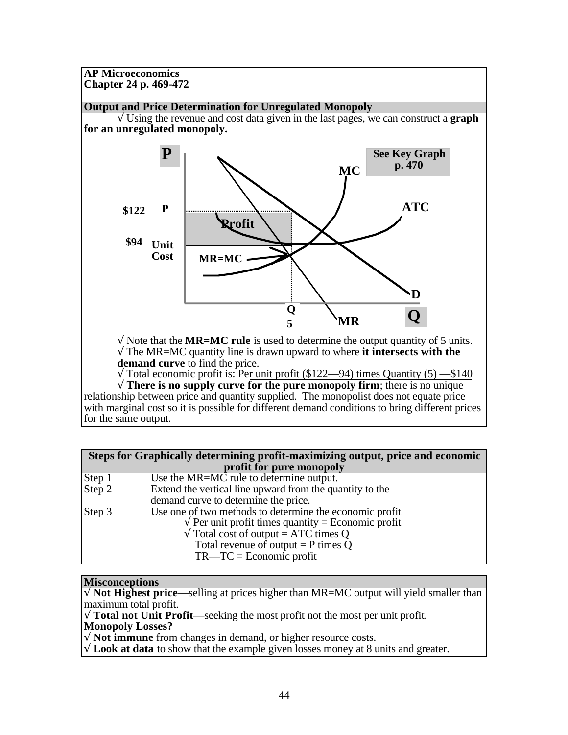**AP Microeconomics**
**Chapter 24 p. 469-472**

**Output and Price Determination for Unregulated Monopoly**

√ Using the revenue and cost data given in the last pages, we can construct a **graph for an unregulated monopoly.**

See Key Graph p. 470

√ Note that the **MR=MC rule** is used to determine the output quantity of 5 units.
√ The MR=MC quantity line is drawn upward to where **it intersects with the demand curve** to find the price.
√ Total economic profit is: Per unit profit ($122—94) times Quantity (5) —$140
√ **There is no supply curve for the pure monopoly firm**; there is no unique relationship between price and quantity supplied. The monopolist does not equate price with marginal cost so it is possible for different demand conditions to bring different prices for the same output.

| Steps for Graphically determining profit-maximizing output, price and economic profit for pure monopoly | |
|---|---|
| Step 1 | Use the MR=MC rule to determine output. |
| Step 2 | Extend the vertical line upward from the quantity to the demand curve to determine the price. |
| Step 3 | Use one of two methods to determine the economic profit<br>√ Per unit profit times quantity = Economic profit<br>√ Total cost of output = ATC times Q<br>Total revenue of output = P times Q<br>TR—TC = Economic profit |

**Misconceptions**
√ **Not Highest price**—selling at prices higher than MR=MC output will yield smaller than maximum total profit.
√ **Total not Unit Profit**—seeking the most profit not the most per unit profit.
**Monopoly Losses?**
√ **Not immune** from changes in demand, or higher resource costs.
√ **Look at data** to show that the example given losses money at 8 units and greater.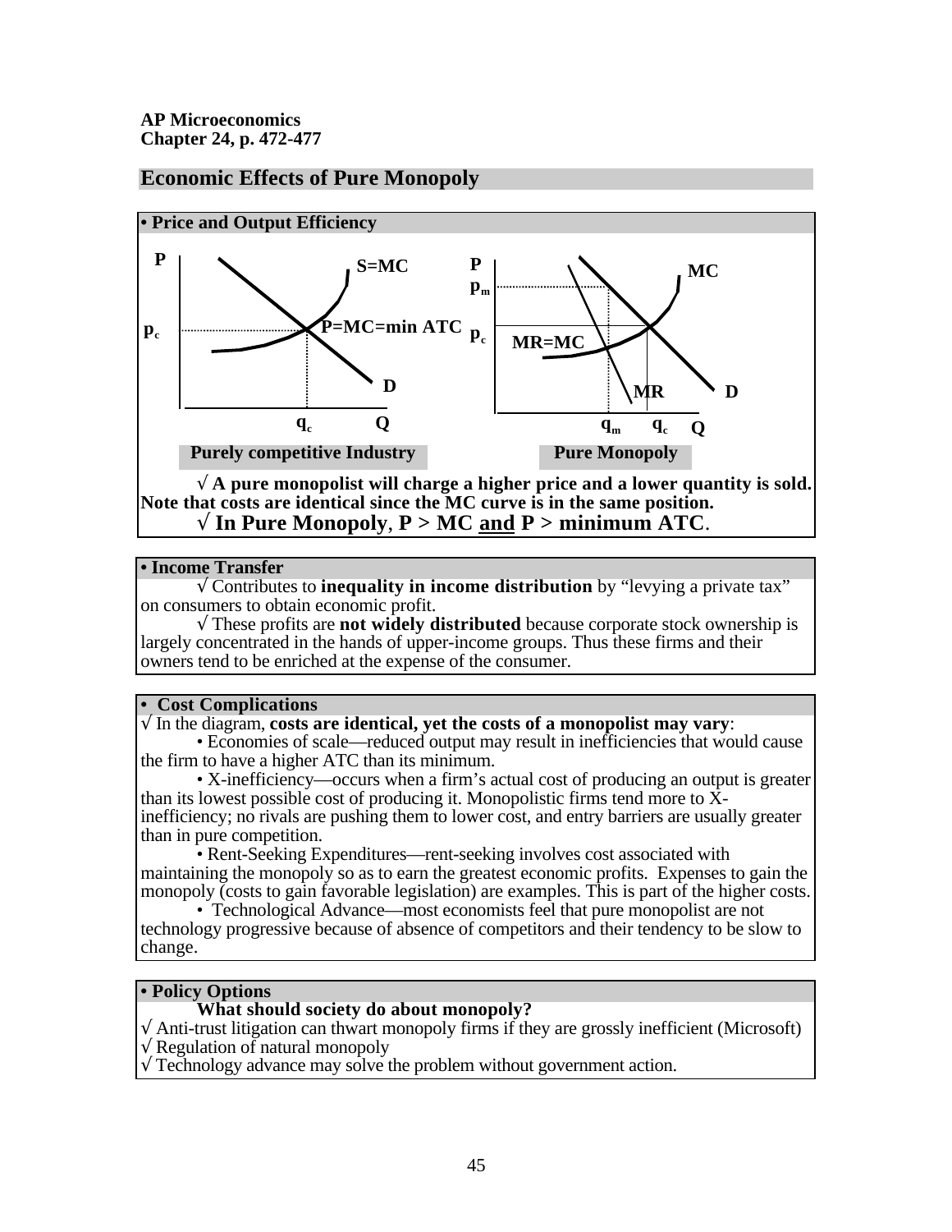**AP Microeconomics**
**Chapter 24, p. 472-477**

## Economic Effects of Pure Monopoly

### • Price and Output Efficiency

Purely competitive Industry — Pure Monopoly

√ **A pure monopolist will charge a higher price and a lower quantity is sold. Note that costs are identical since the MC curve is in the same position.**

√ **In Pure Monopoly, P > MC and P > minimum ATC.**

### • Income Transfer

√ Contributes to **inequality in income distribution** by "levying a private tax" on consumers to obtain economic profit.

√ These profits are **not widely distributed** because corporate stock ownership is largely concentrated in the hands of upper-income groups. Thus these firms and their owners tend to be enriched at the expense of the consumer.

### • Cost Complications

√ In the diagram, **costs are identical, yet the costs of a monopolist may vary**:

• Economies of scale—reduced output may result in inefficiencies that would cause the firm to have a higher ATC than its minimum.

• X-inefficiency—occurs when a firm's actual cost of producing an output is greater than its lowest possible cost of producing it. Monopolistic firms tend more to X-inefficiency; no rivals are pushing them to lower cost, and entry barriers are usually greater than in pure competition.

• Rent-Seeking Expenditures—rent-seeking involves cost associated with maintaining the monopoly so as to earn the greatest economic profits. Expenses to gain the monopoly (costs to gain favorable legislation) are examples. This is part of the higher costs.

• Technological Advance—most economists feel that pure monopolist are not technology progressive because of absence of competitors and their tendency to be slow to change.

### • Policy Options

**What should society do about monopoly?**

√ Anti-trust litigation can thwart monopoly firms if they are grossly inefficient (Microsoft)
√ Regulation of natural monopoly
√ Technology advance may solve the problem without government action.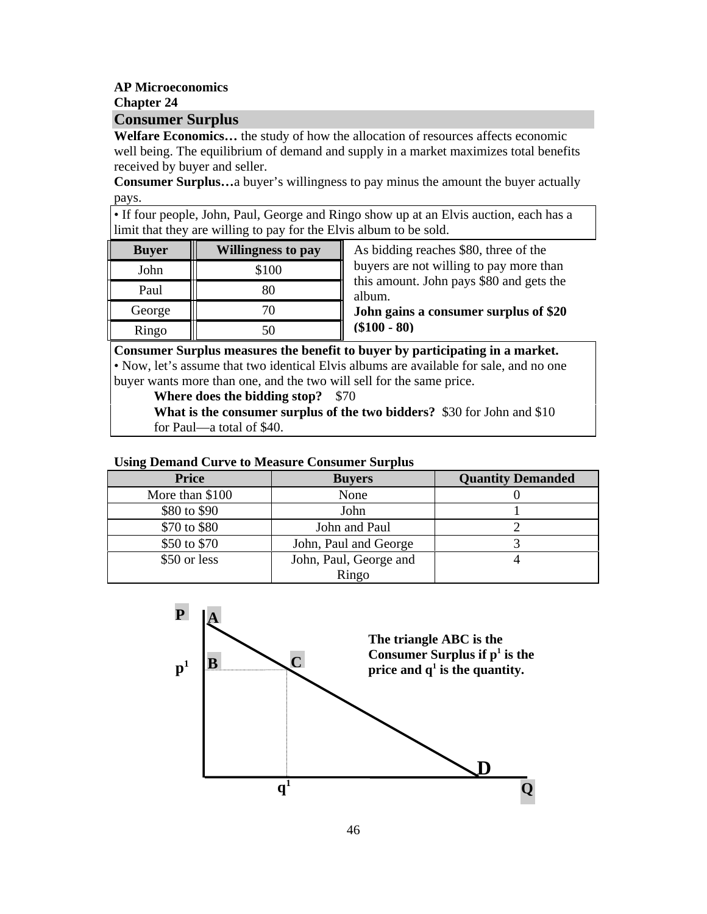**AP Microeconomics**
**Chapter 24**

## Consumer Surplus

**Welfare Economics…** the study of how the allocation of resources affects economic well being. The equilibrium of demand and supply in a market maximizes total benefits received by buyer and seller.

**Consumer Surplus…**a buyer's willingness to pay minus the amount the buyer actually pays.

• If four people, John, Paul, George and Ringo show up at an Elvis auction, each has a limit that they are willing to pay for the Elvis album to be sold.

| Buyer | Willingness to pay |
|---|---|
| John | $100 |
| Paul | 80 |
| George | 70 |
| Ringo | 50 |

As bidding reaches $80, three of the buyers are not willing to pay more than this amount. John pays $80 and gets the album.
**John gains a consumer surplus of $20 ($100 - 80)**

**Consumer Surplus measures the benefit to buyer by participating in a market.**
• Now, let's assume that two identical Elvis albums are available for sale, and no one buyer wants more than one, and the two will sell for the same price.

**Where does the bidding stop?** $70

**What is the consumer surplus of the two bidders?** $30 for John and $10 for Paul—a total of $40.

**Using Demand Curve to Measure Consumer Surplus**

| Price | Buyers | Quantity Demanded |
|---|---|---|
| More than $100 | None | 0 |
| $80 to $90 | John | 1 |
| $70 to $80 | John and Paul | 2 |
| $50 to $70 | John, Paul and George | 3 |
| $50 or less | John, Paul, George and Ringo | 4 |

**The triangle ABC is the Consumer Surplus if $p^1$ is the price and $q^1$ is the quantity.**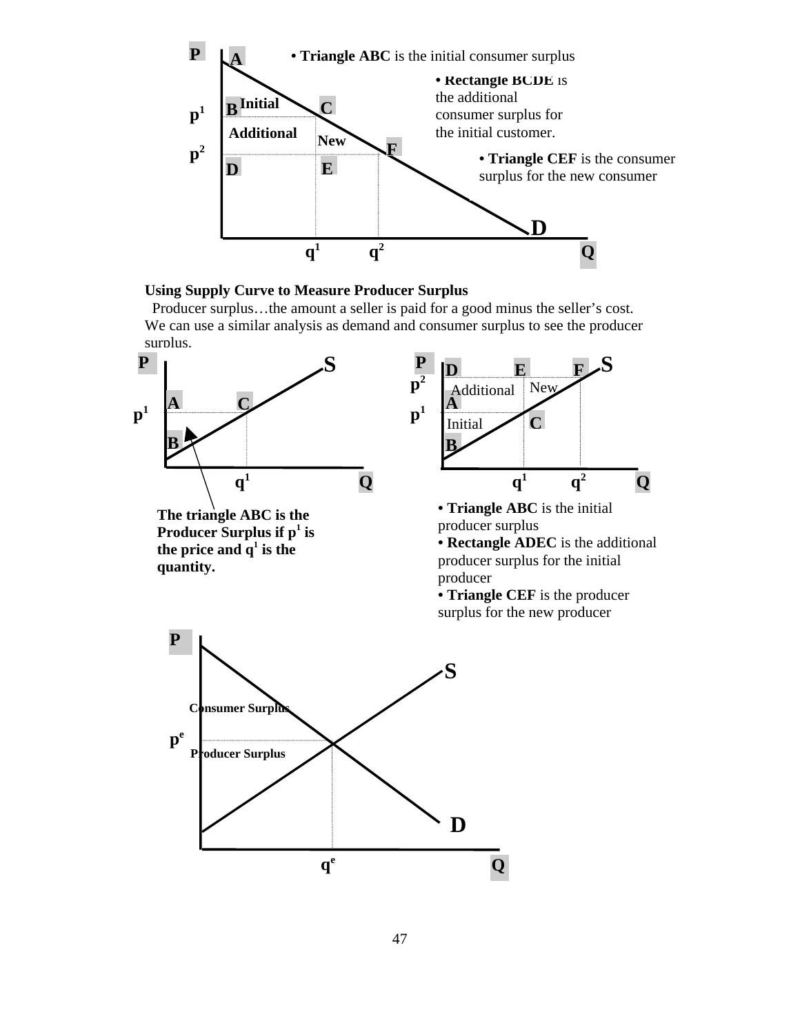• **Triangle ABC** is the initial consumer surplus

• **Rectangle BCDE** is the additional consumer surplus for the initial customer.

• **Triangle CEF** is the consumer surplus for the new consumer

**Using Supply Curve to Measure Producer Surplus**

Producer surplus…the amount a seller is paid for a good minus the seller's cost. We can use a similar analysis as demand and consumer surplus to see the producer surplus.

**The triangle ABC is the Producer Surplus if $p^1$ is the price and $q^1$ is the quantity.**

• **Triangle ABC** is the initial producer surplus

• **Rectangle ADEC** is the additional producer surplus for the initial producer

• **Triangle CEF** is the producer surplus for the new producer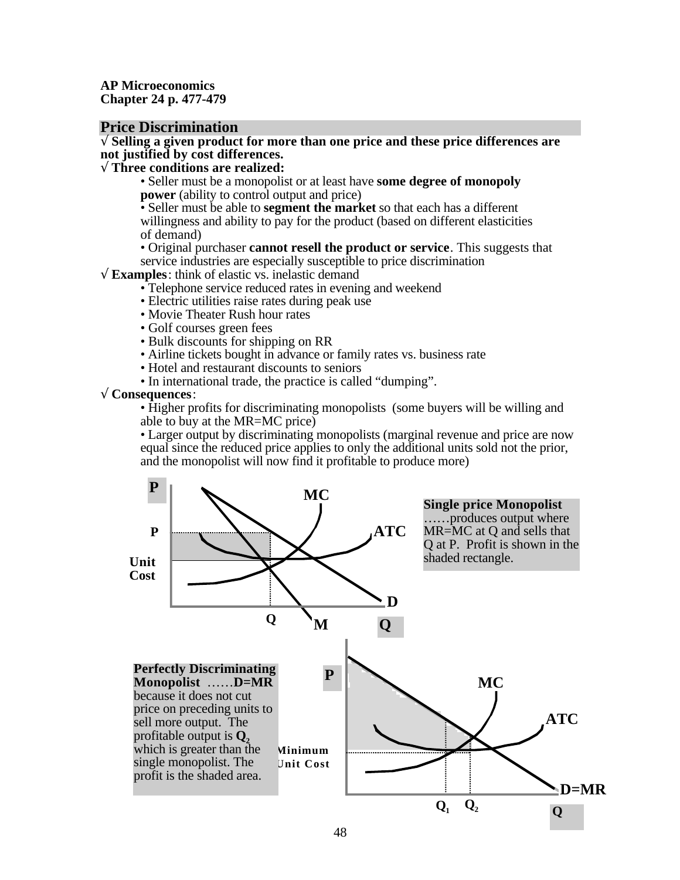**AP Microeconomics**
**Chapter 24 p. 477-479**

## Price Discrimination

√ **Selling a given product for more than one price and these price differences are not justified by cost differences.**

√ **Three conditions are realized:**

- Seller must be a monopolist or at least have **some degree of monopoly power** (ability to control output and price)
- Seller must be able to **segment the market** so that each has a different willingness and ability to pay for the product (based on different elasticities of demand)
- Original purchaser **cannot resell the product or service**. This suggests that service industries are especially susceptible to price discrimination

√ **Examples**: think of elastic vs. inelastic demand

- Telephone service reduced rates in evening and weekend
- Electric utilities raise rates during peak use
- Movie Theater Rush hour rates
- Golf courses green fees
- Bulk discounts for shipping on RR
- Airline tickets bought in advance or family rates vs. business rate
- Hotel and restaurant discounts to seniors
- In international trade, the practice is called "dumping".

√ **Consequences**:

- Higher profits for discriminating monopolists (some buyers will be willing and able to buy at the MR=MC price)
- Larger output by discriminating monopolists (marginal revenue and price are now equal since the reduced price applies to only the additional units sold not the prior, and the monopolist will now find it profitable to produce more)

**Single price Monopolist** ……produces output where MR=MC at Q and sells that Q at P. Profit is shown in the shaded rectangle.

**Perfectly Discriminating Monopolist** ……**D=MR** because it does not cut price on preceding units to sell more output. The profitable output is $Q_2$ which is greater than the single monopolist. The profit is the shaded area.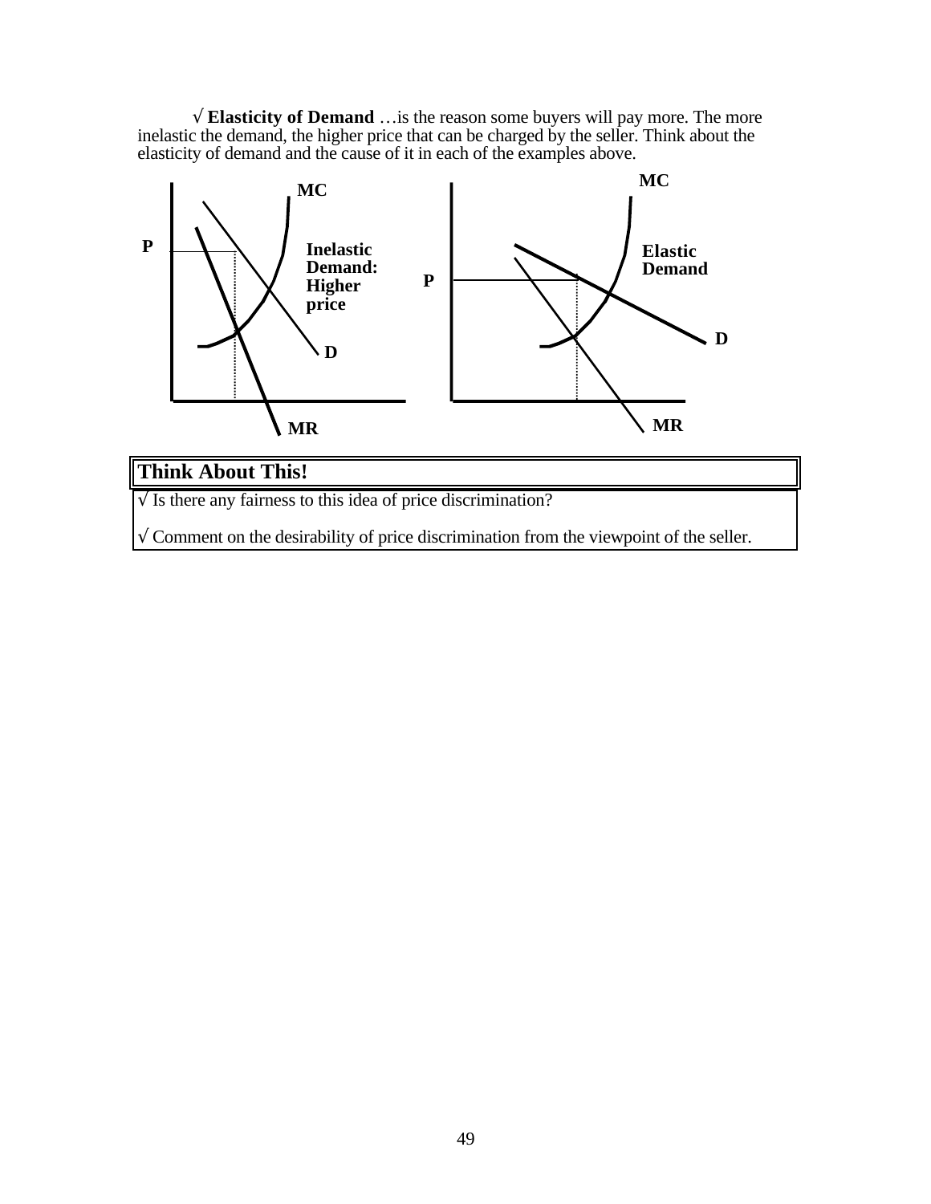√ **Elasticity of Demand** …is the reason some buyers will pay more. The more inelastic the demand, the higher price that can be charged by the seller. Think about the elasticity of demand and the cause of it in each of the examples above.

MC

P

Inelastic Demand: Higher price

D

MR

MC

P

Elastic Demand

D

MR

| **Think About This!** |
|---|
| √ Is there any fairness to this idea of price discrimination? |
| √ Comment on the desirability of price discrimination from the viewpoint of the seller. |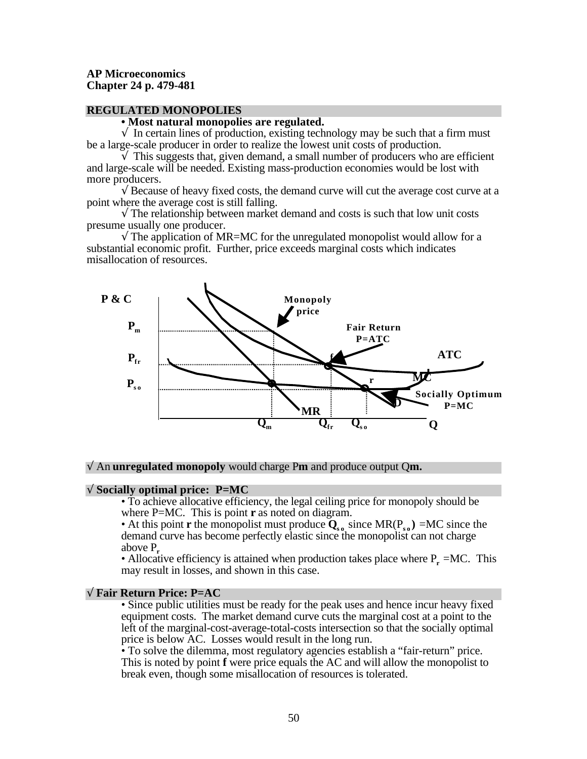**AP Microeconomics**
**Chapter 24 p. 479-481**

## REGULATED MONOPOLIES

**• Most natural monopolies are regulated.**

√ In certain lines of production, existing technology may be such that a firm must be a large-scale producer in order to realize the lowest unit costs of production.

√ This suggests that, given demand, a small number of producers who are efficient and large-scale will be needed. Existing mass-production economies would be lost with more producers.

√ Because of heavy fixed costs, the demand curve will cut the average cost curve at a point where the average cost is still falling.

√ The relationship between market demand and costs is such that low unit costs presume usually one producer.

√ The application of MR=MC for the unregulated monopolist would allow for a substantial economic profit. Further, price exceeds marginal costs which indicates misallocation of resources.

√ An **unregulated monopoly** would charge P**m** and produce output Q**m.**

### √ Socially optimal price: P=MC

• To achieve allocative efficiency, the legal ceiling price for monopoly should be where P=MC. This is point **r** as noted on diagram.

• At this point **r** the monopolist must produce $\mathbf{Q_{so}}$ since MR($P_{so}$) =MC since the demand curve has become perfectly elastic since the monopolist can not charge above $P_r$

• Allocative efficiency is attained when production takes place where $P_r$ =MC. This may result in losses, and shown in this case.

### √ Fair Return Price: P=AC

• Since public utilities must be ready for the peak uses and hence incur heavy fixed equipment costs. The market demand curve cuts the marginal cost at a point to the left of the marginal-cost-average-total-costs intersection so that the socially optimal price is below AC. Losses would result in the long run.

• To solve the dilemma, most regulatory agencies establish a "fair-return" price. This is noted by point **f** were price equals the AC and will allow the monopolist to break even, though some misallocation of resources is tolerated.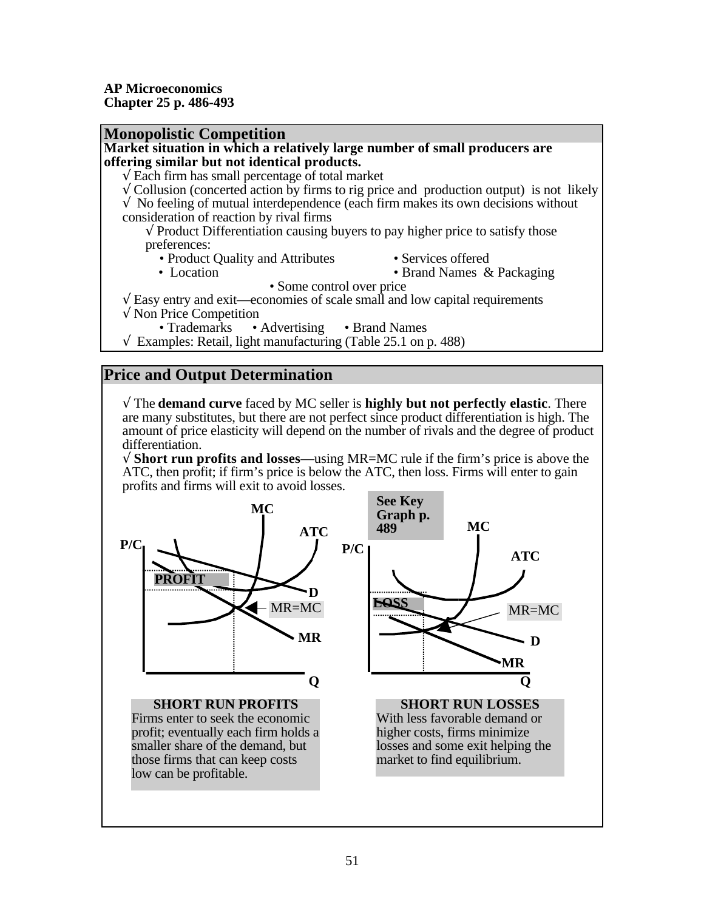**AP Microeconomics**
**Chapter 25 p. 486-493**

## Monopolistic Competition

**Market situation in which a relatively large number of small producers are offering similar but not identical products.**

- √ Each firm has small percentage of total market
- √ Collusion (concerted action by firms to rig price and production output) is not likely
- √ No feeling of mutual interdependence (each firm makes its own decisions without consideration of reaction by rival firms
  - √ Product Differentiation causing buyers to pay higher price to satisfy those preferences:
    - • Product Quality and Attributes
    - • Services offered
    - • Location
    - • Brand Names & Packaging
    - • Some control over price
- √ Easy entry and exit—economies of scale small and low capital requirements
- √ Non Price Competition
  - • Trademarks
  - • Advertising
  - • Brand Names
- √ Examples: Retail, light manufacturing (Table 25.1 on p. 488)

## Price and Output Determination

- √ The **demand curve** faced by MC seller is **highly but not perfectly elastic**. There are many substitutes, but there are not perfect since product differentiation is high. The amount of price elasticity will depend on the number of rivals and the degree of product differentiation.
- √ **Short run profits and losses**—using MR=MC rule if the firm's price is above the ATC, then profit; if firm's price is below the ATC, then loss. Firms will enter to gain profits and firms will exit to avoid losses.

**See Key Graph p. 489**

**SHORT RUN PROFITS**
Firms enter to seek the economic profit; eventually each firm holds a smaller share of the demand, but those firms that can keep costs low can be profitable.

**SHORT RUN LOSSES**
With less favorable demand or higher costs, firms minimize losses and some exit helping the market to find equilibrium.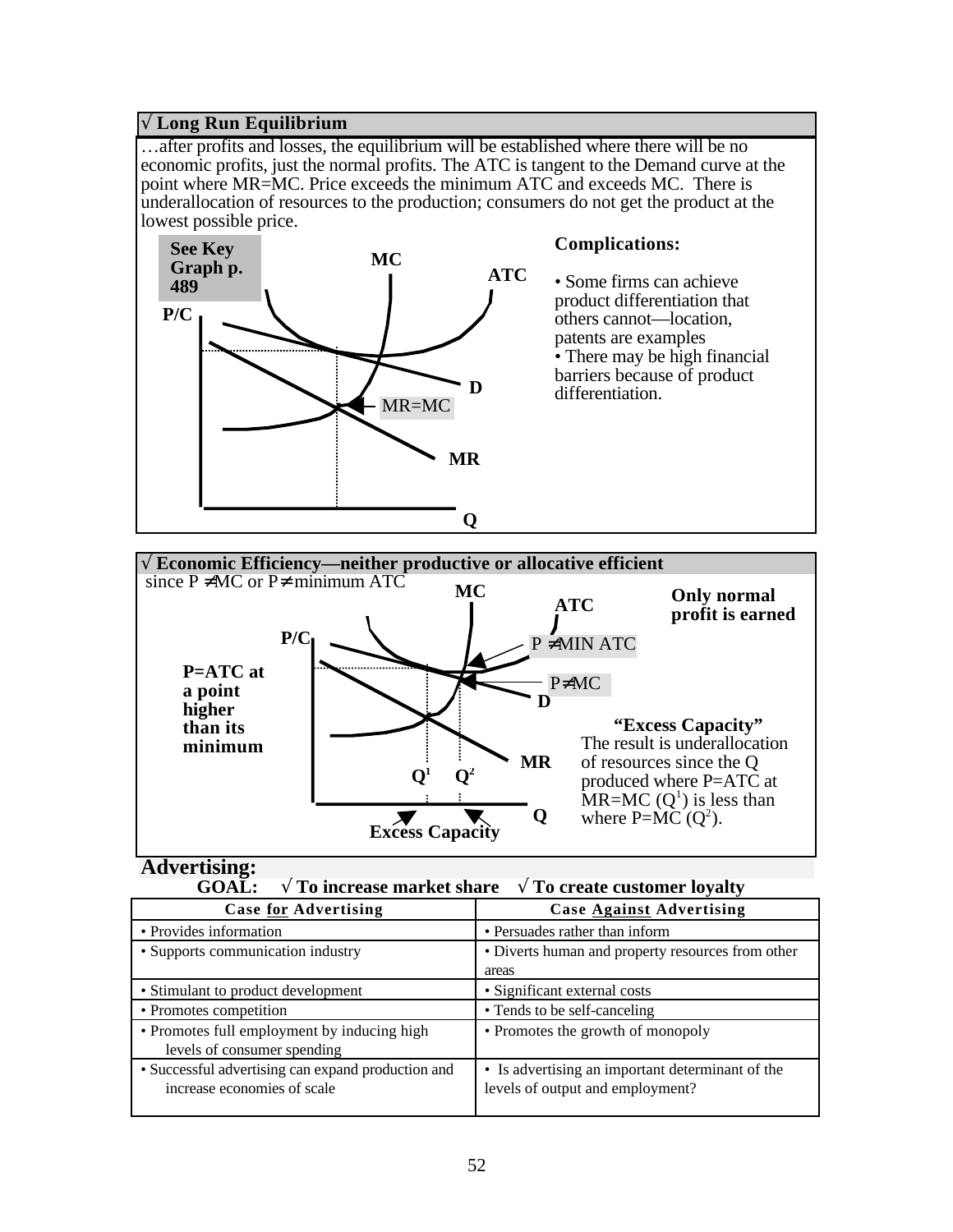## √ Long Run Equilibrium

…after profits and losses, the equilibrium will be established where there will be no economic profits, just the normal profits. The ATC is tangent to the Demand curve at the point where MR=MC. Price exceeds the minimum ATC and exceeds MC. There is underallocation of resources to the production; consumers do not get the product at the lowest possible price.

**See Key Graph p. 489**

P/C, MC, ATC, D, MR=MC, MR, Q

**Complications:**

- Some firms can achieve product differentiation that others cannot—location, patents are examples
- There may be high financial barriers because of product differentiation.

## √ Economic Efficiency—neither productive or allocative efficient

since P ≠MC or P≠minimum ATC

**P=ATC at a point higher than its minimum**

P/C, MC, ATC, P ≠MIN ATC, P≠MC, D, MR, $Q^1$, $Q^2$, Q, Excess Capacity

**Only normal profit is earned**

**"Excess Capacity"**
The result is underallocation of resources since the Q produced where P=ATC at MR=MC ($Q^1$) is less than where P=MC ($Q^2$).

## Advertising:

**GOAL: √ To increase market share √ To create customer loyalty**

| Case for Advertising | Case Against Advertising |
|---|---|
| • Provides information | • Persuades rather than inform |
| • Supports communication industry | • Diverts human and property resources from other areas |
| • Stimulant to product development | • Significant external costs |
| • Promotes competition | • Tends to be self-canceling |
| • Promotes full employment by inducing high levels of consumer spending | • Promotes the growth of monopoly |
| • Successful advertising can expand production and increase economies of scale | • Is advertising an important determinant of the levels of output and employment? |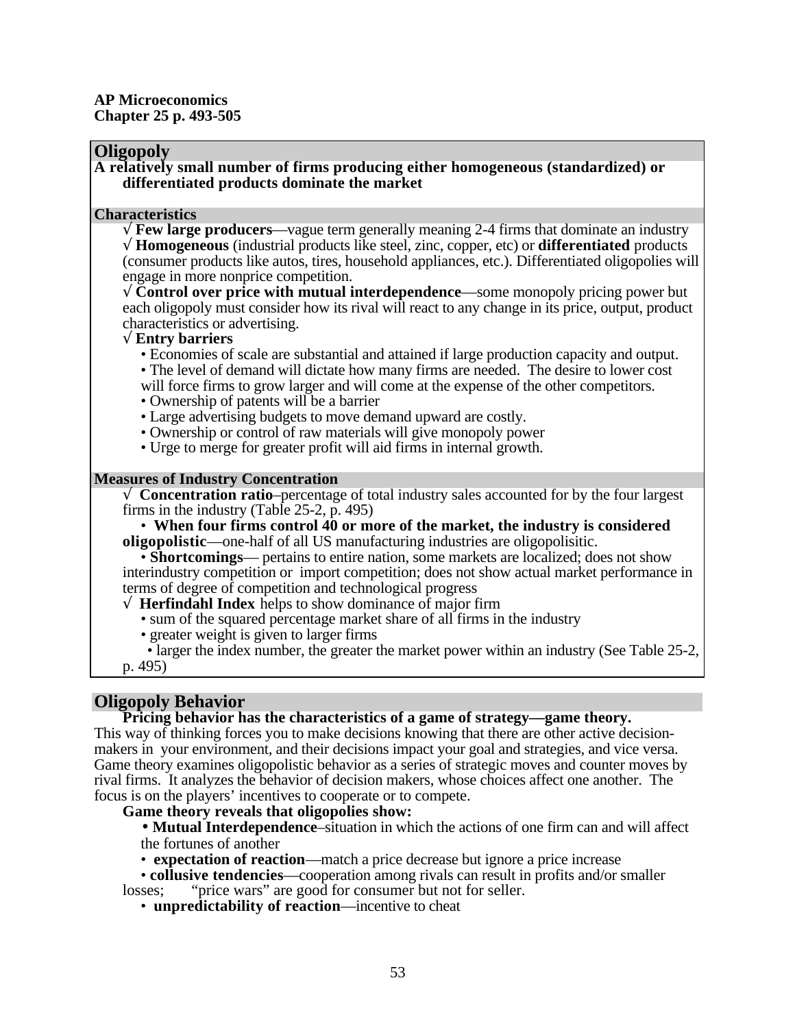**AP Microeconomics**
**Chapter 25 p. 493-505**

## Oligopoly

**A relatively small number of firms producing either homogeneous (standardized) or differentiated products dominate the market**

### Characteristics

√ **Few large producers**—vague term generally meaning 2-4 firms that dominate an industry
√ **Homogeneous** (industrial products like steel, zinc, copper, etc) or **differentiated** products (consumer products like autos, tires, household appliances, etc.). Differentiated oligopolies will engage in more nonprice competition.
√ **Control over price with mutual interdependence**—some monopoly pricing power but each oligopoly must consider how its rival will react to any change in its price, output, product characteristics or advertising.
√ **Entry barriers**

- Economies of scale are substantial and attained if large production capacity and output.
- The level of demand will dictate how many firms are needed. The desire to lower cost will force firms to grow larger and will come at the expense of the other competitors.
- Ownership of patents will be a barrier
- Large advertising budgets to move demand upward are costly.
- Ownership or control of raw materials will give monopoly power
- Urge to merge for greater profit will aid firms in internal growth.

### Measures of Industry Concentration

√ **Concentration ratio**–percentage of total industry sales accounted for by the four largest firms in the industry (Table 25-2, p. 495)

- **When four firms control 40 or more of the market, the industry is considered oligopolistic**—one-half of all US manufacturing industries are oligopolisitic.
- **Shortcomings**— pertains to entire nation, some markets are localized; does not show interindustry competition or import competition; does not show actual market performance in terms of degree of competition and technological progress

√ **Herfindahl Index** helps to show dominance of major firm

- sum of the squared percentage market share of all firms in the industry
- greater weight is given to larger firms
- larger the index number, the greater the market power within an industry (See Table 25-2, p. 495)

## Oligopoly Behavior

**Pricing behavior has the characteristics of a game of strategy—game theory.**
This way of thinking forces you to make decisions knowing that there are other active decision-makers in your environment, and their decisions impact your goal and strategies, and vice versa. Game theory examines oligopolistic behavior as a series of strategic moves and counter moves by rival firms. It analyzes the behavior of decision makers, whose choices affect one another. The focus is on the players' incentives to cooperate or to compete.

**Game theory reveals that oligopolies show:**

- **Mutual Interdependence**–situation in which the actions of one firm can and will affect the fortunes of another
- **expectation of reaction**—match a price decrease but ignore a price increase
- **collusive tendencies**—cooperation among rivals can result in profits and/or smaller losses; "price wars" are good for consumer but not for seller.
- **unpredictability of reaction**—incentive to cheat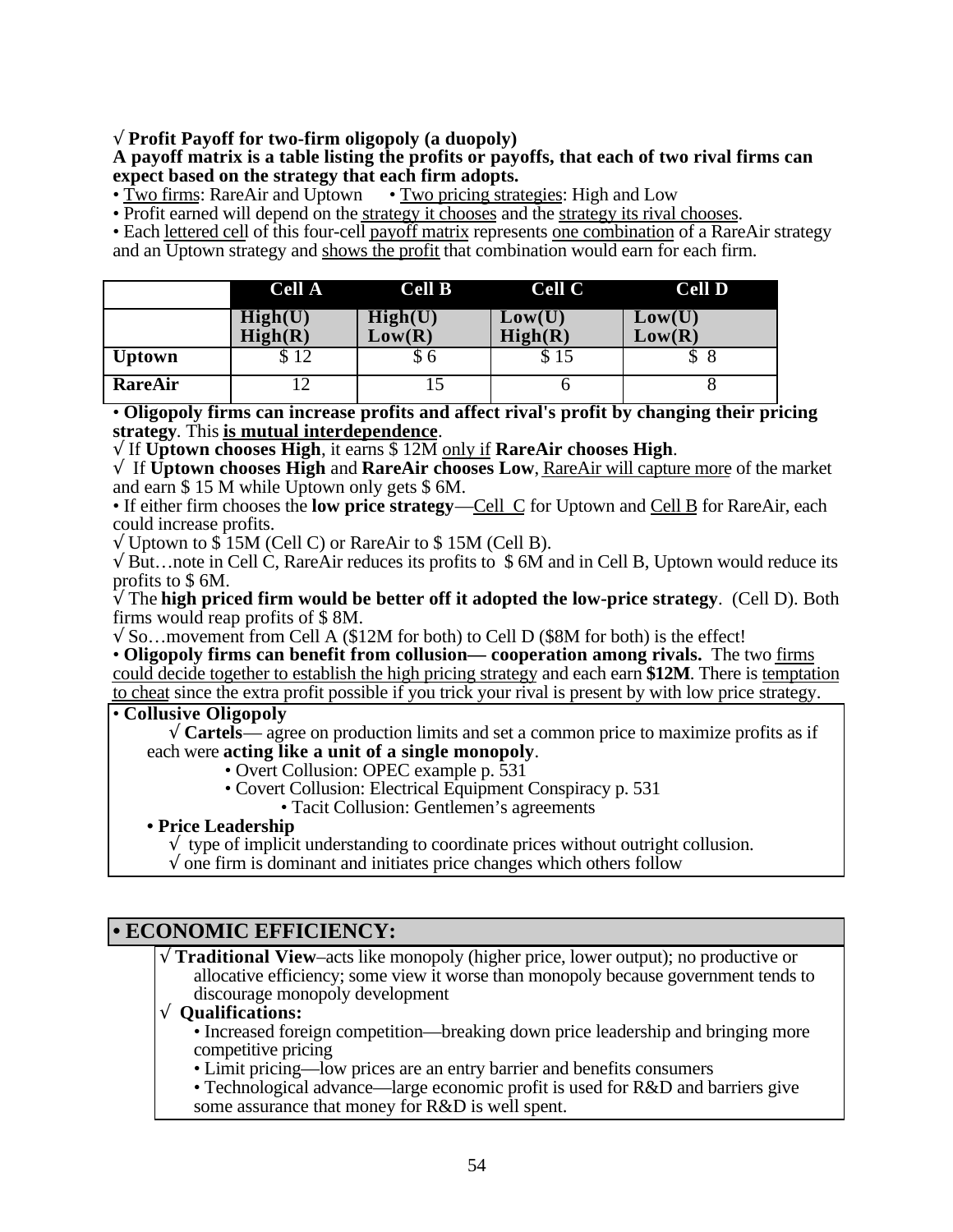√ **Profit Payoff for two-firm oligopoly (a duopoly)**

**A payoff matrix is a table listing the profits or payoffs, that each of two rival firms can expect based on the strategy that each firm adopts.**

• Two firms: RareAir and Uptown  • Two pricing strategies: High and Low

• Profit earned will depend on the strategy it chooses and the strategy its rival chooses.

• Each lettered cell of this four-cell payoff matrix represents one combination of a RareAir strategy and an Uptown strategy and shows the profit that combination would earn for each firm.

| | Cell A | Cell B | Cell C | Cell D |
|---|---|---|---|---|
| | High(U) High(R) | High(U) Low(R) | Low(U) High(R) | Low(U) Low(R) |
| **Uptown** | $ 12 | $ 6 | $ 15 | $ 8 |
| **RareAir** | 12 | 15 | 6 | 8 |

• **Oligopoly firms can increase profits and affect rival's profit by changing their pricing strategy**. This **is mutual interdependence**.

√ If **Uptown chooses High**, it earns $ 12M only if **RareAir chooses High**.

√ If **Uptown chooses High** and **RareAir chooses Low**, RareAir will capture more of the market and earn $ 15 M while Uptown only gets $ 6M.

• If either firm chooses the **low price strategy**—Cell C for Uptown and Cell B for RareAir, each could increase profits.

√ Uptown to $ 15M (Cell C) or RareAir to $ 15M (Cell B).

√ But…note in Cell C, RareAir reduces its profits to $ 6M and in Cell B, Uptown would reduce its profits to $ 6M.

√ The **high priced firm would be better off it adopted the low-price strategy**. (Cell D). Both firms would reap profits of $ 8M.

√ So…movement from Cell A ($12M for both) to Cell D ($8M for both) is the effect!

• **Oligopoly firms can benefit from collusion— cooperation among rivals.** The two firms could decide together to establish the high pricing strategy and each earn **$12M**. There is temptation to cheat since the extra profit possible if you trick your rival is present by with low price strategy.

• **Collusive Oligopoly**

√ **Cartels**— agree on production limits and set a common price to maximize profits as if each were **acting like a unit of a single monopoly**.

- Overt Collusion: OPEC example p. 531
- Covert Collusion: Electrical Equipment Conspiracy p. 531
  - Tacit Collusion: Gentlemen's agreements

• **Price Leadership**

√ type of implicit understanding to coordinate prices without outright collusion.

√ one firm is dominant and initiates price changes which others follow

## • ECONOMIC EFFICIENCY:

√ **Traditional View**–acts like monopoly (higher price, lower output); no productive or allocative efficiency; some view it worse than monopoly because government tends to discourage monopoly development

√ **Qualifications:**

- Increased foreign competition—breaking down price leadership and bringing more competitive pricing
- Limit pricing—low prices are an entry barrier and benefits consumers
- Technological advance—large economic profit is used for R&D and barriers give some assurance that money for R&D is well spent.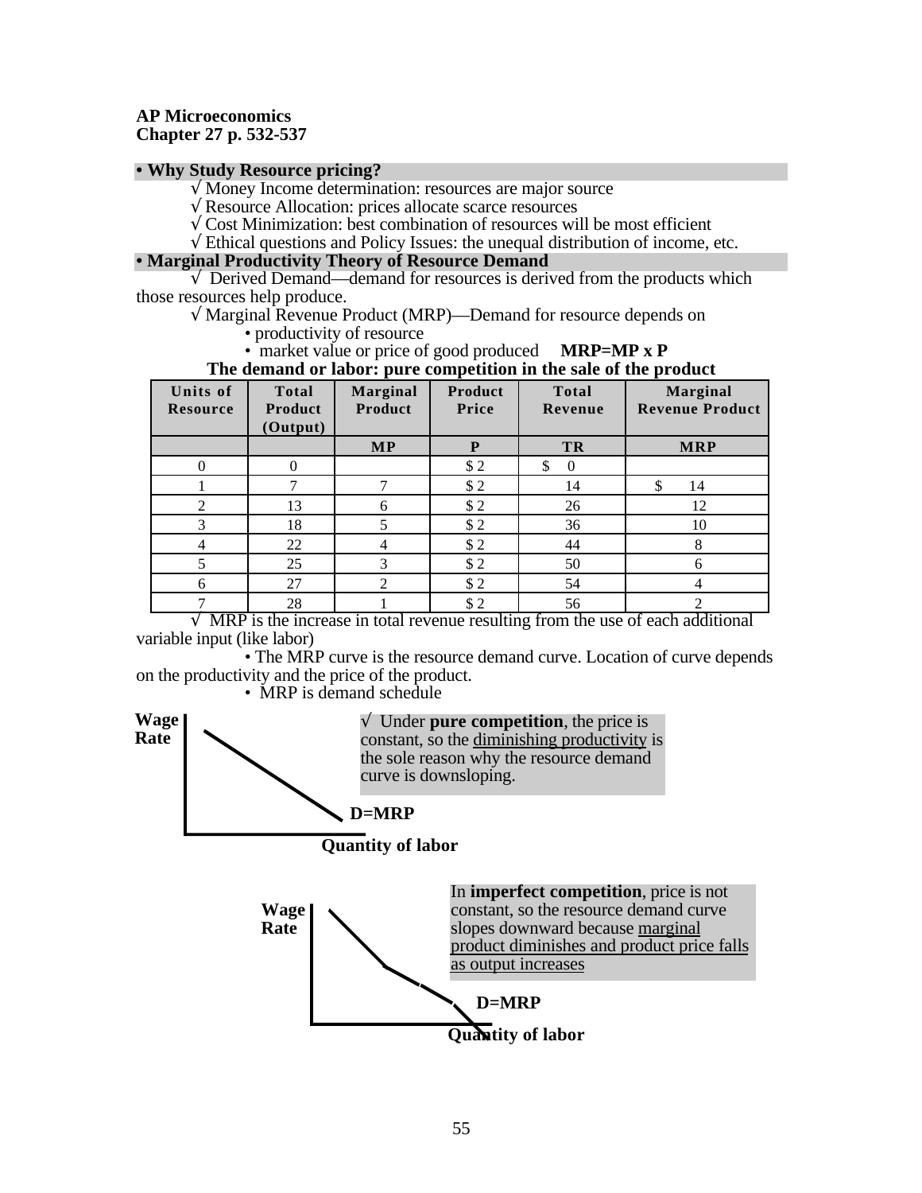**AP Microeconomics**
**Chapter 27 p. 532-537**

**• Why Study Resource pricing?**

√ Money Income determination: resources are major source
√ Resource Allocation: prices allocate scarce resources
√ Cost Minimization: best combination of resources will be most efficient
√ Ethical questions and Policy Issues: the unequal distribution of income, etc.

**• Marginal Productivity Theory of Resource Demand**

√ Derived Demand—demand for resources is derived from the products which those resources help produce.

√ Marginal Revenue Product (MRP)—Demand for resource depends on

- productivity of resource
- market value or price of good produced **MRP=MP x P**

**The demand or labor: pure competition in the sale of the product**

| Units of Resource | Total Product (Output) | Marginal Product | Product Price | Total Revenue | Marginal Revenue Product |
|---|---|---|---|---|---|
| | | MP | P | TR | MRP |
| 0 | 0 | | $ 2 | $ 0 | |
| 1 | 7 | 7 | $ 2 | 14 | $ 14 |
| 2 | 13 | 6 | $ 2 | 26 | 12 |
| 3 | 18 | 5 | $ 2 | 36 | 10 |
| 4 | 22 | 4 | $ 2 | 44 | 8 |
| 5 | 25 | 3 | $ 2 | 50 | 6 |
| 6 | 27 | 2 | $ 2 | 54 | 4 |
| 7 | 28 | 1 | $ 2 | 56 | 2 |

√ MRP is the increase in total revenue resulting from the use of each additional variable input (like labor)

- The MRP curve is the resource demand curve. Location of curve depends on the productivity and the price of the product.
- MRP is demand schedule

**Wage Rate**

**D=MRP**

**Quantity of labor**

√ Under **pure competition**, the price is constant, so the diminishing productivity is the sole reason why the resource demand curve is downsloping.

**Wage Rate**

**D=MRP**

**Quantity of labor**

In **imperfect competition**, price is not constant, so the resource demand curve slopes downward because marginal product diminishes and product price falls as output increases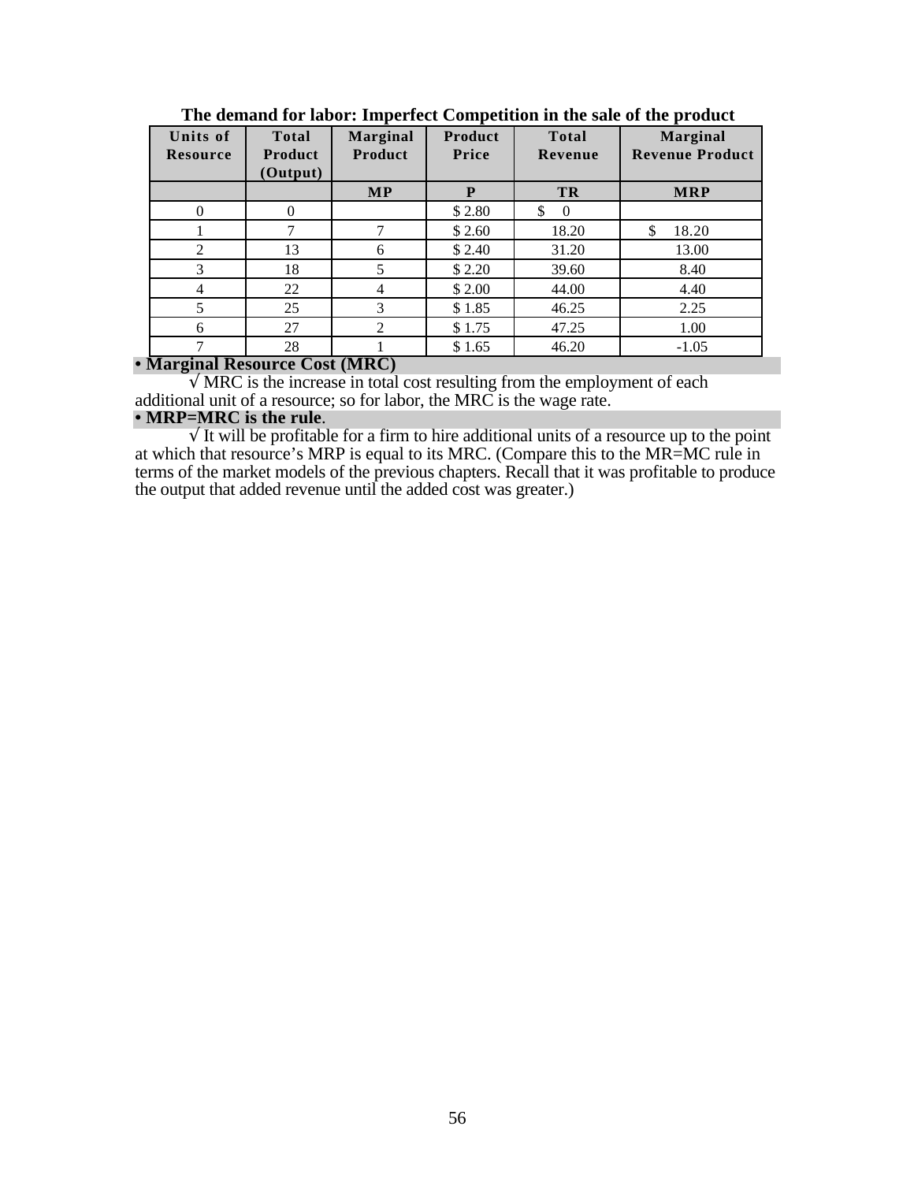**The demand for labor: Imperfect Competition in the sale of the product**

| Units of Resource | Total Product (Output) | Marginal Product | Product Price | Total Revenue | Marginal Revenue Product |
|---|---|---|---|---|---|
| | | MP | P | TR | MRP |
| 0 | 0 | | $ 2.80 | $ 0 | |
| 1 | 7 | 7 | $ 2.60 | 18.20 | $ 18.20 |
| 2 | 13 | 6 | $ 2.40 | 31.20 | 13.00 |
| 3 | 18 | 5 | $ 2.20 | 39.60 | 8.40 |
| 4 | 22 | 4 | $ 2.00 | 44.00 | 4.40 |
| 5 | 25 | 3 | $ 1.85 | 46.25 | 2.25 |
| 6 | 27 | 2 | $ 1.75 | 47.25 | 1.00 |
| 7 | 28 | 1 | $ 1.65 | 46.20 | -1.05 |

**• Marginal Resource Cost (MRC)**

√ MRC is the increase in total cost resulting from the employment of each additional unit of a resource; so for labor, the MRC is the wage rate.

**• MRP=MRC is the rule**.

√ It will be profitable for a firm to hire additional units of a resource up to the point at which that resource's MRP is equal to its MRC. (Compare this to the MR=MC rule in terms of the market models of the previous chapters. Recall that it was profitable to produce the output that added revenue until the added cost was greater.)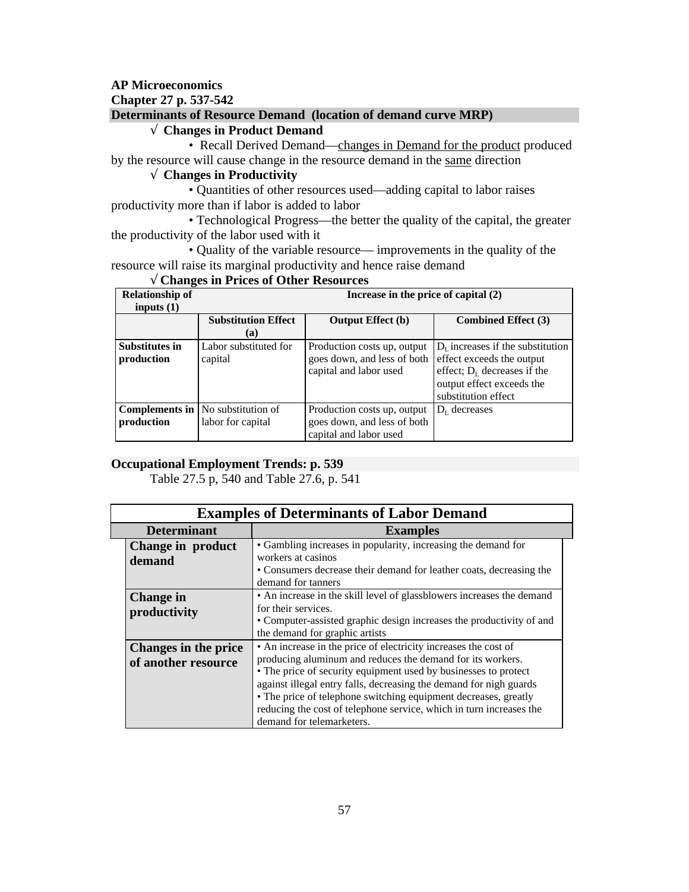**AP Microeconomics**

**Chapter 27 p. 537-542**

## Determinants of Resource Demand (location of demand curve MRP)

√ **Changes in Product Demand**

• Recall Derived Demand—changes in Demand for the product produced by the resource will cause change in the resource demand in the same direction

√ **Changes in Productivity**

• Quantities of other resources used—adding capital to labor raises productivity more than if labor is added to labor

• Technological Progress—the better the quality of the capital, the greater the productivity of the labor used with it

• Quality of the variable resource— improvements in the quality of the resource will raise its marginal productivity and hence raise demand

√ **Changes in Prices of Other Resources**

| **Relationship of inputs (1)** | **Increase in the price of capital (2)** | | |
|---|---|---|---|
| | **Substitution Effect (a)** | **Output Effect (b)** | **Combined Effect (3)** |
| **Substitutes in production** | Labor substituted for capital | Production costs up, output goes down, and less of both capital and labor used | $D_L$ increases if the substitution effect exceeds the output effect; $D_L$ decreases if the output effect exceeds the substitution effect |
| **Complements in production** | No substitution of labor for capital | Production costs up, output goes down, and less of both capital and labor used | $D_L$ decreases |

## Occupational Employment Trends: p. 539

Table 27.5 p, 540 and Table 27.6, p. 541

| **Examples of Determinants of Labor Demand** | |
|---|---|
| **Determinant** | **Examples** |
| **Change in product demand** | • Gambling increases in popularity, increasing the demand for workers at casinos<br>• Consumers decrease their demand for leather coats, decreasing the demand for tanners |
| **Change in productivity** | • An increase in the skill level of glassblowers increases the demand for their services.<br>• Computer-assisted graphic design increases the productivity of and the demand for graphic artists |
| **Changes in the price of another resource** | • An increase in the price of electricity increases the cost of producing aluminum and reduces the demand for its workers.<br>• The price of security equipment used by businesses to protect against illegal entry falls, decreasing the demand for nigh guards<br>• The price of telephone switching equipment decreases, greatly reducing the cost of telephone service, which in turn increases the demand for telemarketers. |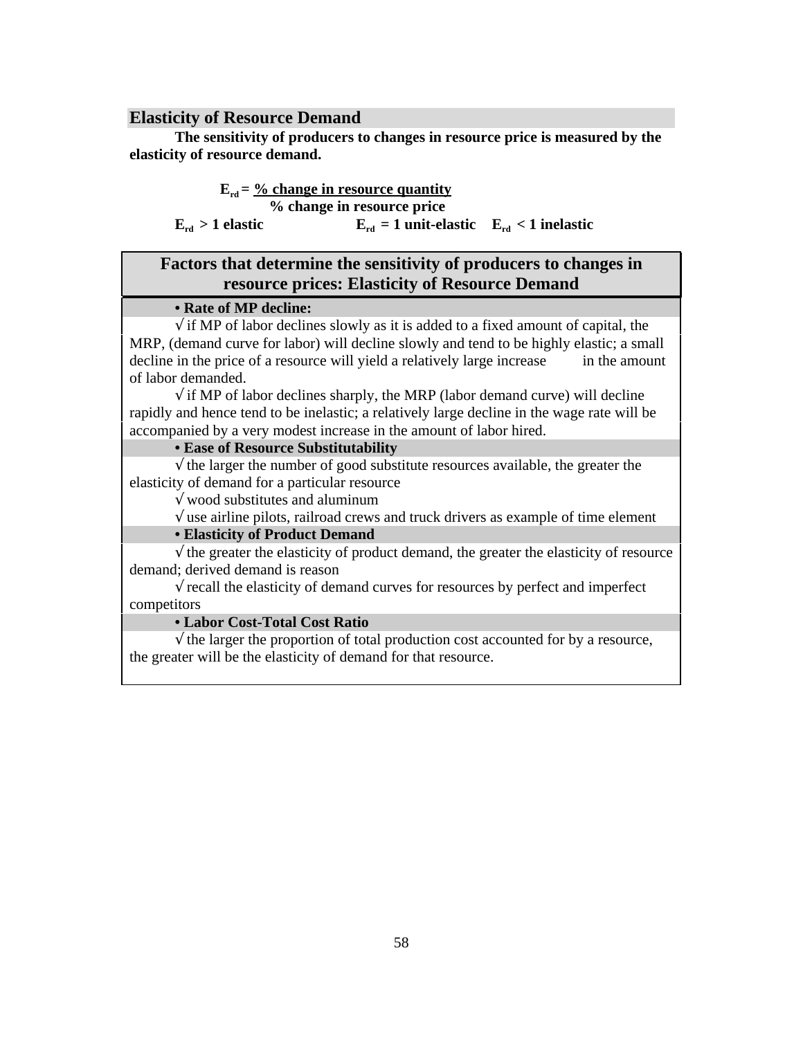## Elasticity of Resource Demand

**The sensitivity of producers to changes in resource price is measured by the elasticity of resource demand.**

$$E_{rd} = \frac{\text{\% change in resource quantity}}{\text{\% change in resource price}}$$

**$E_{rd} > 1$ elastic** **$E_{rd} = 1$ unit-elastic** **$E_{rd} < 1$ inelastic**

### Factors that determine the sensitivity of producers to changes in resource prices: Elasticity of Resource Demand

**• Rate of MP decline:**

√ if MP of labor declines slowly as it is added to a fixed amount of capital, the MRP, (demand curve for labor) will decline slowly and tend to be highly elastic; a small decline in the price of a resource will yield a relatively large increase in the amount of labor demanded.

√ if MP of labor declines sharply, the MRP (labor demand curve) will decline rapidly and hence tend to be inelastic; a relatively large decline in the wage rate will be accompanied by a very modest increase in the amount of labor hired.

**• Ease of Resource Substitutability**

√ the larger the number of good substitute resources available, the greater the elasticity of demand for a particular resource

√ wood substitutes and aluminum

√ use airline pilots, railroad crews and truck drivers as example of time element

**• Elasticity of Product Demand**

√ the greater the elasticity of product demand, the greater the elasticity of resource demand; derived demand is reason

√ recall the elasticity of demand curves for resources by perfect and imperfect competitors

**• Labor Cost-Total Cost Ratio**

√ the larger the proportion of total production cost accounted for by a resource, the greater will be the elasticity of demand for that resource.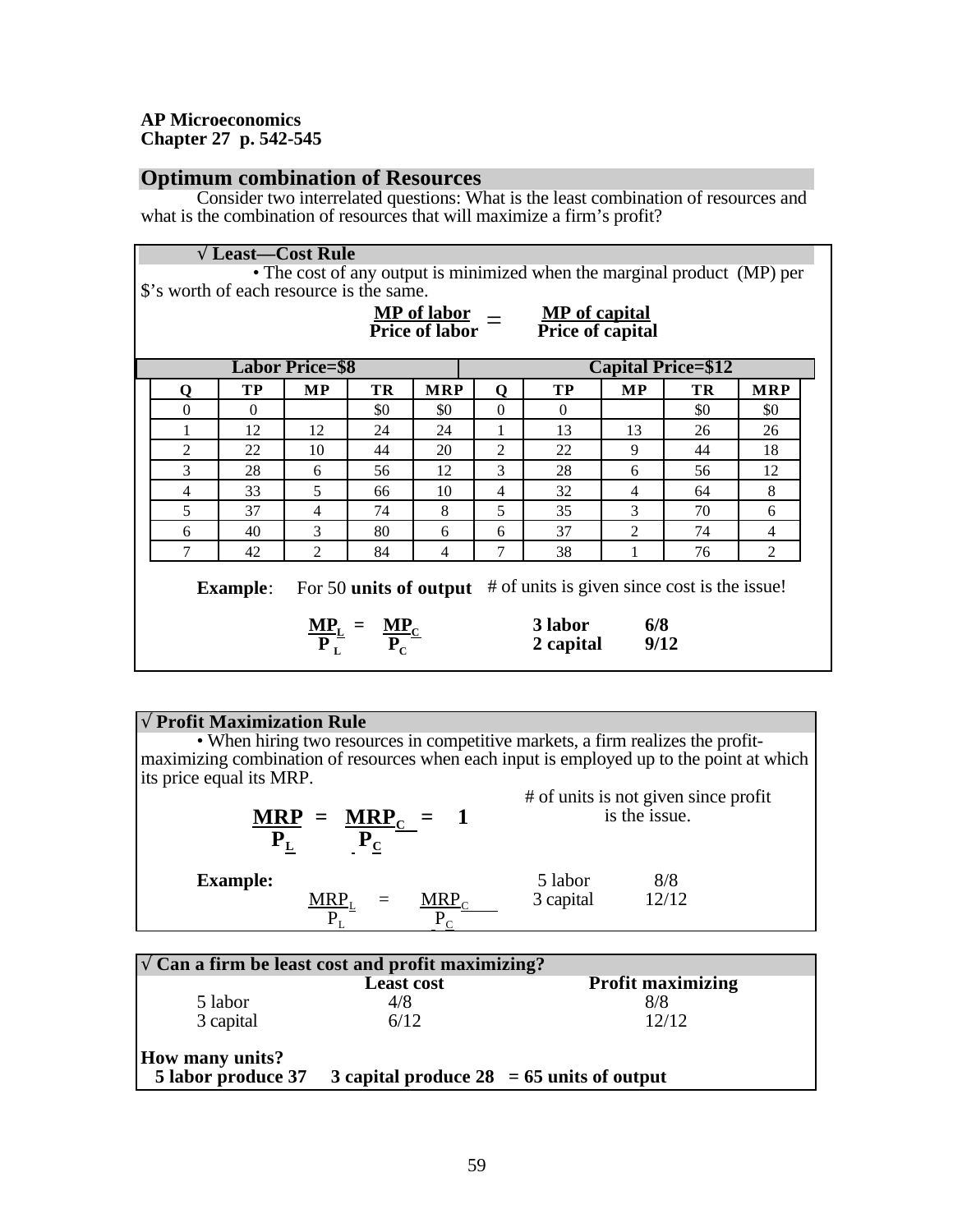**AP Microeconomics**
**Chapter 27 p. 542-545**

## Optimum combination of Resources

Consider two interrelated questions: What is the least combination of resources and what is the combination of resources that will maximize a firm's profit?

### √ Least—Cost Rule

• The cost of any output is minimized when the marginal product (MP) per $'s worth of each resource is the same.

$$\frac{\text{MP of labor}}{\text{Price of labor}} = \frac{\text{MP of capital}}{\text{Price of capital}}$$

| Labor Price=$8 | | | | | Capital Price=$12 | | | | |
|---|---|---|---|---|---|---|---|---|---|
| Q | TP | MP | TR | MRP | Q | TP | MP | TR | MRP |
| 0 | 0 | | $0 | $0 | 0 | 0 | | $0 | $0 |
| 1 | 12 | 12 | 24 | 24 | 1 | 13 | 13 | 26 | 26 |
| 2 | 22 | 10 | 44 | 20 | 2 | 22 | 9 | 44 | 18 |
| 3 | 28 | 6 | 56 | 12 | 3 | 28 | 6 | 56 | 12 |
| 4 | 33 | 5 | 66 | 10 | 4 | 32 | 4 | 64 | 8 |
| 5 | 37 | 4 | 74 | 8 | 5 | 35 | 3 | 70 | 6 |
| 6 | 40 | 3 | 80 | 6 | 6 | 37 | 2 | 74 | 4 |
| 7 | 42 | 2 | 84 | 4 | 7 | 38 | 1 | 76 | 2 |

**Example**: For 50 **units of output** # of units is given since cost is the issue!

$$\frac{MP_L}{P_L} = \frac{MP_C}{P_C}$$

**3 labor** **6/8**
**2 capital** **9/12**

### √ Profit Maximization Rule

• When hiring two resources in competitive markets, a firm realizes the profit-maximizing combination of resources when each input is employed up to the point at which its price equal its MRP.

$$\frac{MRP}{P_L} = \frac{MRP_C}{P_C} = 1$$

# of units is not given since profit is the issue.

**Example:**

$$\frac{MRP_L}{P_L} = \frac{MRP_C}{P_C}$$

5 labor 8/8
3 capital 12/12

### √ Can a firm be least cost and profit maximizing?

| | Least cost | Profit maximizing |
|---|---|---|
| 5 labor | 4/8 | 8/8 |
| 3 capital | 6/12 | 12/12 |

**How many units?**
**5 labor produce 37 3 capital produce 28 = 65 units of output**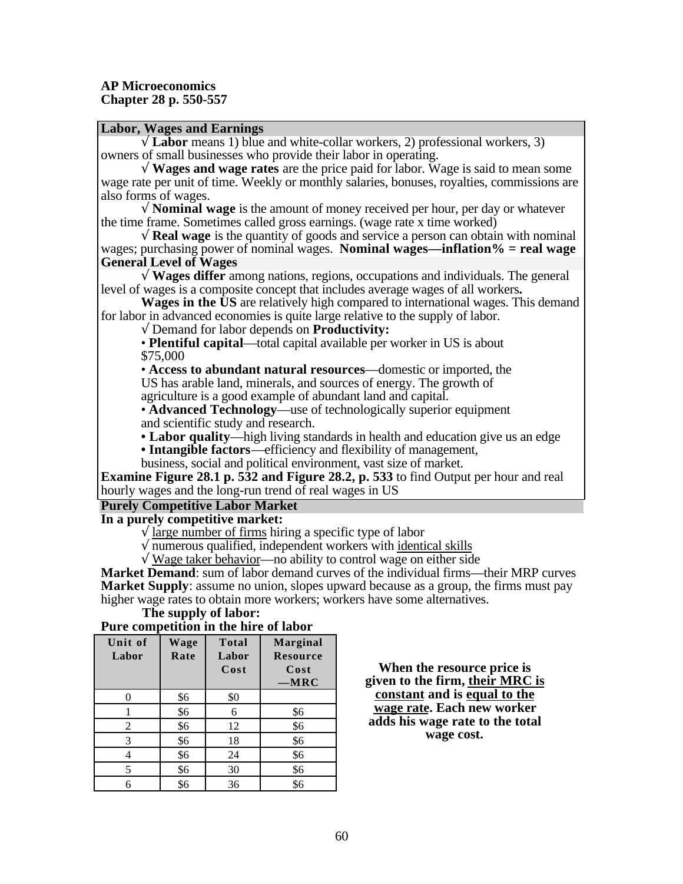**AP Microeconomics**
**Chapter 28 p. 550-557**

## Labor, Wages and Earnings

√ **Labor** means 1) blue and white-collar workers, 2) professional workers, 3) owners of small businesses who provide their labor in operating.

√ **Wages and wage rates** are the price paid for labor. Wage is said to mean some wage rate per unit of time. Weekly or monthly salaries, bonuses, royalties, commissions are also forms of wages.

√ **Nominal wage** is the amount of money received per hour, per day or whatever the time frame. Sometimes called gross earnings. (wage rate x time worked)

√ **Real wage** is the quantity of goods and service a person can obtain with nominal wages; purchasing power of nominal wages. **Nominal wages—inflation% = real wage**

## General Level of Wages

√ **Wages differ** among nations, regions, occupations and individuals. The general level of wages is a composite concept that includes average wages of all workers**.**

**Wages in the US** are relatively high compared to international wages. This demand for labor in advanced economies is quite large relative to the supply of labor.

√ Demand for labor depends on **Productivity:**

- **Plentiful capital**—total capital available per worker in US is about $75,000
- **Access to abundant natural resources**—domestic or imported, the US has arable land, minerals, and sources of energy. The growth of agriculture is a good example of abundant land and capital.
- **Advanced Technology**—use of technologically superior equipment and scientific study and research.
- **Labor quality**—high living standards in health and education give us an edge
- **Intangible factors**—efficiency and flexibility of management, business, social and political environment, vast size of market.

**Examine Figure 28.1 p. 532 and Figure 28.2, p. 533** to find Output per hour and real hourly wages and the long-run trend of real wages in US

## Purely Competitive Labor Market

**In a purely competitive market:**

√ large number of firms hiring a specific type of labor

√ numerous qualified, independent workers with identical skills

√ Wage taker behavior—no ability to control wage on either side

**Market Demand**: sum of labor demand curves of the individual firms—their MRP curves

**Market Supply**: assume no union, slopes upward because as a group, the firms must pay higher wage rates to obtain more workers; workers have some alternatives.

**The supply of labor:**

**Pure competition in the hire of labor**

| Unit of Labor | Wage Rate | Total Labor Cost | Marginal Resource Cost —MRC |
|---|---|---|---|
| 0 | $6 | $0 | |
| 1 | $6 | 6 | $6 |
| 2 | $6 | 12 | $6 |
| 3 | $6 | 18 | $6 |
| 4 | $6 | 24 | $6 |
| 5 | $6 | 30 | $6 |
| 6 | $6 | 36 | $6 |

**When the resource price is given to the firm, their MRC is constant and is equal to the wage rate. Each new worker adds his wage rate to the total wage cost.**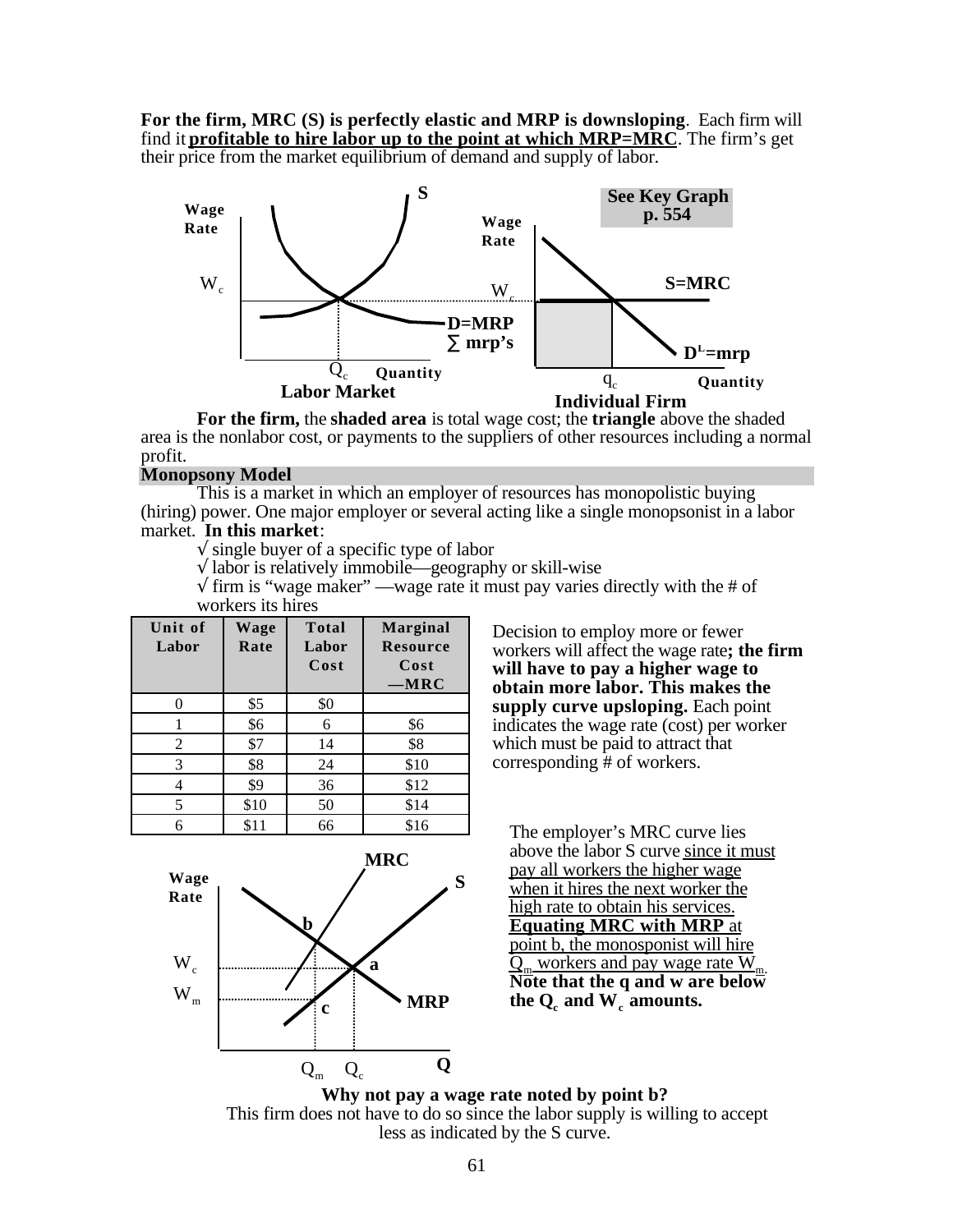**For the firm, MRC (S) is perfectly elastic and MRP is downsloping**. Each firm will find it **profitable to hire labor up to the point at which MRP=MRC**. The firm's get their price from the market equilibrium of demand and supply of labor.

**See Key Graph p. 554**

Wage Rate, $W_c$, S, D=MRP ∑ mrp's, $Q_c$, Quantity — **Labor Market**

Wage Rate, $W_c$, S=MRC, $D^L$=mrp, $q_c$, Quantity — **Individual Firm**

**For the firm,** the **shaded area** is total wage cost; the **triangle** above the shaded area is the nonlabor cost, or payments to the suppliers of other resources including a normal profit.

## Monopsony Model

This is a market in which an employer of resources has monopolistic buying (hiring) power. One major employer or several acting like a single monopsonist in a labor market. **In this market**:

- √ single buyer of a specific type of labor
- √ labor is relatively immobile—geography or skill-wise
- √ firm is "wage maker" —wage rate it must pay varies directly with the # of workers its hires

| Unit of Labor | Wage Rate | Total Labor Cost | Marginal Resource Cost —MRC |
|---|---|---|---|
| 0 | $5 | $0 | |
| 1 | $6 | 6 | $6 |
| 2 | $7 | 14 | $8 |
| 3 | $8 | 24 | $10 |
| 4 | $9 | 36 | $12 |
| 5 | $10 | 50 | $14 |
| 6 | $11 | 66 | $16 |

Decision to employ more or fewer workers will affect the wage rate**; the firm will have to pay a higher wage to obtain more labor. This makes the supply curve upsloping.** Each point indicates the wage rate (cost) per worker which must be paid to attract that corresponding # of workers.

Wage Rate, MRC, S, b, a, c, MRP, $W_c$, $W_m$, $Q_m$, $Q_c$, Q

The employer's MRC curve lies above the labor S curve since it must pay all workers the higher wage when it hires the next worker the high rate to obtain his services. **Equating MRC with MRP** at point b, the monosponist will hire $Q_m$ workers and pay wage rate $W_m$. **Note that the q and w are below the $Q_c$ and $W_c$ amounts.**

**Why not pay a wage rate noted by point b?**
This firm does not have to do so since the labor supply is willing to accept less as indicated by the S curve.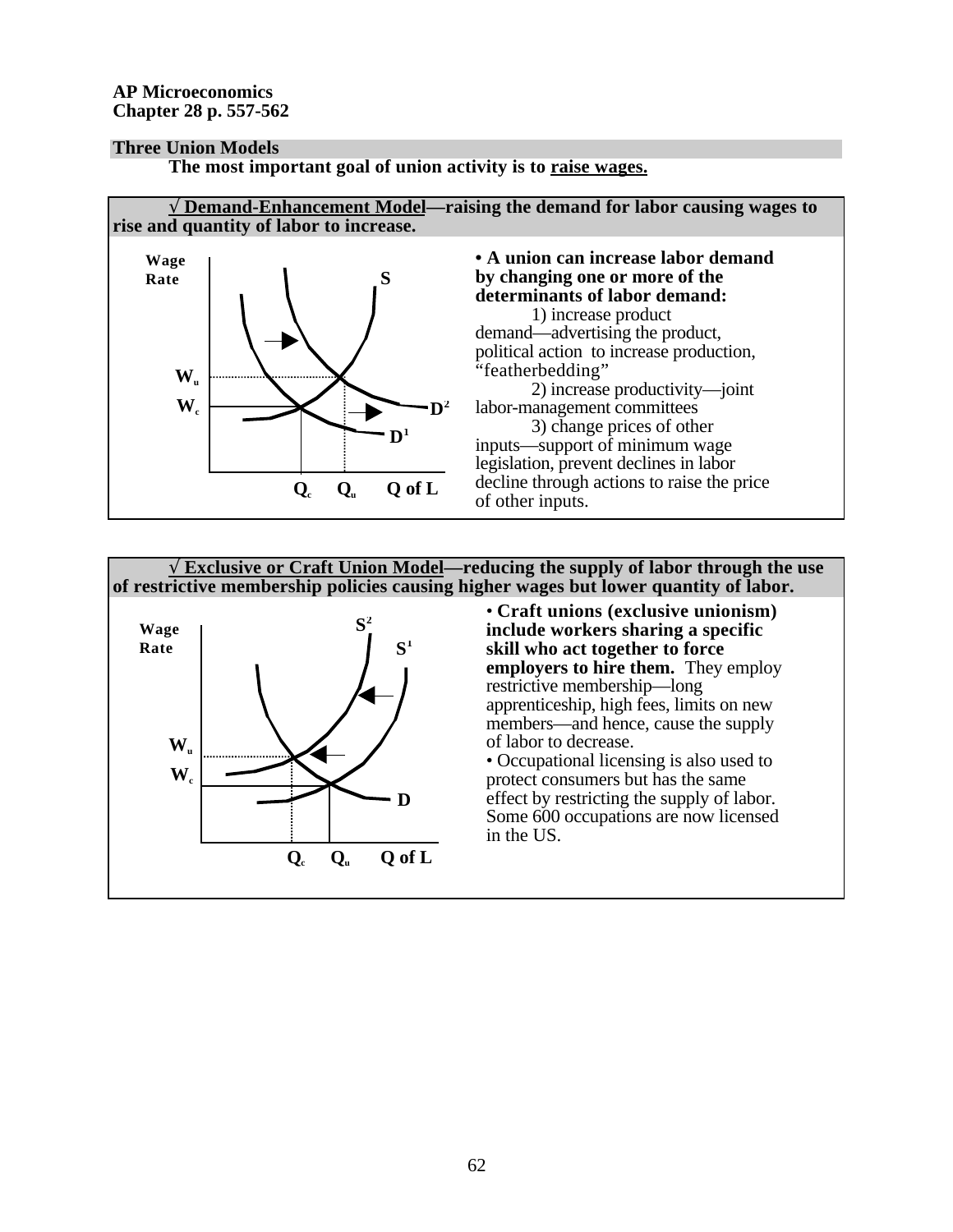**AP Microeconomics**
**Chapter 28 p. 557-562**

## Three Union Models

**The most important goal of union activity is to raise wages.**

### √ Demand-Enhancement Model—raising the demand for labor causing wages to rise and quantity of labor to increase.

Wage Rate, $W_u$, $W_c$, S, $D^2$, $D^1$, $Q_c$, $Q_u$, Q of L

**• A union can increase labor demand by changing one or more of the determinants of labor demand:**

1) increase product demand—advertising the product, political action to increase production, "featherbedding"

2) increase productivity—joint labor-management committees

3) change prices of other inputs—support of minimum wage legislation, prevent declines in labor decline through actions to raise the price of other inputs.

### √ Exclusive or Craft Union Model—reducing the supply of labor through the use of restrictive membership policies causing higher wages but lower quantity of labor.

Wage Rate, $W_u$, $W_c$, $S^2$, $S^1$, D, $Q_c$, $Q_u$, Q of L

• **Craft unions (exclusive unionism) include workers sharing a specific skill who act together to force employers to hire them.** They employ restrictive membership—long apprenticeship, high fees, limits on new members—and hence, cause the supply of labor to decrease.

• Occupational licensing is also used to protect consumers but has the same effect by restricting the supply of labor. Some 600 occupations are now licensed in the US.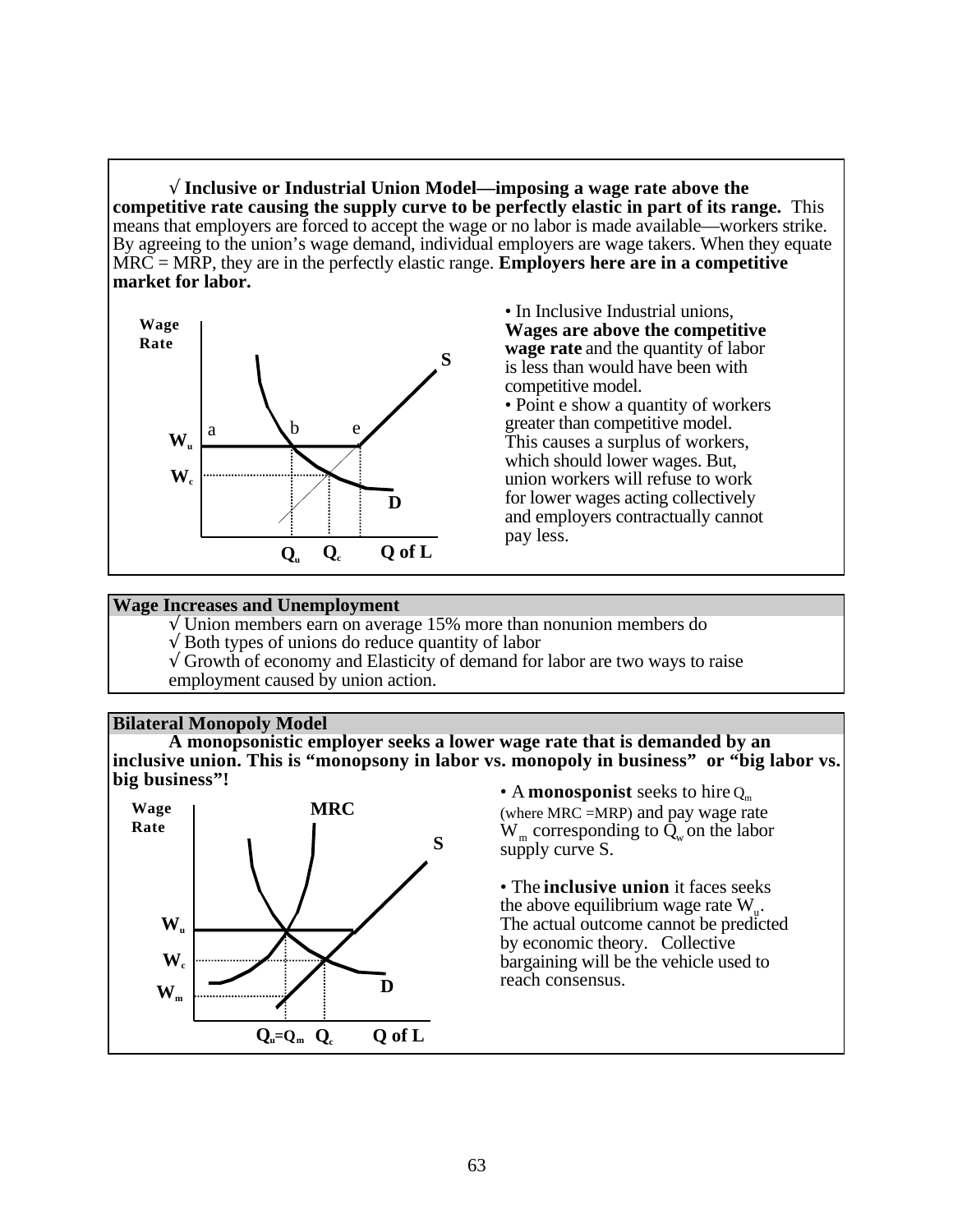√ **Inclusive or Industrial Union Model—imposing a wage rate above the competitive rate causing the supply curve to be perfectly elastic in part of its range.** This means that employers are forced to accept the wage or no labor is made available—workers strike. By agreeing to the union's wage demand, individual employers are wage takers. When they equate MRC = MRP, they are in the perfectly elastic range. **Employers here are in a competitive market for labor.**

- In Inclusive Industrial unions, **Wages are above the competitive wage rate** and the quantity of labor is less than would have been with competitive model.
- Point e show a quantity of workers greater than competitive model. This causes a surplus of workers, which should lower wages. But, union workers will refuse to work for lower wages acting collectively and employers contractually cannot pay less.

## Wage Increases and Unemployment

√ Union members earn on average 15% more than nonunion members do
√ Both types of unions do reduce quantity of labor
√ Growth of economy and Elasticity of demand for labor are two ways to raise employment caused by union action.

## Bilateral Monopoly Model

**A monopsonistic employer seeks a lower wage rate that is demanded by an inclusive union. This is "monopsony in labor vs. monopoly in business" or "big labor vs. big business"!**

- A **monosponist** seeks to hire $Q_m$ (where MRC =MRP) and pay wage rate $W_m$ corresponding to $Q_w$ on the labor supply curve S.
- The **inclusive union** it faces seeks the above equilibrium wage rate $W_u$. The actual outcome cannot be predicted by economic theory. Collective bargaining will be the vehicle used to reach consensus.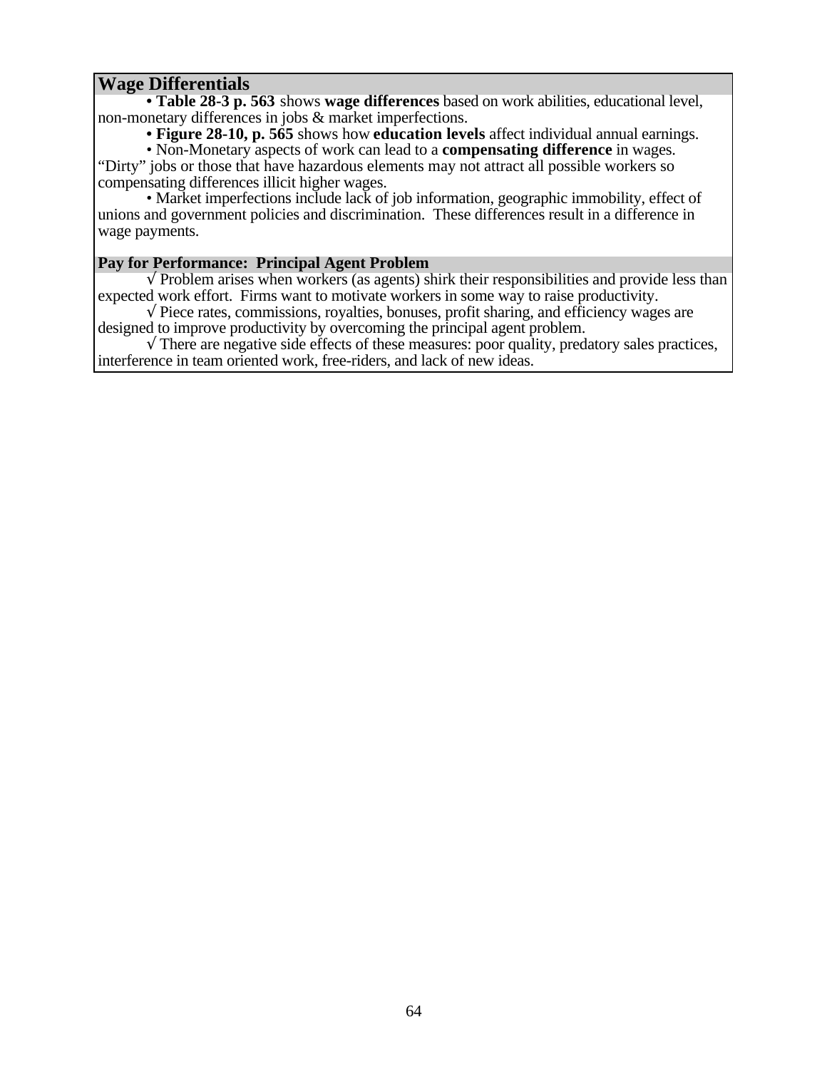## Wage Differentials

• **Table 28-3 p. 563** shows **wage differences** based on work abilities, educational level, non-monetary differences in jobs & market imperfections.

• **Figure 28-10, p. 565** shows how **education levels** affect individual annual earnings.

• Non-Monetary aspects of work can lead to a **compensating difference** in wages. "Dirty" jobs or those that have hazardous elements may not attract all possible workers so compensating differences illicit higher wages.

• Market imperfections include lack of job information, geographic immobility, effect of unions and government policies and discrimination. These differences result in a difference in wage payments.

### Pay for Performance: Principal Agent Problem

√ Problem arises when workers (as agents) shirk their responsibilities and provide less than expected work effort. Firms want to motivate workers in some way to raise productivity.

√ Piece rates, commissions, royalties, bonuses, profit sharing, and efficiency wages are designed to improve productivity by overcoming the principal agent problem.

√ There are negative side effects of these measures: poor quality, predatory sales practices, interference in team oriented work, free-riders, and lack of new ideas.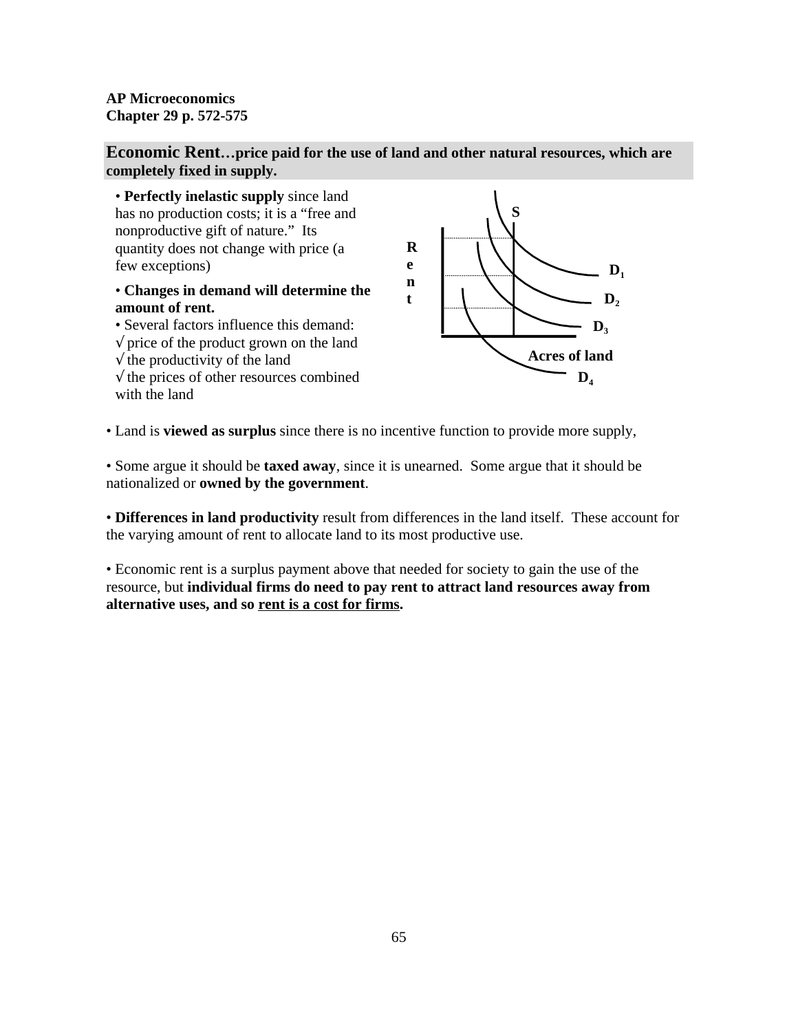**AP Microeconomics**
**Chapter 29 p. 572-575**

## Economic Rent…price paid for the use of land and other natural resources, which are completely fixed in supply.

- **Perfectly inelastic supply** since land has no production costs; it is a "free and nonproductive gift of nature." Its quantity does not change with price (a few exceptions)
- **Changes in demand will determine the amount of rent.**
- Several factors influence this demand:
  √ price of the product grown on the land
  √ the productivity of the land
  √ the prices of other resources combined with the land

S

Rent

$D_1$

$D_2$

$D_3$

Acres of land

$D_4$

- Land is **viewed as surplus** since there is no incentive function to provide more supply,

- Some argue it should be **taxed away**, since it is unearned. Some argue that it should be nationalized or **owned by the government**.

- **Differences in land productivity** result from differences in the land itself. These account for the varying amount of rent to allocate land to its most productive use.

- Economic rent is a surplus payment above that needed for society to gain the use of the resource, but **individual firms do need to pay rent to attract land resources away from alternative uses, and so <u>rent is a cost for firms</u>.**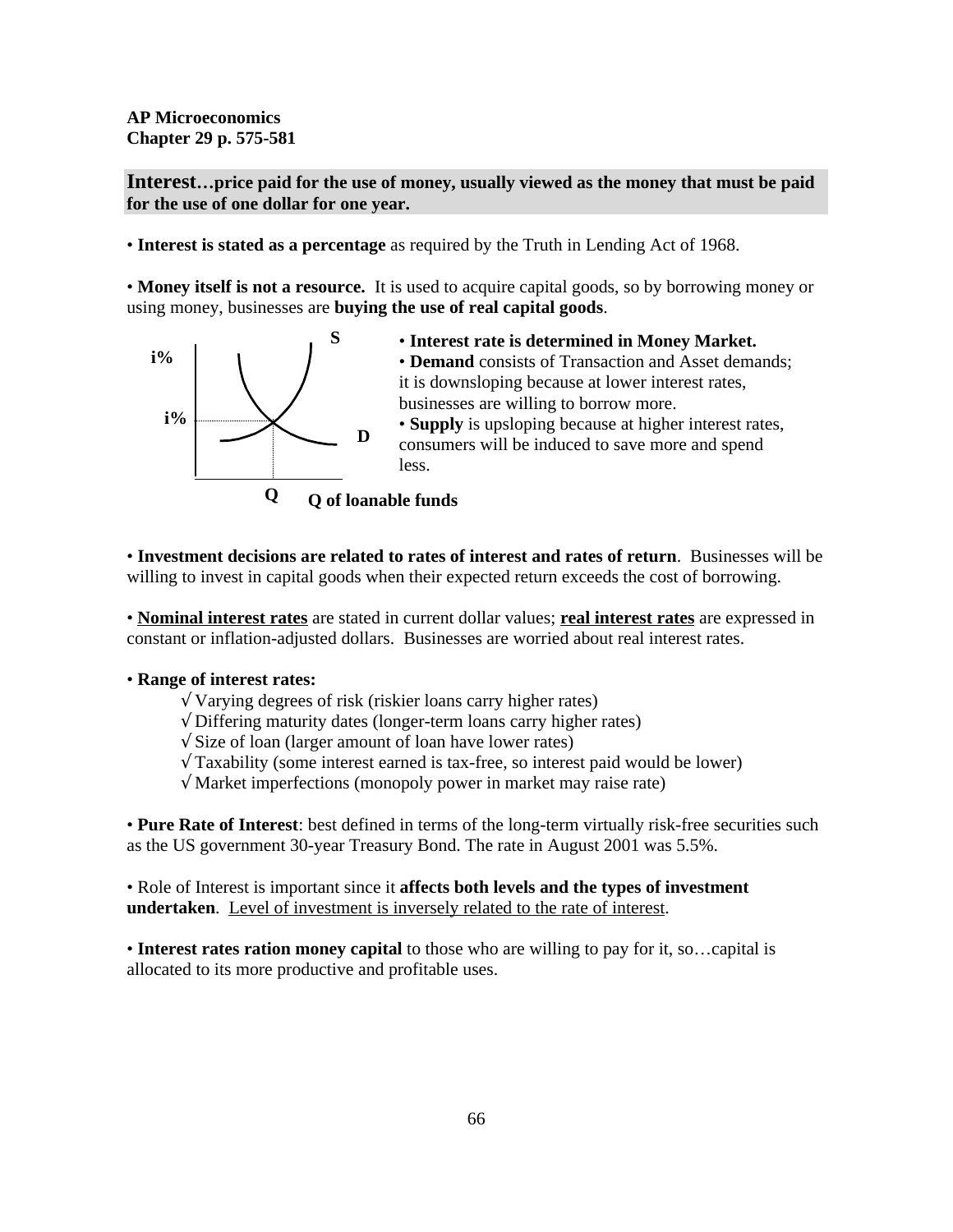**AP Microeconomics**
**Chapter 29 p. 575-581**

**Interest…price paid for the use of money, usually viewed as the money that must be paid for the use of one dollar for one year.**

• **Interest is stated as a percentage** as required by the Truth in Lending Act of 1968.

• **Money itself is not a resource.** It is used to acquire capital goods, so by borrowing money or using money, businesses are **buying the use of real capital goods**.

• **Interest rate is determined in Money Market.**
• **Demand** consists of Transaction and Asset demands; it is downsloping because at lower interest rates, businesses are willing to borrow more.
• **Supply** is upsloping because at higher interest rates, consumers will be induced to save more and spend less.

• **Investment decisions are related to rates of interest and rates of return**. Businesses will be willing to invest in capital goods when their expected return exceeds the cost of borrowing.

• <u>**Nominal interest rates**</u> are stated in current dollar values; <u>**real interest rates**</u> are expressed in constant or inflation-adjusted dollars. Businesses are worried about real interest rates.

• **Range of interest rates:**
  - √ Varying degrees of risk (riskier loans carry higher rates)
  - √ Differing maturity dates (longer-term loans carry higher rates)
  - √ Size of loan (larger amount of loan have lower rates)
  - √ Taxability (some interest earned is tax-free, so interest paid would be lower)
  - √ Market imperfections (monopoly power in market may raise rate)

• **Pure Rate of Interest**: best defined in terms of the long-term virtually risk-free securities such as the US government 30-year Treasury Bond. The rate in August 2001 was 5.5%.

• Role of Interest is important since it **affects both levels and the types of investment undertaken**. <u>Level of investment is inversely related to the rate of interest</u>.

• **Interest rates ration money capital** to those who are willing to pay for it, so…capital is allocated to its more productive and profitable uses.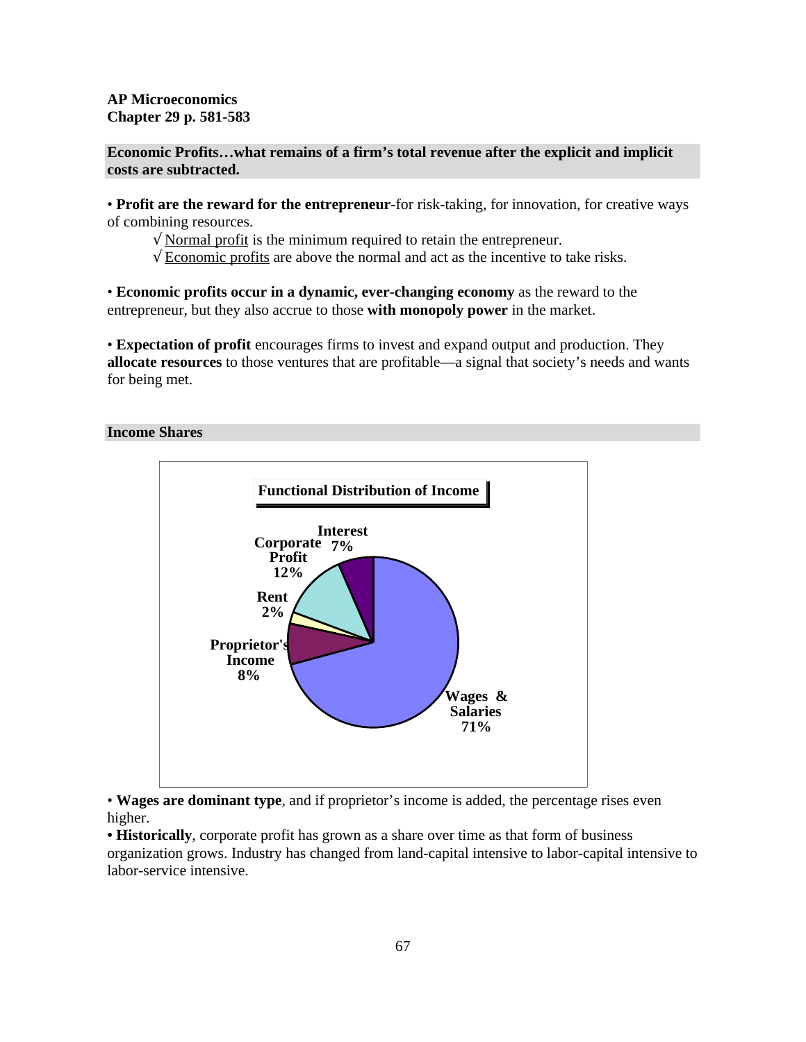**AP Microeconomics**
**Chapter 29 p. 581-583**

**Economic Profits…what remains of a firm's total revenue after the explicit and implicit costs are subtracted.**

• **Profit are the reward for the entrepreneur**-for risk-taking, for innovation, for creative ways of combining resources.

√ Normal profit is the minimum required to retain the entrepreneur.
√ Economic profits are above the normal and act as the incentive to take risks.

• **Economic profits occur in a dynamic, ever-changing economy** as the reward to the entrepreneur, but they also accrue to those **with monopoly power** in the market.

• **Expectation of profit** encourages firms to invest and expand output and production. They **allocate resources** to those ventures that are profitable—a signal that society's needs and wants for being met.

**Income Shares**

**Functional Distribution of Income**

| Category | Share |
|---|---|
| Wages & Salaries | 71% |
| Corporate Profit | 12% |
| Proprietor's Income | 8% |
| Interest | 7% |
| Rent | 2% |

• **Wages are dominant type**, and if proprietor's income is added, the percentage rises even higher.
**• Historically**, corporate profit has grown as a share over time as that form of business organization grows. Industry has changed from land-capital intensive to labor-capital intensive to labor-service intensive.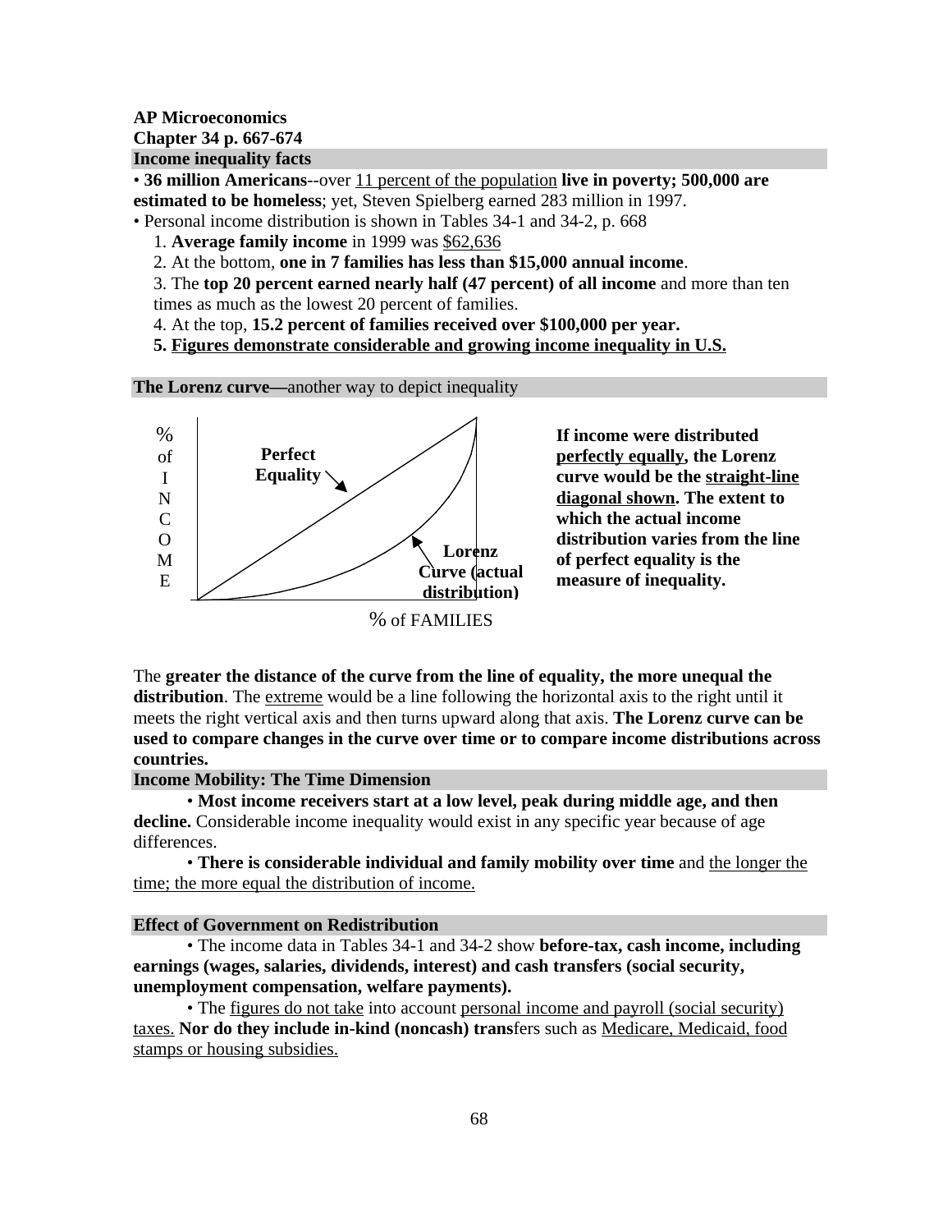**AP Microeconomics**
**Chapter 34 p. 667-674**

**Income inequality facts**

• **36 million Americans**--over 11 percent of the population **live in poverty; 500,000 are estimated to be homeless**; yet, Steven Spielberg earned 283 million in 1997.

• Personal income distribution is shown in Tables 34-1 and 34-2, p. 668

1. **Average family income** in 1999 was $62,636
2. At the bottom, **one in 7 families has less than $15,000 annual income**.
3. The **top 20 percent earned nearly half (47 percent) of all income** and more than ten times as much as the lowest 20 percent of families.
4. At the top, **15.2 percent of families received over $100,000 per year.**
5. **Figures demonstrate considerable and growing income inequality in U.S.**

**The Lorenz curve—**another way to depict inequality

% of INCOME | Perfect Equality | Lorenz Curve (actual distribution) | % of FAMILIES

**If income were distributed perfectly equally, the Lorenz curve would be the straight-line diagonal shown. The extent to which the actual income distribution varies from the line of perfect equality is the measure of inequality.**

The **greater the distance of the curve from the line of equality, the more unequal the distribution**. The extreme would be a line following the horizontal axis to the right until it meets the right vertical axis and then turns upward along that axis. **The Lorenz curve can be used to compare changes in the curve over time or to compare income distributions across countries.**

**Income Mobility: The Time Dimension**

• **Most income receivers start at a low level, peak during middle age, and then decline.** Considerable income inequality would exist in any specific year because of age differences.

• **There is considerable individual and family mobility over time** and the longer the time; the more equal the distribution of income.

**Effect of Government on Redistribution**

• The income data in Tables 34-1 and 34-2 show **before-tax, cash income, including earnings (wages, salaries, dividends, interest) and cash transfers (social security, unemployment compensation, welfare payments).**

• The figures do not take into account personal income and payroll (social security) taxes. **Nor do they include in-kind (noncash) trans**fers such as Medicare, Medicaid, food stamps or housing subsidies.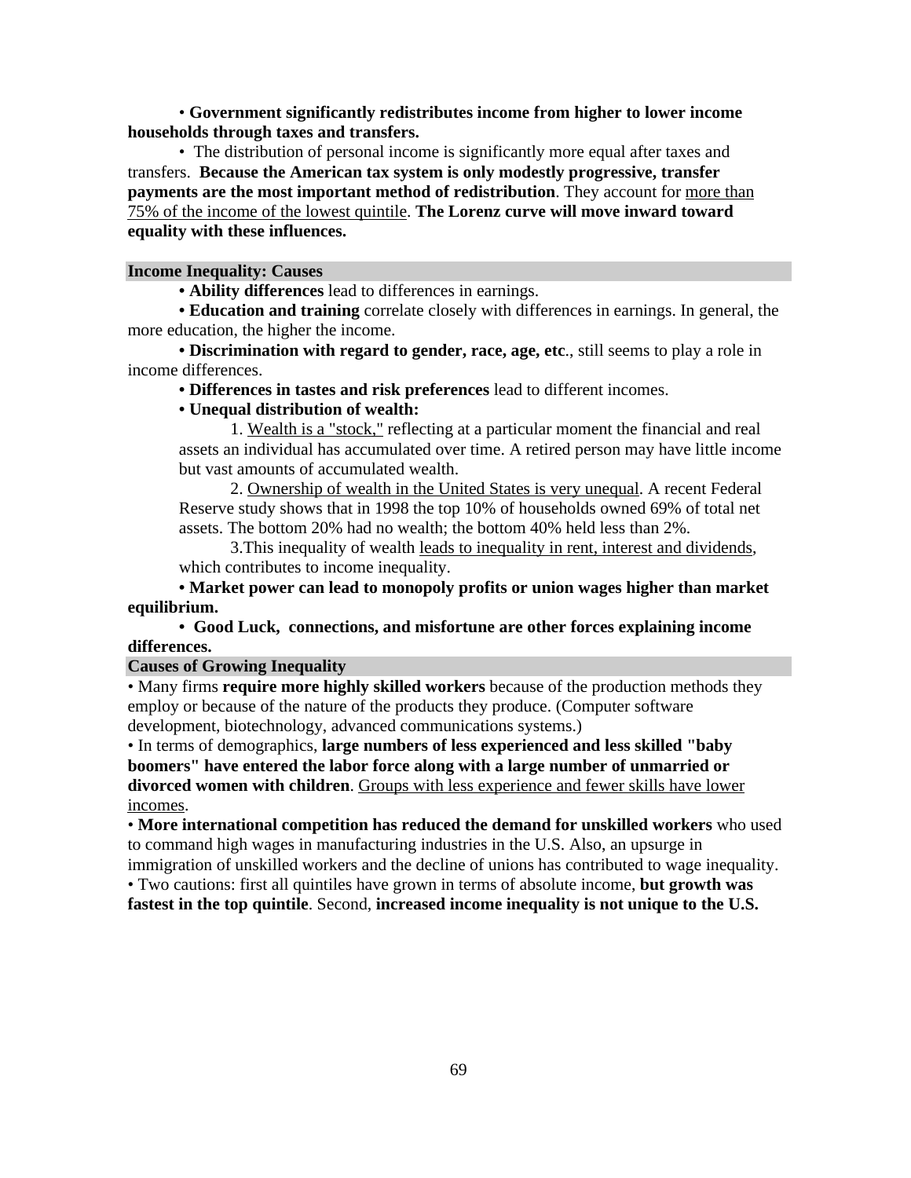• **Government significantly redistributes income from higher to lower income households through taxes and transfers.**

• The distribution of personal income is significantly more equal after taxes and transfers. **Because the American tax system is only modestly progressive, transfer payments are the most important method of redistribution**. They account for <u>more than 75% of the income of the lowest quintile</u>. **The Lorenz curve will move inward toward equality with these influences.**

## Income Inequality: Causes

**• Ability differences** lead to differences in earnings.

**• Education and training** correlate closely with differences in earnings. In general, the more education, the higher the income.

**• Discrimination with regard to gender, race, age, etc**., still seems to play a role in income differences.

**• Differences in tastes and risk preferences** lead to different incomes.

**• Unequal distribution of wealth:**

1. <u>Wealth is a "stock,"</u> reflecting at a particular moment the financial and real assets an individual has accumulated over time. A retired person may have little income but vast amounts of accumulated wealth.
2. <u>Ownership of wealth in the United States is very unequal</u>. A recent Federal Reserve study shows that in 1998 the top 10% of households owned 69% of total net assets. The bottom 20% had no wealth; the bottom 40% held less than 2%.
3. This inequality of wealth <u>leads to inequality in rent, interest and dividends</u>, which contributes to income inequality.

**• Market power can lead to monopoly profits or union wages higher than market equilibrium.**

**• Good Luck, connections, and misfortune are other forces explaining income differences.**

## Causes of Growing Inequality

• Many firms **require more highly skilled workers** because of the production methods they employ or because of the nature of the products they produce. (Computer software development, biotechnology, advanced communications systems.)

• In terms of demographics, **large numbers of less experienced and less skilled "baby boomers" have entered the labor force along with a large number of unmarried or divorced women with children**. <u>Groups with less experience and fewer skills have lower incomes</u>.

• **More international competition has reduced the demand for unskilled workers** who used to command high wages in manufacturing industries in the U.S. Also, an upsurge in immigration of unskilled workers and the decline of unions has contributed to wage inequality.

• Two cautions: first all quintiles have grown in terms of absolute income, **but growth was fastest in the top quintile**. Second, **increased income inequality is not unique to the U.S.**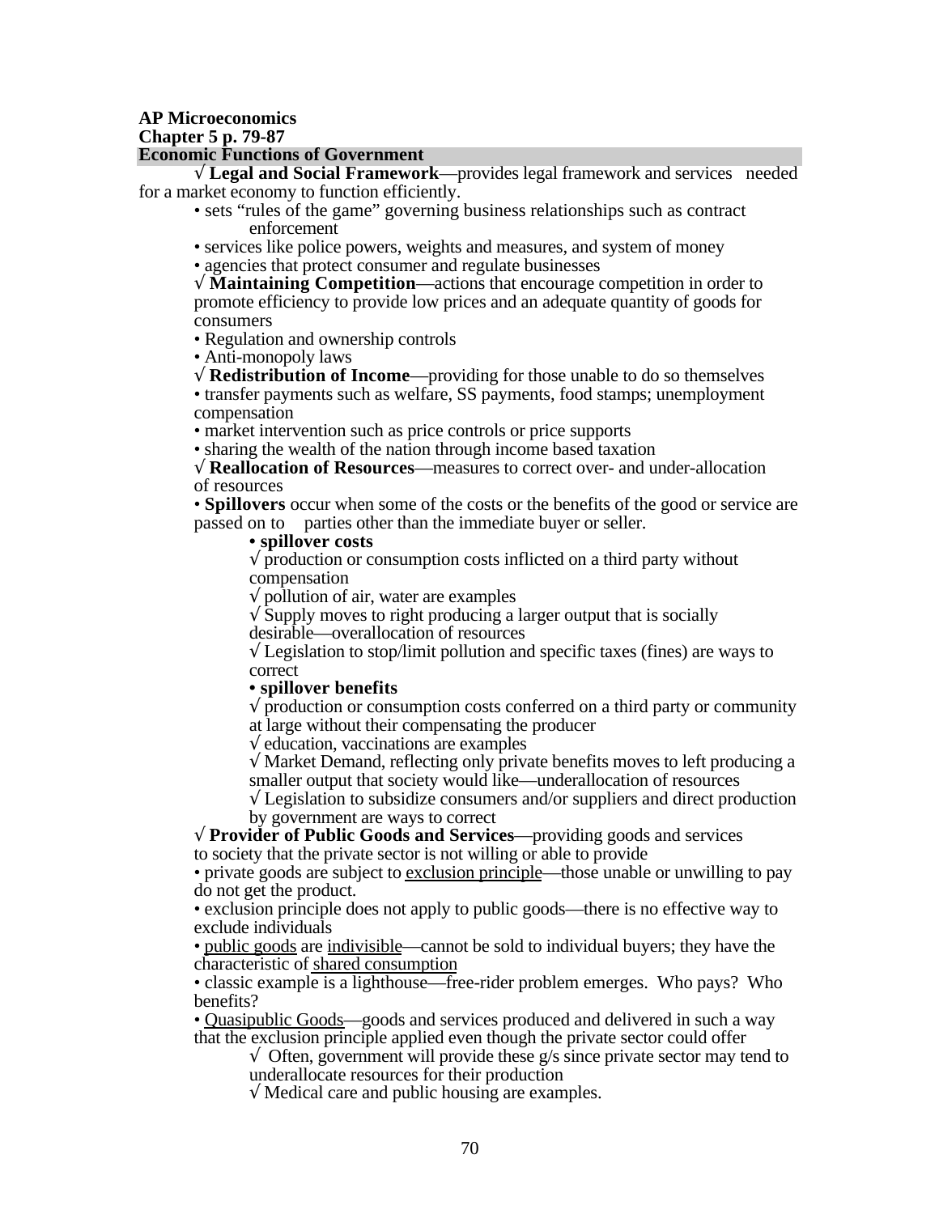**AP Microeconomics**
**Chapter 5 p. 79-87**

**Economic Functions of Government**

√ **Legal and Social Framework**—provides legal framework and services needed for a market economy to function efficiently.

- sets "rules of the game" governing business relationships such as contract enforcement
- services like police powers, weights and measures, and system of money
- agencies that protect consumer and regulate businesses

√ **Maintaining Competition**—actions that encourage competition in order to promote efficiency to provide low prices and an adequate quantity of goods for consumers

- Regulation and ownership controls
- Anti-monopoly laws

√ **Redistribution of Income**—providing for those unable to do so themselves

- transfer payments such as welfare, SS payments, food stamps; unemployment compensation
- market intervention such as price controls or price supports
- sharing the wealth of the nation through income based taxation

√ **Reallocation of Resources**—measures to correct over- and under-allocation of resources

- **Spillovers** occur when some of the costs or the benefits of the good or service are passed on to parties other than the immediate buyer or seller.
  - **spillover costs**
    - √ production or consumption costs inflicted on a third party without compensation
    - √ pollution of air, water are examples
    - √ Supply moves to right producing a larger output that is socially desirable—overallocation of resources
    - √ Legislation to stop/limit pollution and specific taxes (fines) are ways to correct
  - **spillover benefits**
    - √ production or consumption costs conferred on a third party or community at large without their compensating the producer
    - √ education, vaccinations are examples
    - √ Market Demand, reflecting only private benefits moves to left producing a smaller output that society would like—underallocation of resources
    - √ Legislation to subsidize consumers and/or suppliers and direct production by government are ways to correct

√ **Provider of Public Goods and Services**—providing goods and services to society that the private sector is not willing or able to provide

- private goods are subject to exclusion principle—those unable or unwilling to pay do not get the product.
- exclusion principle does not apply to public goods—there is no effective way to exclude individuals
- public goods are indivisible—cannot be sold to individual buyers; they have the characteristic of shared consumption
- classic example is a lighthouse—free-rider problem emerges. Who pays? Who benefits?
- Quasipublic Goods—goods and services produced and delivered in such a way that the exclusion principle applied even though the private sector could offer
  - √ Often, government will provide these g/s since private sector may tend to underallocate resources for their production
  - √ Medical care and public housing are examples.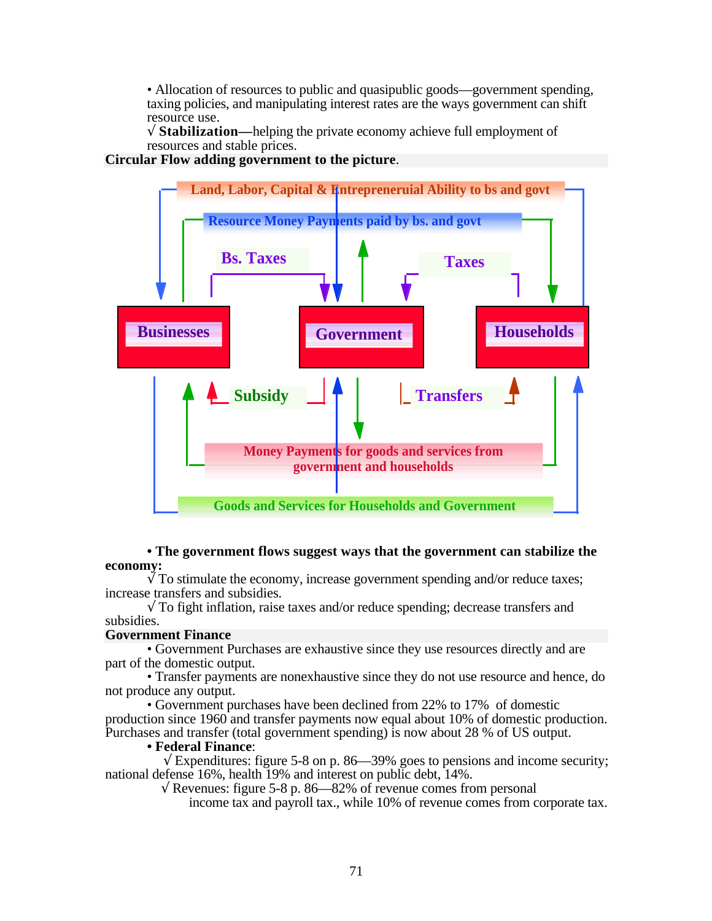• Allocation of resources to public and quasipublic goods—government spending, taxing policies, and manipulating interest rates are the ways government can shift resource use.

√ **Stabilization—**helping the private economy achieve full employment of resources and stable prices.

**Circular Flow adding government to the picture**.

Land, Labor, Capital & Entrepreneruial Ability to bs and govt

Resource Money Payments paid by bs. and govt

Bs. Taxes

Taxes

Businesses

Government

Households

Subsidy

Transfers

Money Payments for goods and services from government and households

Goods and Services for Households and Government

• **The government flows suggest ways that the government can stabilize the economy:**

√ To stimulate the economy, increase government spending and/or reduce taxes; increase transfers and subsidies.

√ To fight inflation, raise taxes and/or reduce spending; decrease transfers and subsidies.

**Government Finance**

• Government Purchases are exhaustive since they use resources directly and are part of the domestic output.

• Transfer payments are nonexhaustive since they do not use resource and hence, do not produce any output.

• Government purchases have been declined from 22% to 17% of domestic production since 1960 and transfer payments now equal about 10% of domestic production. Purchases and transfer (total government spending) is now about 28 % of US output.

• **Federal Finance**:

√ Expenditures: figure 5-8 on p. 86—39% goes to pensions and income security; national defense 16%, health 19% and interest on public debt, 14%.

√ Revenues: figure 5-8 p. 86—82% of revenue comes from personal income tax and payroll tax., while 10% of revenue comes from corporate tax.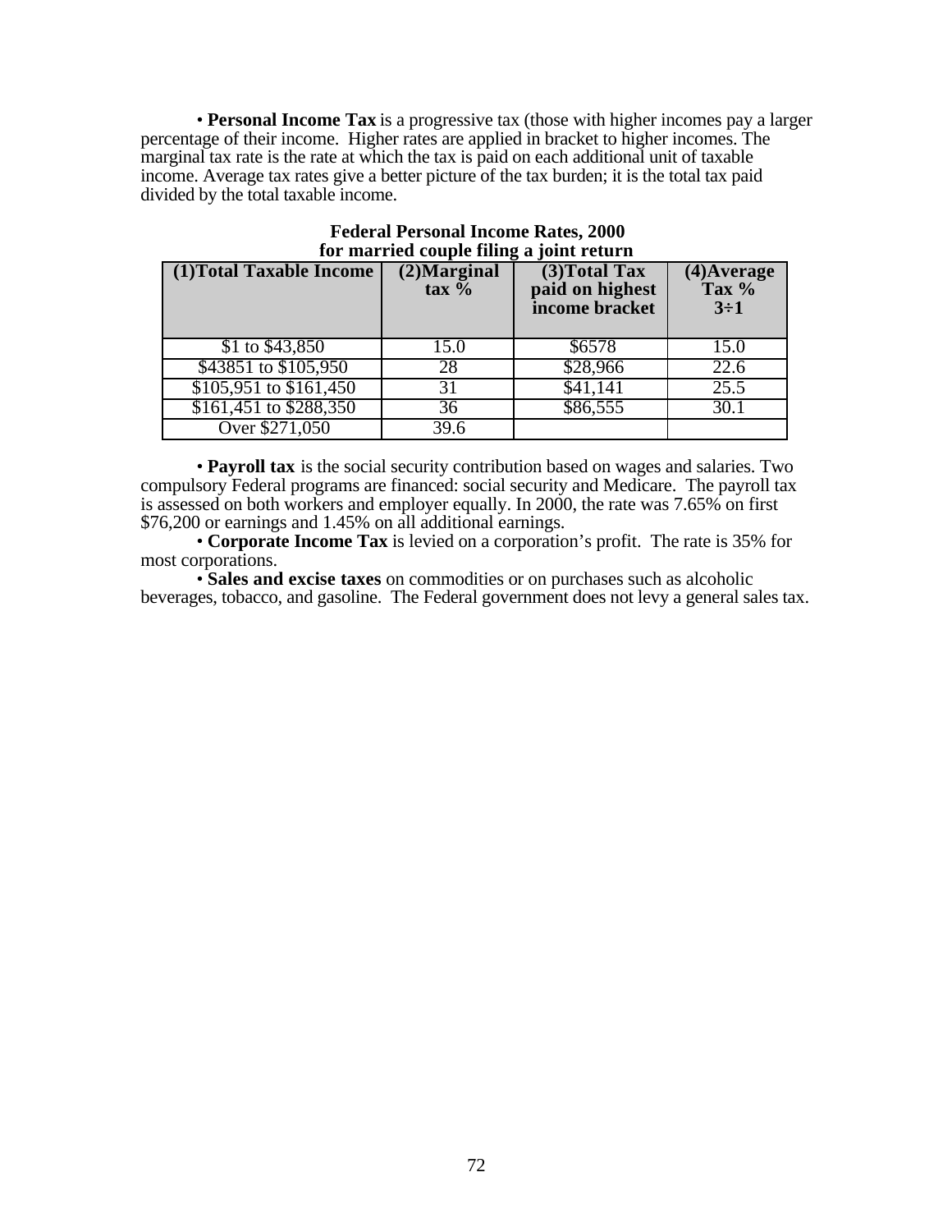• **Personal Income Tax** is a progressive tax (those with higher incomes pay a larger percentage of their income. Higher rates are applied in bracket to higher incomes. The marginal tax rate is the rate at which the tax is paid on each additional unit of taxable income. Average tax rates give a better picture of the tax burden; it is the total tax paid divided by the total taxable income.

**Federal Personal Income Rates, 2000**
**for married couple filing a joint return**

| (1)Total Taxable Income | (2)Marginal tax % | (3)Total Tax paid on highest income bracket | (4)Average Tax % 3÷1 |
|---|---|---|---|
| $1 to $43,850 | 15.0 | $6578 | 15.0 |
| $43851 to $105,950 | 28 | $28,966 | 22.6 |
| $105,951 to $161,450 | 31 | $41,141 | 25.5 |
| $161,451 to $288,350 | 36 | $86,555 | 30.1 |
| Over $271,050 | 39.6 | | |

• **Payroll tax** is the social security contribution based on wages and salaries. Two compulsory Federal programs are financed: social security and Medicare. The payroll tax is assessed on both workers and employer equally. In 2000, the rate was 7.65% on first $76,200 or earnings and 1.45% on all additional earnings.

• **Corporate Income Tax** is levied on a corporation's profit. The rate is 35% for most corporations.

• **Sales and excise taxes** on commodities or on purchases such as alcoholic beverages, tobacco, and gasoline. The Federal government does not levy a general sales tax.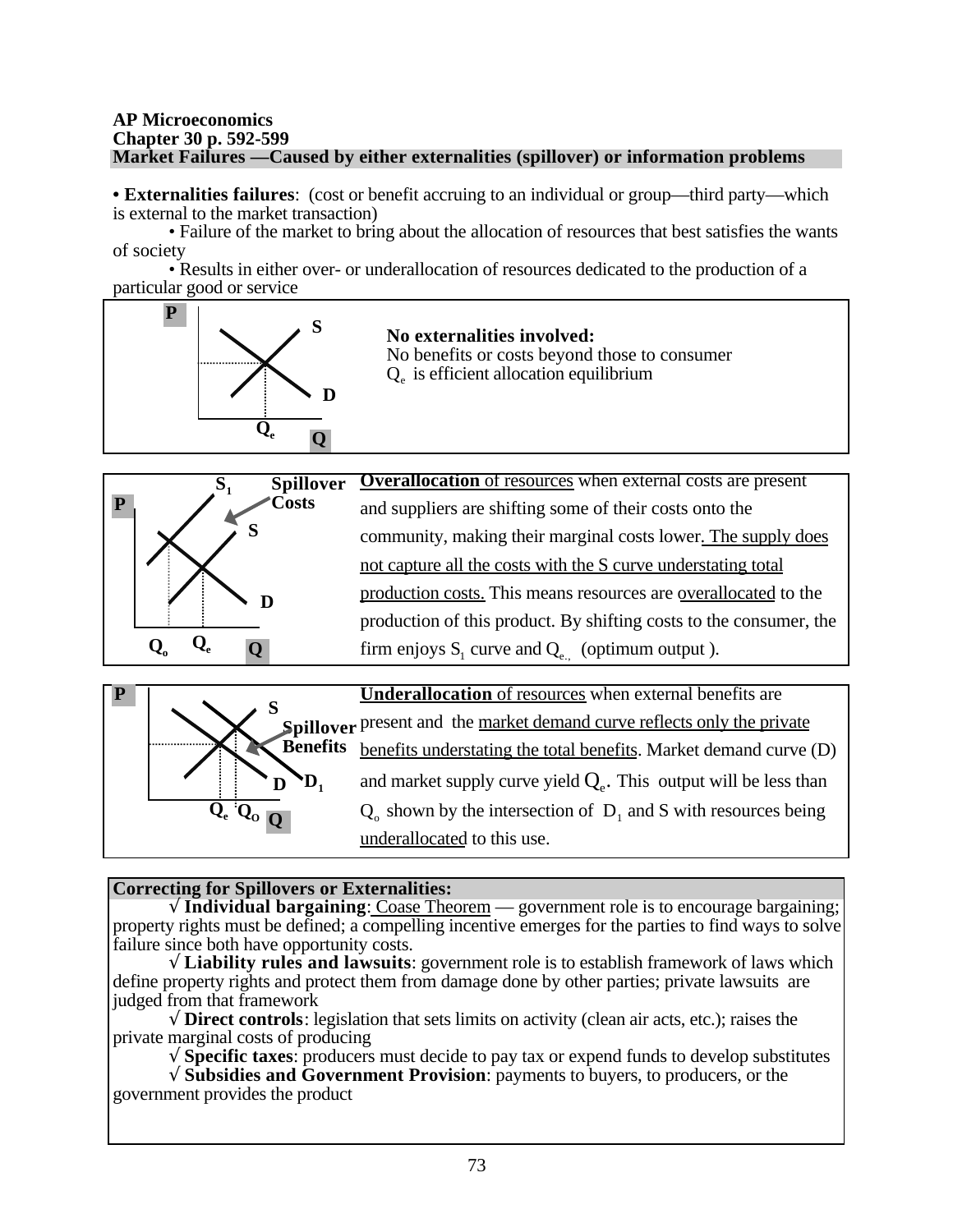**AP Microeconomics**
**Chapter 30 p. 592-599**
**Market Failures —Caused by either externalities (spillover) or information problems**

• **Externalities failures**: (cost or benefit accruing to an individual or group—third party—which is external to the market transaction)

• Failure of the market to bring about the allocation of resources that best satisfies the wants of society

• Results in either over- or underallocation of resources dedicated to the production of a particular good or service

**No externalities involved:**
No benefits or costs beyond those to consumer
$Q_e$ is efficient allocation equilibrium

**Overallocation** of resources when external costs are present and suppliers are shifting some of their costs onto the community, making their marginal costs lower. The supply does not capture all the costs with the S curve understating total production costs. This means resources are overallocated to the production of this product. By shifting costs to the consumer, the firm enjoys $S_1$ curve and $Q_e$, (optimum output ).

**Underallocation** of resources when external benefits are present and the market demand curve reflects only the private benefits understating the total benefits. Market demand curve (D) and market supply curve yield $Q_e$. This output will be less than $Q_o$ shown by the intersection of $D_1$ and S with resources being underallocated to this use.

**Correcting for Spillovers or Externalities:**

√ **Individual bargaining**: Coase Theorem — government role is to encourage bargaining; property rights must be defined; a compelling incentive emerges for the parties to find ways to solve failure since both have opportunity costs.

√ **Liability rules and lawsuits**: government role is to establish framework of laws which define property rights and protect them from damage done by other parties; private lawsuits are judged from that framework

√ **Direct controls**: legislation that sets limits on activity (clean air acts, etc.); raises the private marginal costs of producing

√ **Specific taxes**: producers must decide to pay tax or expend funds to develop substitutes

√ **Subsidies and Government Provision**: payments to buyers, to producers, or the government provides the product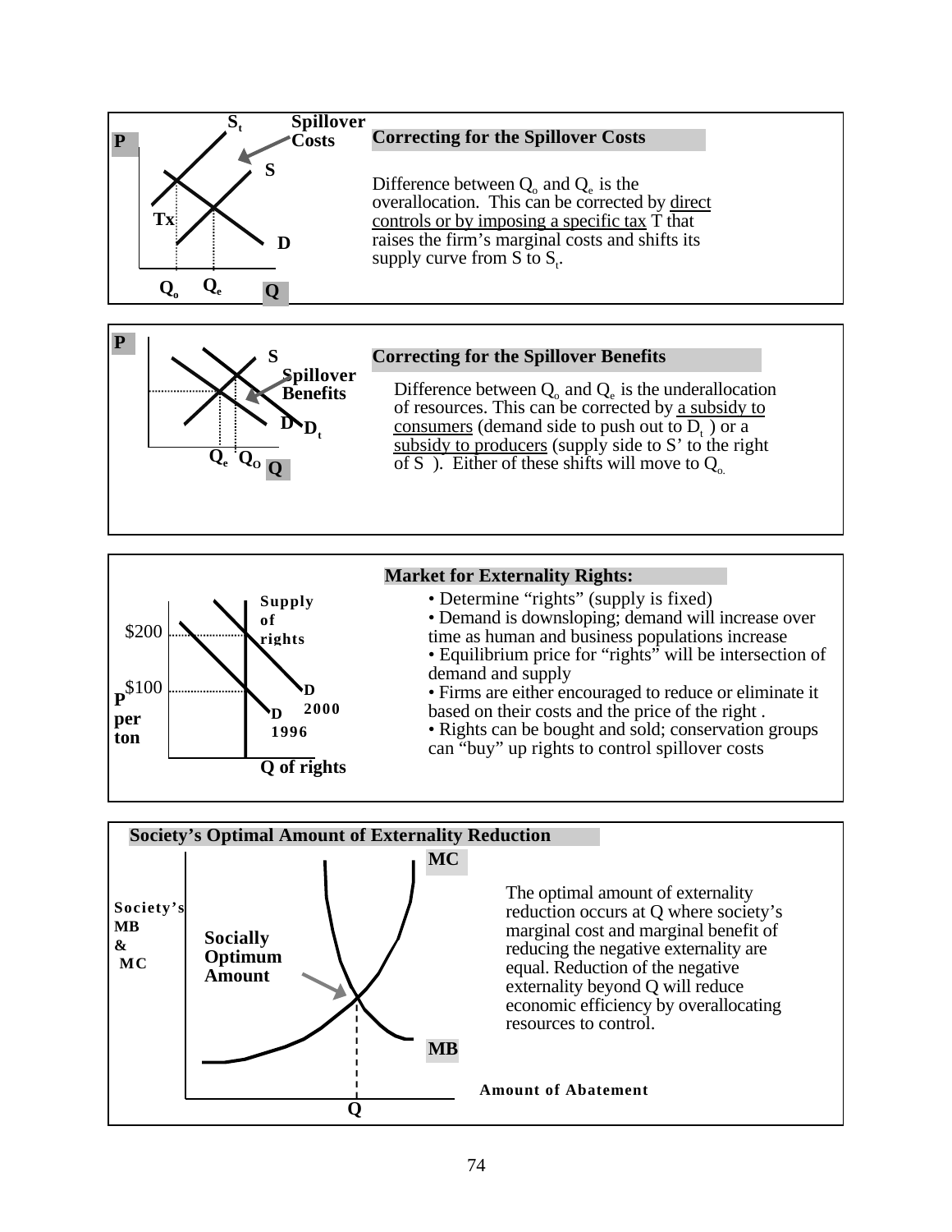## Correcting for the Spillover Costs

Difference between $Q_o$ and $Q_e$ is the overallocation. This can be corrected by direct controls or by imposing a specific tax T that raises the firm's marginal costs and shifts its supply curve from S to $S_t$.

## Correcting for the Spillover Benefits

Difference between $Q_o$ and $Q_e$ is the underallocation of resources. This can be corrected by a subsidy to consumers (demand side to push out to $D_t$ ) or a subsidy to producers (supply side to S' to the right of S ). Either of these shifts will move to $Q_o$.

## Market for Externality Rights:

- Determine "rights" (supply is fixed)
- Demand is downsloping; demand will increase over time as human and business populations increase
- Equilibrium price for "rights" will be intersection of demand and supply
- Firms are either encouraged to reduce or eliminate it based on their costs and the price of the right .
- Rights can be bought and sold; conservation groups can "buy" up rights to control spillover costs

## Society's Optimal Amount of Externality Reduction

The optimal amount of externality reduction occurs at Q where society's marginal cost and marginal benefit of reducing the negative externality are equal. Reduction of the negative externality beyond Q will reduce economic efficiency by overallocating resources to control.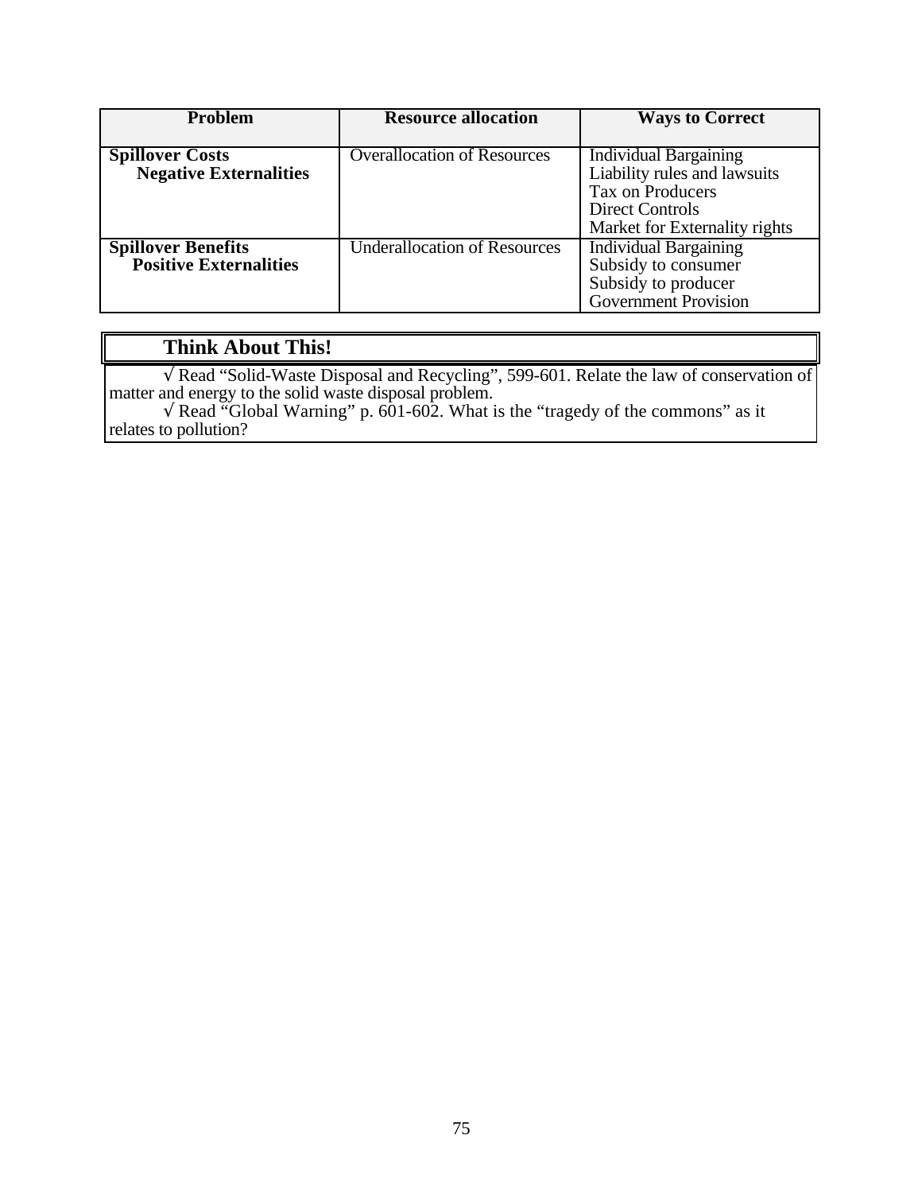| Problem | Resource allocation | Ways to Correct |
|---|---|---|
| **Spillover Costs**<br>**Negative Externalities** | Overallocation of Resources | Individual Bargaining<br>Liability rules and lawsuits<br>Tax on Producers<br>Direct Controls<br>Market for Externality rights |
| **Spillover Benefits**<br>**Positive Externalities** | Underallocation of Resources | Individual Bargaining<br>Subsidy to consumer<br>Subsidy to producer<br>Government Provision |

## Think About This!

√ Read "Solid-Waste Disposal and Recycling", 599-601. Relate the law of conservation of matter and energy to the solid waste disposal problem.

√ Read "Global Warning" p. 601-602. What is the "tragedy of the commons" as it relates to pollution?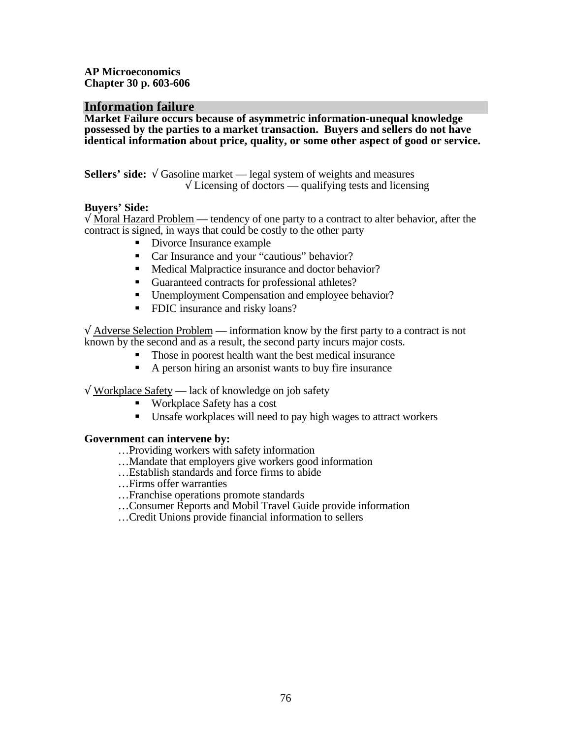**AP Microeconomics**
**Chapter 30 p. 603-606**

## Information failure

**Market Failure occurs because of asymmetric information-unequal knowledge possessed by the parties to a market transaction. Buyers and sellers do not have identical information about price, quality, or some other aspect of good or service.**

**Sellers' side:** √ Gasoline market — legal system of weights and measures
√ Licensing of doctors — qualifying tests and licensing

**Buyers' Side:**
√ Moral Hazard Problem — tendency of one party to a contract to alter behavior, after the contract is signed, in ways that could be costly to the other party

- Divorce Insurance example
- Car Insurance and your "cautious" behavior?
- Medical Malpractice insurance and doctor behavior?
- Guaranteed contracts for professional athletes?
- Unemployment Compensation and employee behavior?
- FDIC insurance and risky loans?

√ Adverse Selection Problem — information know by the first party to a contract is not known by the second and as a result, the second party incurs major costs.

- Those in poorest health want the best medical insurance
- A person hiring an arsonist wants to buy fire insurance

√ Workplace Safety — lack of knowledge on job safety

- Workplace Safety has a cost
- Unsafe workplaces will need to pay high wages to attract workers

**Government can intervene by:**

…Providing workers with safety information
…Mandate that employers give workers good information
…Establish standards and force firms to abide
…Firms offer warranties
…Franchise operations promote standards
…Consumer Reports and Mobil Travel Guide provide information
…Credit Unions provide financial information to sellers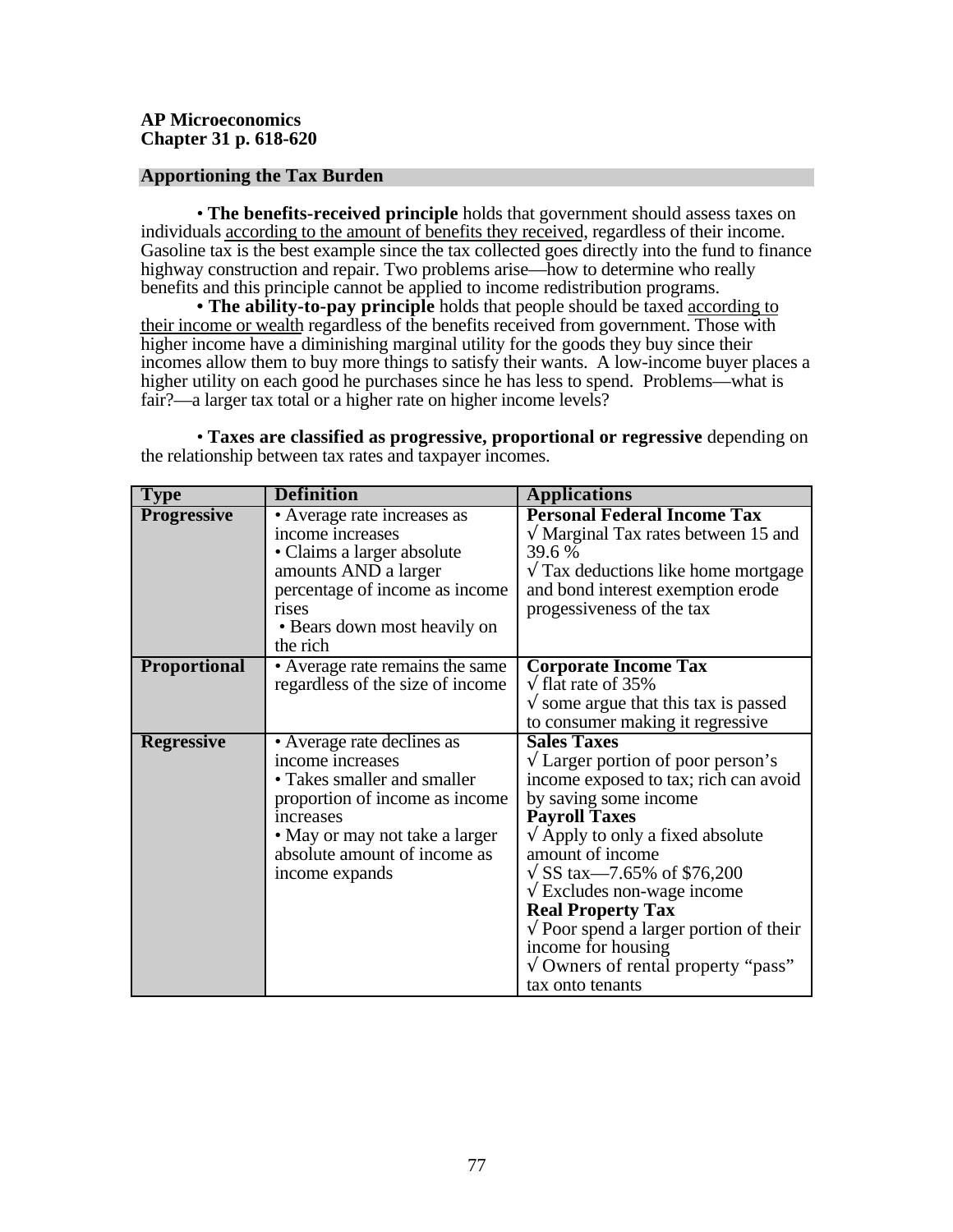**AP Microeconomics**
**Chapter 31 p. 618-620**

## Apportioning the Tax Burden

• **The benefits-received principle** holds that government should assess taxes on individuals according to the amount of benefits they received, regardless of their income. Gasoline tax is the best example since the tax collected goes directly into the fund to finance highway construction and repair. Two problems arise—how to determine who really benefits and this principle cannot be applied to income redistribution programs.

**• The ability-to-pay principle** holds that people should be taxed according to their income or wealth regardless of the benefits received from government. Those with higher income have a diminishing marginal utility for the goods they buy since their incomes allow them to buy more things to satisfy their wants. A low-income buyer places a higher utility on each good he purchases since he has less to spend. Problems—what is fair?—a larger tax total or a higher rate on higher income levels?

• **Taxes are classified as progressive, proportional or regressive** depending on the relationship between tax rates and taxpayer incomes.

| Type | Definition | Applications |
|---|---|---|
| **Progressive** | • Average rate increases as income increases<br>• Claims a larger absolute amounts AND a larger percentage of income as income rises<br>• Bears down most heavily on the rich | **Personal Federal Income Tax**<br>√ Marginal Tax rates between 15 and 39.6 %<br>√ Tax deductions like home mortgage and bond interest exemption erode progessiveness of the tax |
| **Proportional** | • Average rate remains the same regardless of the size of income | **Corporate Income Tax**<br>√ flat rate of 35%<br>√ some argue that this tax is passed to consumer making it regressive |
| **Regressive** | • Average rate declines as income increases<br>• Takes smaller and smaller proportion of income as income increases<br>• May or may not take a larger absolute amount of income as income expands | **Sales Taxes**<br>√ Larger portion of poor person's income exposed to tax; rich can avoid by saving some income<br>**Payroll Taxes**<br>√ Apply to only a fixed absolute amount of income<br>√ SS tax—7.65% of $76,200<br>√ Excludes non-wage income<br>**Real Property Tax**<br>√ Poor spend a larger portion of their income for housing<br>√ Owners of rental property "pass" tax onto tenants |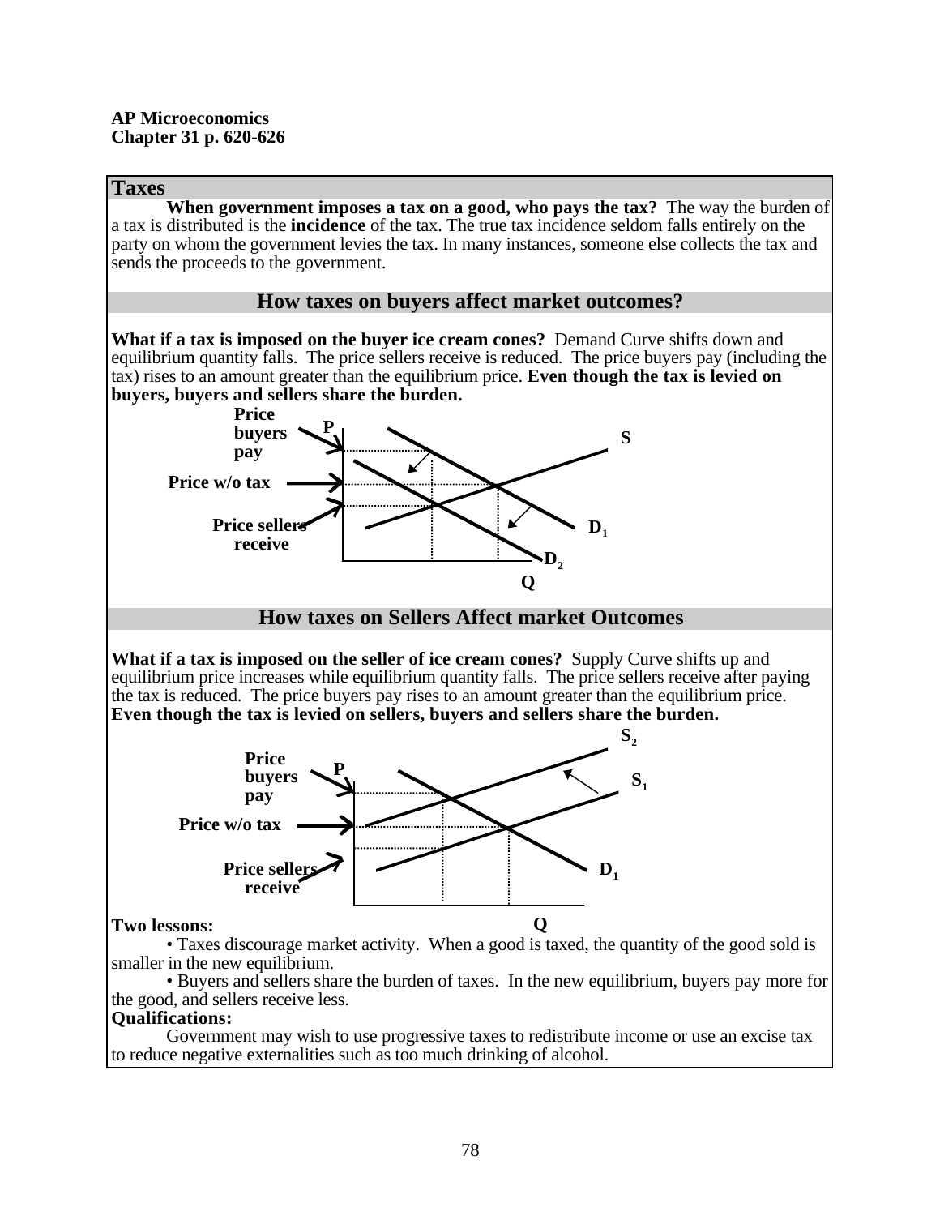**AP Microeconomics**
**Chapter 31 p. 620-626**

## Taxes

**When government imposes a tax on a good, who pays the tax?** The way the burden of a tax is distributed is the **incidence** of the tax. The true tax incidence seldom falls entirely on the party on whom the government levies the tax. In many instances, someone else collects the tax and sends the proceeds to the government.

### How taxes on buyers affect market outcomes?

**What if a tax is imposed on the buyer ice cream cones?** Demand Curve shifts down and equilibrium quantity falls. The price sellers receive is reduced. The price buyers pay (including the tax) rises to an amount greater than the equilibrium price. **Even though the tax is levied on buyers, buyers and sellers share the burden.**

Price buyers pay
P
S
Price w/o tax
Price sellers receive
$D_1$
$D_2$
Q

### How taxes on Sellers Affect market Outcomes

**What if a tax is imposed on the seller of ice cream cones?** Supply Curve shifts up and equilibrium price increases while equilibrium quantity falls. The price sellers receive after paying the tax is reduced. The price buyers pay rises to an amount greater than the equilibrium price. **Even though the tax is levied on sellers, buyers and sellers share the burden.**

$S_2$
Price buyers pay
P
$S_1$
Price w/o tax
Price sellers receive
$D_1$
Q

**Two lessons:**

• Taxes discourage market activity. When a good is taxed, the quantity of the good sold is smaller in the new equilibrium.

• Buyers and sellers share the burden of taxes. In the new equilibrium, buyers pay more for the good, and sellers receive less.

**Qualifications:**

Government may wish to use progressive taxes to redistribute income or use an excise tax to reduce negative externalities such as too much drinking of alcohol.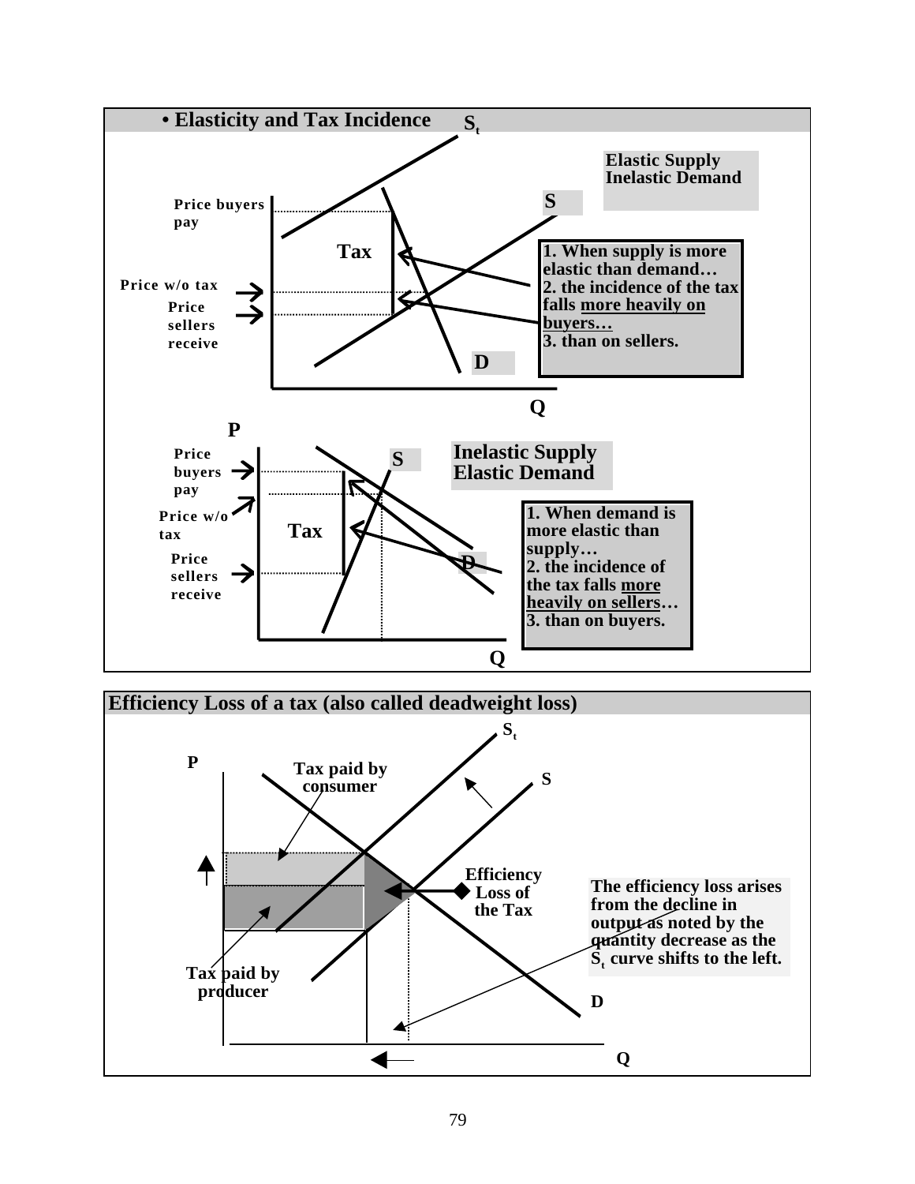## • Elasticity and Tax Incidence

**Elastic Supply Inelastic Demand**

$S_t$

S

D

Q

Price buyers pay

Tax

Price w/o tax

Price sellers receive

1. When supply is more elastic than demand…
2. the incidence of the tax falls <u>more heavily on buyers…</u>
3. than on sellers.

P

**Inelastic Supply Elastic Demand**

S

D

Q

Price buyers pay

Price w/o tax

Tax

Price sellers receive

1. When demand is more elastic than supply…
2. the incidence of the tax falls <u>more heavily on sellers</u>…
3. than on buyers.

## Efficiency Loss of a tax (also called deadweight loss)

P

$S_t$

S

D

Q

Tax paid by consumer

Tax paid by producer

Efficiency Loss of the Tax

The efficiency loss arises from the decline in output as noted by the quantity decrease as the $S_t$ curve shifts to the left.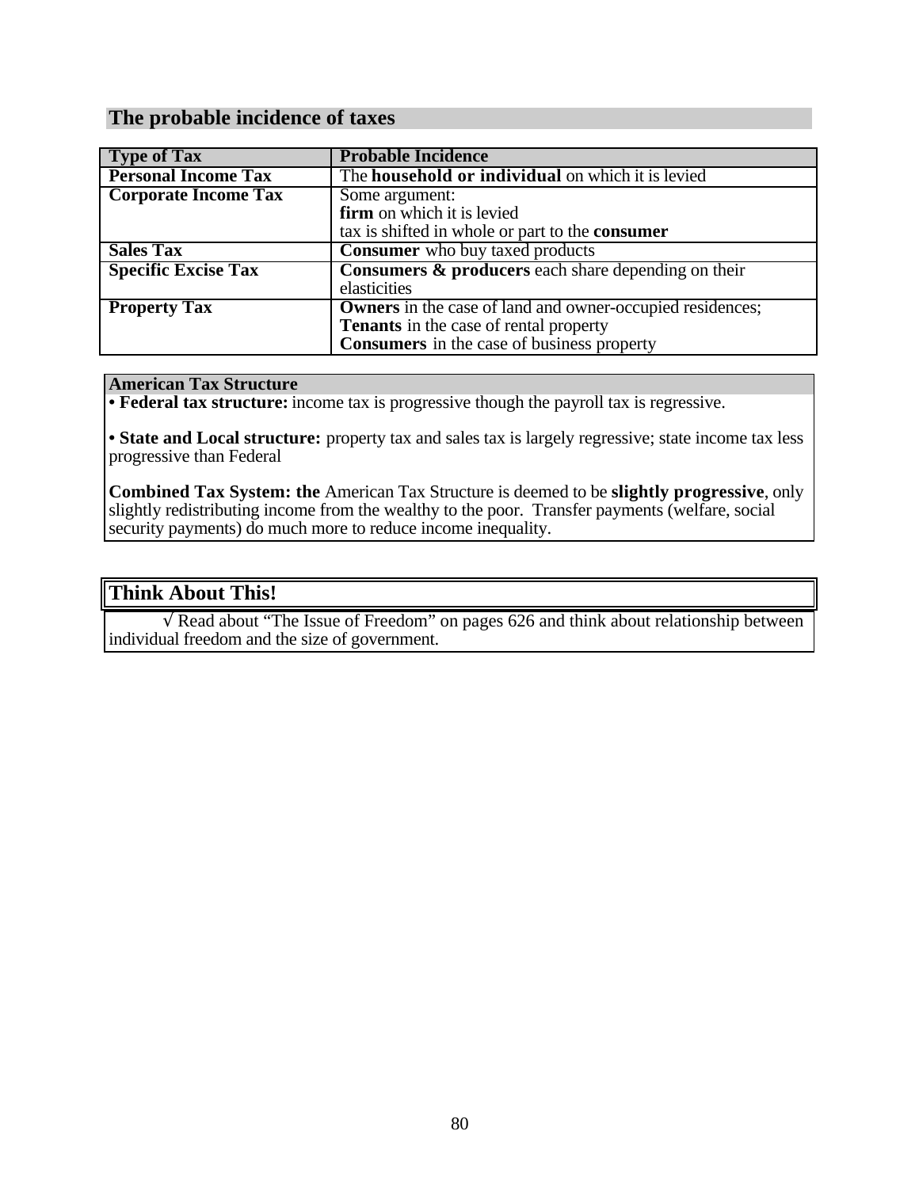## The probable incidence of taxes

| Type of Tax | Probable Incidence |
|---|---|
| **Personal Income Tax** | The **household or individual** on which it is levied |
| **Corporate Income Tax** | Some argument:<br>**firm** on which it is levied<br>tax is shifted in whole or part to the **consumer** |
| **Sales Tax** | **Consumer** who buy taxed products |
| **Specific Excise Tax** | **Consumers & producers** each share depending on their elasticities |
| **Property Tax** | **Owners** in the case of land and owner-occupied residences;<br>**Tenants** in the case of rental property<br>**Consumers** in the case of business property |

**American Tax Structure**

**• Federal tax structure:** income tax is progressive though the payroll tax is regressive.

**• State and Local structure:** property tax and sales tax is largely regressive; state income tax less progressive than Federal

**Combined Tax System: the** American Tax Structure is deemed to be **slightly progressive**, only slightly redistributing income from the wealthy to the poor. Transfer payments (welfare, social security payments) do much more to reduce income inequality.

## Think About This!

√ Read about "The Issue of Freedom" on pages 626 and think about relationship between individual freedom and the size of government.